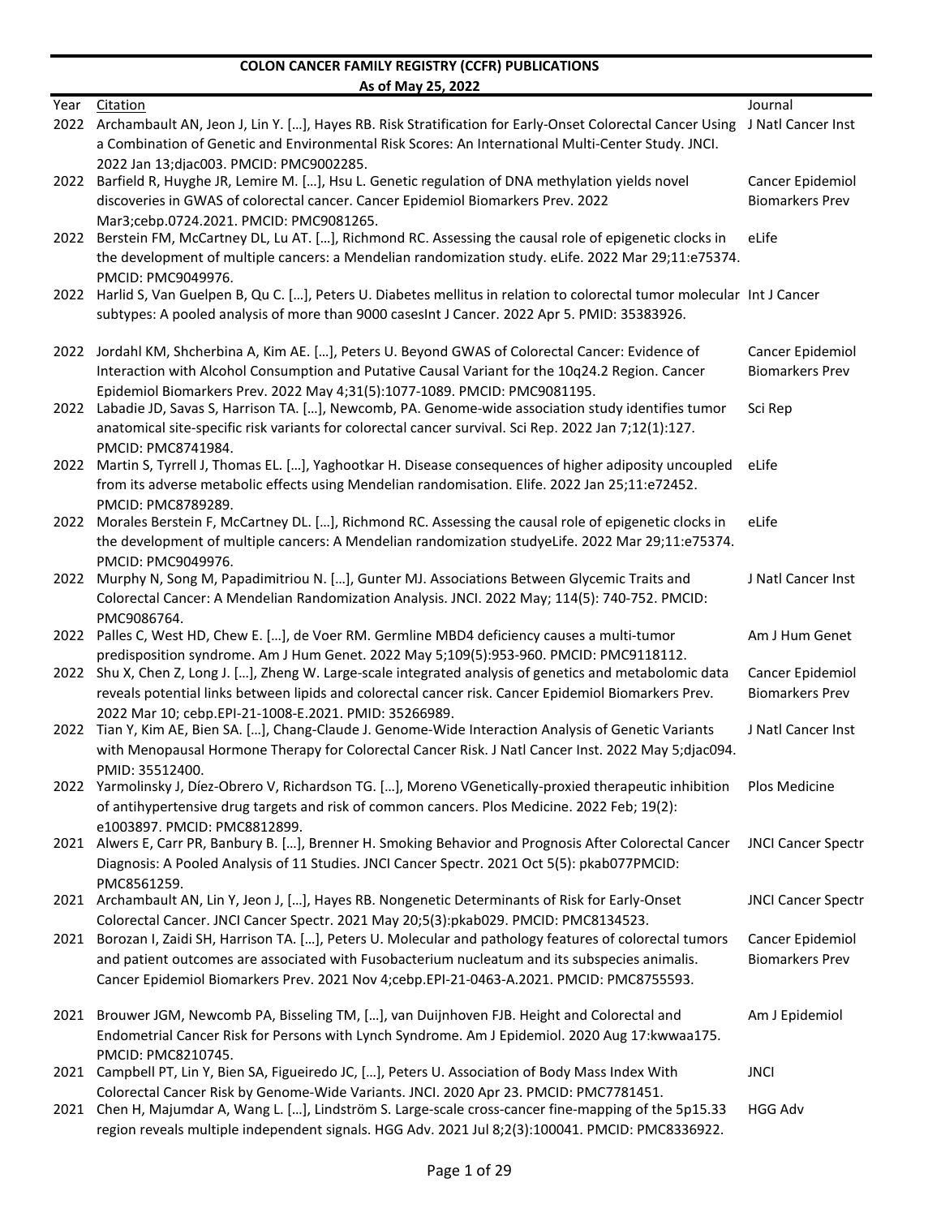# COLON CANCER FAMILY REGISTRY (CCFR) PUBLICATIONS

## As of May 25, 2022

| Year | Citation | Journal |
|---|---|---|
| 2022 | Archambault AN, Jeon J, Lin Y. […], Hayes RB. Risk Stratification for Early-Onset Colorectal Cancer Using a Combination of Genetic and Environmental Risk Scores: An International Multi-Center Study. JNCI. 2022 Jan 13;djac003. PMCID: PMC9002285. | J Natl Cancer Inst |
| 2022 | Barfield R, Huyghe JR, Lemire M. […], Hsu L. Genetic regulation of DNA methylation yields novel discoveries in GWAS of colorectal cancer. Cancer Epidemiol Biomarkers Prev. 2022 Mar3;cebp.0724.2021. PMCID: PMC9081265. | Cancer Epidemiol Biomarkers Prev |
| 2022 | Berstein FM, McCartney DL, Lu AT. […], Richmond RC. Assessing the causal role of epigenetic clocks in the development of multiple cancers: a Mendelian randomization study. eLife. 2022 Mar 29;11:e75374. PMCID: PMC9049976. | eLife |
| 2022 | Harlid S, Van Guelpen B, Qu C. […], Peters U. Diabetes mellitus in relation to colorectal tumor molecular subtypes: A pooled analysis of more than 9000 casesInt J Cancer. 2022 Apr 5. PMID: 35383926. | Int J Cancer |
| 2022 | Jordahl KM, Shcherbina A, Kim AE. […], Peters U. Beyond GWAS of Colorectal Cancer: Evidence of Interaction with Alcohol Consumption and Putative Causal Variant for the 10q24.2 Region. Cancer Epidemiol Biomarkers Prev. 2022 May 4;31(5):1077-1089. PMCID: PMC9081195. | Cancer Epidemiol Biomarkers Prev |
| 2022 | Labadie JD, Savas S, Harrison TA. […], Newcomb, PA. Genome-wide association study identifies tumor anatomical site-specific risk variants for colorectal cancer survival. Sci Rep. 2022 Jan 7;12(1):127. PMCID: PMC8741984. | Sci Rep |
| 2022 | Martin S, Tyrrell J, Thomas EL. […], Yaghootkar H. Disease consequences of higher adiposity uncoupled from its adverse metabolic effects using Mendelian randomisation. Elife. 2022 Jan 25;11:e72452. PMCID: PMC8789289. | eLife |
| 2022 | Morales Berstein F, McCartney DL. […], Richmond RC. Assessing the causal role of epigenetic clocks in the development of multiple cancers: A Mendelian randomization studyeLife. 2022 Mar 29;11:e75374. PMCID: PMC9049976. | eLife |
| 2022 | Murphy N, Song M, Papadimitriou N. […], Gunter MJ. Associations Between Glycemic Traits and Colorectal Cancer: A Mendelian Randomization Analysis. JNCI. 2022 May; 114(5): 740-752. PMCID: PMC9086764. | J Natl Cancer Inst |
| 2022 | Palles C, West HD, Chew E. […], de Voer RM. Germline MBD4 deficiency causes a multi-tumor predisposition syndrome. Am J Hum Genet. 2022 May 5;109(5):953-960. PMCID: PMC9118112. | Am J Hum Genet |
| 2022 | Shu X, Chen Z, Long J. […], Zheng W. Large-scale integrated analysis of genetics and metabolomic data reveals potential links between lipids and colorectal cancer risk. Cancer Epidemiol Biomarkers Prev. 2022 Mar 10; cebp.EPI-21-1008-E.2021. PMID: 35266989. | Cancer Epidemiol Biomarkers Prev |
| 2022 | Tian Y, Kim AE, Bien SA. […], Chang-Claude J. Genome-Wide Interaction Analysis of Genetic Variants with Menopausal Hormone Therapy for Colorectal Cancer Risk. J Natl Cancer Inst. 2022 May 5;djac094. PMID: 35512400. | J Natl Cancer Inst |
| 2022 | Yarmolinsky J, Díez-Obrero V, Richardson TG. […], Moreno VGenetically-proxied therapeutic inhibition of antihypertensive drug targets and risk of common cancers. Plos Medicine. 2022 Feb; 19(2): e1003897. PMCID: PMC8812899. | Plos Medicine |
| 2021 | Alwers E, Carr PR, Banbury B. […], Brenner H. Smoking Behavior and Prognosis After Colorectal Cancer Diagnosis: A Pooled Analysis of 11 Studies. JNCI Cancer Spectr. 2021 Oct 5(5): pkab077PMCID: PMC8561259. | JNCI Cancer Spectr |
| 2021 | Archambault AN, Lin Y, Jeon J, […], Hayes RB. Nongenetic Determinants of Risk for Early-Onset Colorectal Cancer. JNCI Cancer Spectr. 2021 May 20;5(3):pkab029. PMCID: PMC8134523. | JNCI Cancer Spectr |
| 2021 | Borozan I, Zaidi SH, Harrison TA. […], Peters U. Molecular and pathology features of colorectal tumors and patient outcomes are associated with Fusobacterium nucleatum and its subspecies animalis. Cancer Epidemiol Biomarkers Prev. 2021 Nov 4;cebp.EPI-21-0463-A.2021. PMCID: PMC8755593. | Cancer Epidemiol Biomarkers Prev |
| 2021 | Brouwer JGM, Newcomb PA, Bisseling TM, […], van Duijnhoven FJB. Height and Colorectal and Endometrial Cancer Risk for Persons with Lynch Syndrome. Am J Epidemiol. 2020 Aug 17:kwwaa175. PMCID: PMC8210745. | Am J Epidemiol |
| 2021 | Campbell PT, Lin Y, Bien SA, Figueiredo JC, […], Peters U. Association of Body Mass Index With Colorectal Cancer Risk by Genome-Wide Variants. JNCI. 2020 Apr 23. PMCID: PMC7781451. | JNCI |
| 2021 | Chen H, Majumdar A, Wang L. […], Lindström S. Large-scale cross-cancer fine-mapping of the 5p15.33 region reveals multiple independent signals. HGG Adv. 2021 Jul 8;2(3):100041. PMCID: PMC8336922. | HGG Adv |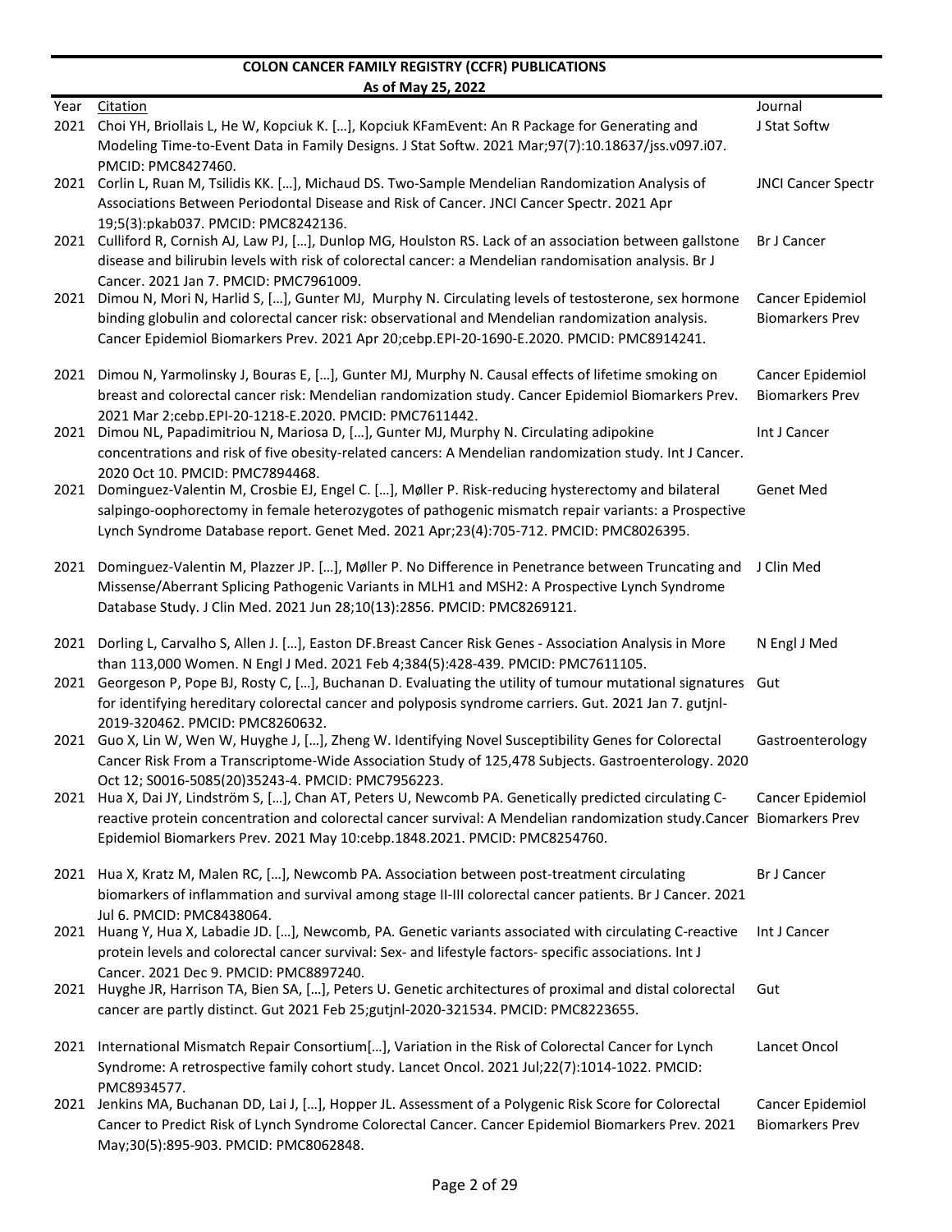**COLON CANCER FAMILY REGISTRY (CCFR) PUBLICATIONS**

**As of May 25, 2022**

| Year | Citation | Journal |
|---|---|---|
| 2021 | Choi YH, Briollais L, He W, Kopciuk K. […], Kopciuk KFamEvent: An R Package for Generating and Modeling Time-to-Event Data in Family Designs. J Stat Softw. 2021 Mar;97(7):10.18637/jss.v097.i07. PMCID: PMC8427460. | J Stat Softw |
| 2021 | Corlin L, Ruan M, Tsilidis KK. […], Michaud DS. Two-Sample Mendelian Randomization Analysis of Associations Between Periodontal Disease and Risk of Cancer. JNCI Cancer Spectr. 2021 Apr 19;5(3):pkab037. PMCID: PMC8242136. | JNCI Cancer Spectr |
| 2021 | Culliford R, Cornish AJ, Law PJ, […], Dunlop MG, Houlston RS. Lack of an association between gallstone disease and bilirubin levels with risk of colorectal cancer: a Mendelian randomisation analysis. Br J Cancer. 2021 Jan 7. PMCID: PMC7961009. | Br J Cancer |
| 2021 | Dimou N, Mori N, Harlid S, […], Gunter MJ, Murphy N. Circulating levels of testosterone, sex hormone binding globulin and colorectal cancer risk: observational and Mendelian randomization analysis. Cancer Epidemiol Biomarkers Prev. 2021 Apr 20;cebp.EPI-20-1690-E.2020. PMCID: PMC8914241. | Cancer Epidemiol Biomarkers Prev |
| 2021 | Dimou N, Yarmolinsky J, Bouras E, […], Gunter MJ, Murphy N. Causal effects of lifetime smoking on breast and colorectal cancer risk: Mendelian randomization study. Cancer Epidemiol Biomarkers Prev. 2021 Mar 2;cebp.EPI-20-1218-E.2020. PMCID: PMC7611442. | Cancer Epidemiol Biomarkers Prev |
| 2021 | Dimou NL, Papadimitriou N, Mariosa D, […], Gunter MJ, Murphy N. Circulating adipokine concentrations and risk of five obesity-related cancers: A Mendelian randomization study. Int J Cancer. 2020 Oct 10. PMCID: PMC7894468. | Int J Cancer |
| 2021 | Dominguez-Valentin M, Crosbie EJ, Engel C. […], Møller P. Risk-reducing hysterectomy and bilateral salpingo-oophorectomy in female heterozygotes of pathogenic mismatch repair variants: a Prospective Lynch Syndrome Database report. Genet Med. 2021 Apr;23(4):705-712. PMCID: PMC8026395. | Genet Med |
| 2021 | Dominguez-Valentin M, Plazzer JP. […], Møller P. No Difference in Penetrance between Truncating and Missense/Aberrant Splicing Pathogenic Variants in MLH1 and MSH2: A Prospective Lynch Syndrome Database Study. J Clin Med. 2021 Jun 28;10(13):2856. PMCID: PMC8269121. | J Clin Med |
| 2021 | Dorling L, Carvalho S, Allen J. […], Easton DF.Breast Cancer Risk Genes - Association Analysis in More than 113,000 Women. N Engl J Med. 2021 Feb 4;384(5):428-439. PMCID: PMC7611105. | N Engl J Med |
| 2021 | Georgeson P, Pope BJ, Rosty C, […], Buchanan D. Evaluating the utility of tumour mutational signatures for identifying hereditary colorectal cancer and polyposis syndrome carriers. Gut. 2021 Jan 7. gutjnl-2019-320462. PMCID: PMC8260632. | Gut |
| 2021 | Guo X, Lin W, Wen W, Huyghe J, […], Zheng W. Identifying Novel Susceptibility Genes for Colorectal Cancer Risk From a Transcriptome-Wide Association Study of 125,478 Subjects. Gastroenterology. 2020 Oct 12; S0016-5085(20)35243-4. PMCID: PMC7956223. | Gastroenterology |
| 2021 | Hua X, Dai JY, Lindström S, […], Chan AT, Peters U, Newcomb PA. Genetically predicted circulating C-reactive protein concentration and colorectal cancer survival: A Mendelian randomization study.Cancer Epidemiol Biomarkers Prev. 2021 May 10:cebp.1848.2021. PMCID: PMC8254760. | Cancer Epidemiol Biomarkers Prev |
| 2021 | Hua X, Kratz M, Malen RC, […], Newcomb PA. Association between post-treatment circulating biomarkers of inflammation and survival among stage II-III colorectal cancer patients. Br J Cancer. 2021 Jul 6. PMCID: PMC8438064. | Br J Cancer |
| 2021 | Huang Y, Hua X, Labadie JD. […], Newcomb, PA. Genetic variants associated with circulating C-reactive protein levels and colorectal cancer survival: Sex- and lifestyle factors- specific associations. Int J Cancer. 2021 Dec 9. PMCID: PMC8897240. | Int J Cancer |
| 2021 | Huyghe JR, Harrison TA, Bien SA, […], Peters U. Genetic architectures of proximal and distal colorectal cancer are partly distinct. Gut 2021 Feb 25;gutjnl-2020-321534. PMCID: PMC8223655. | Gut |
| 2021 | International Mismatch Repair Consortium[…], Variation in the Risk of Colorectal Cancer for Lynch Syndrome: A retrospective family cohort study. Lancet Oncol. 2021 Jul;22(7):1014-1022. PMCID: PMC8934577. | Lancet Oncol |
| 2021 | Jenkins MA, Buchanan DD, Lai J, […], Hopper JL. Assessment of a Polygenic Risk Score for Colorectal Cancer to Predict Risk of Lynch Syndrome Colorectal Cancer. Cancer Epidemiol Biomarkers Prev. 2021 May;30(5):895-903. PMCID: PMC8062848. | Cancer Epidemiol Biomarkers Prev |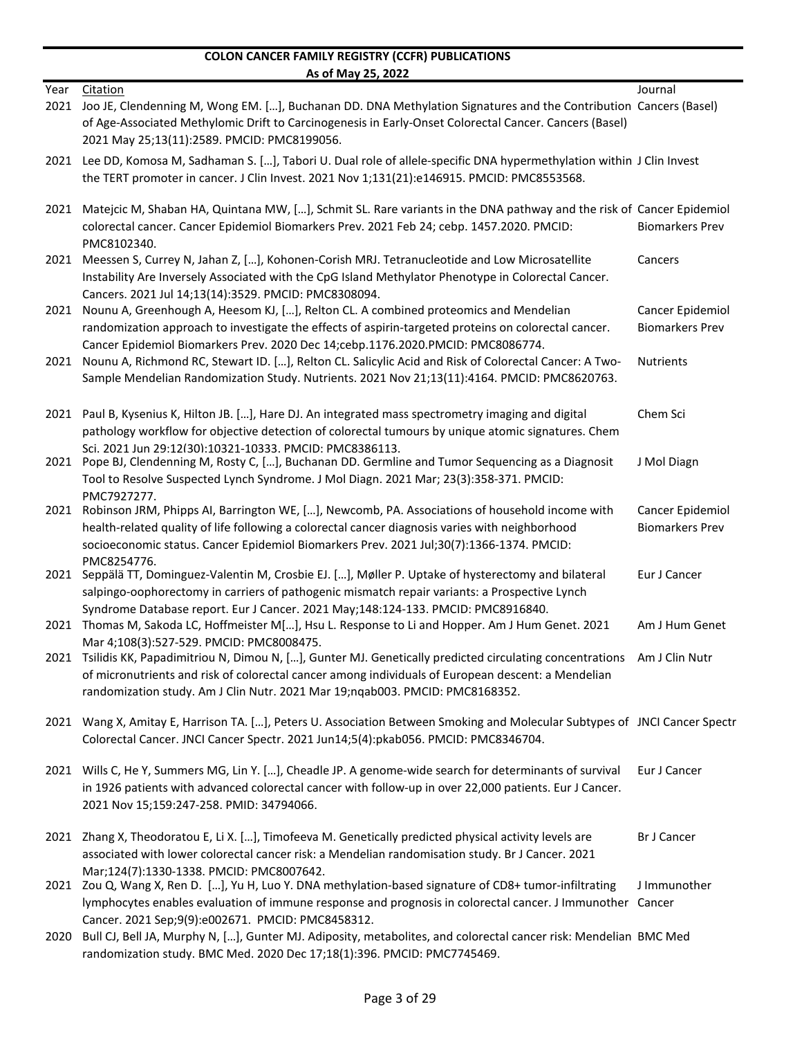**COLON CANCER FAMILY REGISTRY (CCFR) PUBLICATIONS**
**As of May 25, 2022**

| Year | Citation | Journal |
|---|---|---|
| 2021 | Joo JE, Clendenning M, Wong EM. […], Buchanan DD. DNA Methylation Signatures and the Contribution of Age-Associated Methylomic Drift to Carcinogenesis in Early-Onset Colorectal Cancer. Cancers (Basel) 2021 May 25;13(11):2589. PMCID: PMC8199056. | Cancers (Basel) |
| 2021 | Lee DD, Komosa M, Sadhaman S. […], Tabori U. Dual role of allele-specific DNA hypermethylation within the TERT promoter in cancer. J Clin Invest. 2021 Nov 1;131(21):e146915. PMCID: PMC8553568. | J Clin Invest |
| 2021 | Matejcic M, Shaban HA, Quintana MW, […], Schmit SL. Rare variants in the DNA pathway and the risk of colorectal cancer. Cancer Epidemiol Biomarkers Prev. 2021 Feb 24; cebp. 1457.2020. PMCID: PMC8102340. | Cancer Epidemiol Biomarkers Prev |
| 2021 | Meessen S, Currey N, Jahan Z, […], Kohonen-Corish MRJ. Tetranucleotide and Low Microsatellite Instability Are Inversely Associated with the CpG Island Methylator Phenotype in Colorectal Cancer. Cancers. 2021 Jul 14;13(14):3529. PMCID: PMC8308094. | Cancers |
| 2021 | Nounu A, Greenhough A, Heesom KJ, […], Relton CL. A combined proteomics and Mendelian randomization approach to investigate the effects of aspirin-targeted proteins on colorectal cancer. Cancer Epidemiol Biomarkers Prev. 2020 Dec 14;cebp.1176.2020.PMCID: PMC8086774. | Cancer Epidemiol Biomarkers Prev |
| 2021 | Nounu A, Richmond RC, Stewart ID. […], Relton CL. Salicylic Acid and Risk of Colorectal Cancer: A Two-Sample Mendelian Randomization Study. Nutrients. 2021 Nov 21;13(11):4164. PMCID: PMC8620763. | Nutrients |
| 2021 | Paul B, Kysenius K, Hilton JB. […], Hare DJ. An integrated mass spectrometry imaging and digital pathology workflow for objective detection of colorectal tumours by unique atomic signatures. Chem Sci. 2021 Jun 29:12(30):10321-10333. PMCID: PMC8386113. | Chem Sci |
| 2021 | Pope BJ, Clendenning M, Rosty C, […], Buchanan DD. Germline and Tumor Sequencing as a Diagnosit Tool to Resolve Suspected Lynch Syndrome. J Mol Diagn. 2021 Mar; 23(3):358-371. PMCID: PMC7927277. | J Mol Diagn |
| 2021 | Robinson JRM, Phipps AI, Barrington WE, […], Newcomb, PA. Associations of household income with health-related quality of life following a colorectal cancer diagnosis varies with neighborhood socioeconomic status. Cancer Epidemiol Biomarkers Prev. 2021 Jul;30(7):1366-1374. PMCID: PMC8254776. | Cancer Epidemiol Biomarkers Prev |
| 2021 | Seppälä TT, Dominguez-Valentin M, Crosbie EJ. […], Møller P. Uptake of hysterectomy and bilateral salpingo-oophorectomy in carriers of pathogenic mismatch repair variants: a Prospective Lynch Syndrome Database report. Eur J Cancer. 2021 May;148:124-133. PMCID: PMC8916840. | Eur J Cancer |
| 2021 | Thomas M, Sakoda LC, Hoffmeister M[…], Hsu L. Response to Li and Hopper. Am J Hum Genet. 2021 Mar 4;108(3):527-529. PMCID: PMC8008475. | Am J Hum Genet |
| 2021 | Tsilidis KK, Papadimitriou N, Dimou N, […], Gunter MJ. Genetically predicted circulating concentrations of micronutrients and risk of colorectal cancer among individuals of European descent: a Mendelian randomization study. Am J Clin Nutr. 2021 Mar 19;nqab003. PMCID: PMC8168352. | Am J Clin Nutr |
| 2021 | Wang X, Amitay E, Harrison TA. […], Peters U. Association Between Smoking and Molecular Subtypes of Colorectal Cancer. JNCI Cancer Spectr. 2021 Jun14;5(4):pkab056. PMCID: PMC8346704. | JNCI Cancer Spectr |
| 2021 | Wills C, He Y, Summers MG, Lin Y. […], Cheadle JP. A genome-wide search for determinants of survival in 1926 patients with advanced colorectal cancer with follow-up in over 22,000 patients. Eur J Cancer. 2021 Nov 15;159:247-258. PMID: 34794066. | Eur J Cancer |
| 2021 | Zhang X, Theodoratou E, Li X. […], Timofeeva M. Genetically predicted physical activity levels are associated with lower colorectal cancer risk: a Mendelian randomisation study. Br J Cancer. 2021 Mar;124(7):1330-1338. PMCID: PMC8007642. | Br J Cancer |
| 2021 | Zou Q, Wang X, Ren D. […], Yu H, Luo Y. DNA methylation-based signature of CD8+ tumor-infiltrating lymphocytes enables evaluation of immune response and prognosis in colorectal cancer. J Immunother Cancer. 2021 Sep;9(9):e002671. PMCID: PMC8458312. | J Immunother Cancer |
| 2020 | Bull CJ, Bell JA, Murphy N, […], Gunter MJ. Adiposity, metabolites, and colorectal cancer risk: Mendelian randomization study. BMC Med. 2020 Dec 17;18(1):396. PMCID: PMC7745469. | BMC Med |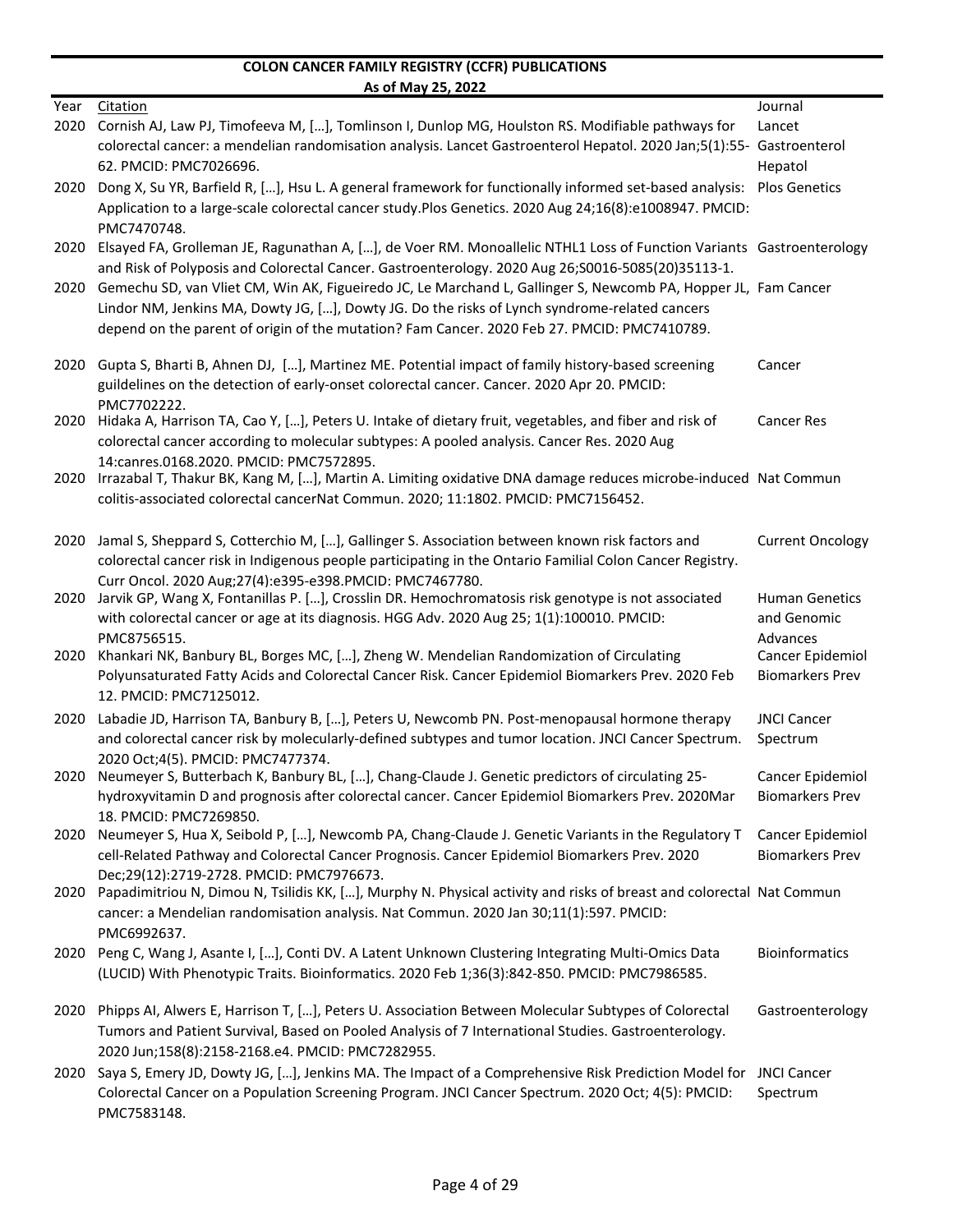## COLON CANCER FAMILY REGISTRY (CCFR) PUBLICATIONS

**As of May 25, 2022**

| Year | Citation | Journal |
| --- | --- | --- |
| 2020 | Cornish AJ, Law PJ, Timofeeva M, […], Tomlinson I, Dunlop MG, Houlston RS. Modifiable pathways for colorectal cancer: a mendelian randomisation analysis. Lancet Gastroenterol Hepatol. 2020 Jan;5(1):55-62. PMCID: PMC7026696. | Lancet Gastroenterol Hepatol |
| 2020 | Dong X, Su YR, Barfield R, […], Hsu L. A general framework for functionally informed set-based analysis: Application to a large-scale colorectal cancer study.Plos Genetics. 2020 Aug 24;16(8):e1008947. PMCID: PMC7470748. | Plos Genetics |
| 2020 | Elsayed FA, Grolleman JE, Ragunathan A, […], de Voer RM. Monoallelic NTHL1 Loss of Function Variants and Risk of Polyposis and Colorectal Cancer. Gastroenterology. 2020 Aug 26;S0016-5085(20)35113-1. | Gastroenterology |
| 2020 | Gemechu SD, van Vliet CM, Win AK, Figueiredo JC, Le Marchand L, Gallinger S, Newcomb PA, Hopper JL, Lindor NM, Jenkins MA, Dowty JG, […], Dowty JG. Do the risks of Lynch syndrome-related cancers depend on the parent of origin of the mutation? Fam Cancer. 2020 Feb 27. PMCID: PMC7410789. | Fam Cancer |
| 2020 | Gupta S, Bharti B, Ahnen DJ, […], Martinez ME. Potential impact of family history-based screening guildelines on the detection of early-onset colorectal cancer. Cancer. 2020 Apr 20. PMCID: PMC7702222. | Cancer |
| 2020 | Hidaka A, Harrison TA, Cao Y, […], Peters U. Intake of dietary fruit, vegetables, and fiber and risk of colorectal cancer according to molecular subtypes: A pooled analysis. Cancer Res. 2020 Aug 14:canres.0168.2020. PMCID: PMC7572895. | Cancer Res |
| 2020 | Irrazabal T, Thakur BK, Kang M, […], Martin A. Limiting oxidative DNA damage reduces microbe-induced colitis-associated colorectal cancerNat Commun. 2020; 11:1802. PMCID: PMC7156452. | Nat Commun |
| 2020 | Jamal S, Sheppard S, Cotterchio M, […], Gallinger S. Association between known risk factors and colorectal cancer risk in Indigenous people participating in the Ontario Familial Colon Cancer Registry. Curr Oncol. 2020 Aug;27(4):e395-e398.PMCID: PMC7467780. | Current Oncology |
| 2020 | Jarvik GP, Wang X, Fontanillas P. […], Crosslin DR. Hemochromatosis risk genotype is not associated with colorectal cancer or age at its diagnosis. HGG Adv. 2020 Aug 25; 1(1):100010. PMCID: PMC8756515. | Human Genetics and Genomic Advances |
| 2020 | Khankari NK, Banbury BL, Borges MC, […], Zheng W. Mendelian Randomization of Circulating Polyunsaturated Fatty Acids and Colorectal Cancer Risk. Cancer Epidemiol Biomarkers Prev. 2020 Feb 12. PMCID: PMC7125012. | Cancer Epidemiol Biomarkers Prev |
| 2020 | Labadie JD, Harrison TA, Banbury B, […], Peters U, Newcomb PN. Post-menopausal hormone therapy and colorectal cancer risk by molecularly-defined subtypes and tumor location. JNCI Cancer Spectrum. 2020 Oct;4(5). PMCID: PMC7477374. | JNCI Cancer Spectrum |
| 2020 | Neumeyer S, Butterbach K, Banbury BL, […], Chang-Claude J. Genetic predictors of circulating 25-hydroxyvitamin D and prognosis after colorectal cancer. Cancer Epidemiol Biomarkers Prev. 2020Mar 18. PMCID: PMC7269850. | Cancer Epidemiol Biomarkers Prev |
| 2020 | Neumeyer S, Hua X, Seibold P, […], Newcomb PA, Chang-Claude J. Genetic Variants in the Regulatory T cell-Related Pathway and Colorectal Cancer Prognosis. Cancer Epidemiol Biomarkers Prev. 2020 Dec;29(12):2719-2728. PMCID: PMC7976673. | Cancer Epidemiol Biomarkers Prev |
| 2020 | Papadimitriou N, Dimou N, Tsilidis KK, […], Murphy N. Physical activity and risks of breast and colorectal cancer: a Mendelian randomisation analysis. Nat Commun. 2020 Jan 30;11(1):597. PMCID: PMC6992637. | Nat Commun |
| 2020 | Peng C, Wang J, Asante I, […], Conti DV. A Latent Unknown Clustering Integrating Multi-Omics Data (LUCID) With Phenotypic Traits. Bioinformatics. 2020 Feb 1;36(3):842-850. PMCID: PMC7986585. | Bioinformatics |
| 2020 | Phipps AI, Alwers E, Harrison T, […], Peters U. Association Between Molecular Subtypes of Colorectal Tumors and Patient Survival, Based on Pooled Analysis of 7 International Studies. Gastroenterology. 2020 Jun;158(8):2158-2168.e4. PMCID: PMC7282955. | Gastroenterology |
| 2020 | Saya S, Emery JD, Dowty JG, […], Jenkins MA. The Impact of a Comprehensive Risk Prediction Model for Colorectal Cancer on a Population Screening Program. JNCI Cancer Spectrum. 2020 Oct; 4(5): PMCID: PMC7583148. | JNCI Cancer Spectrum |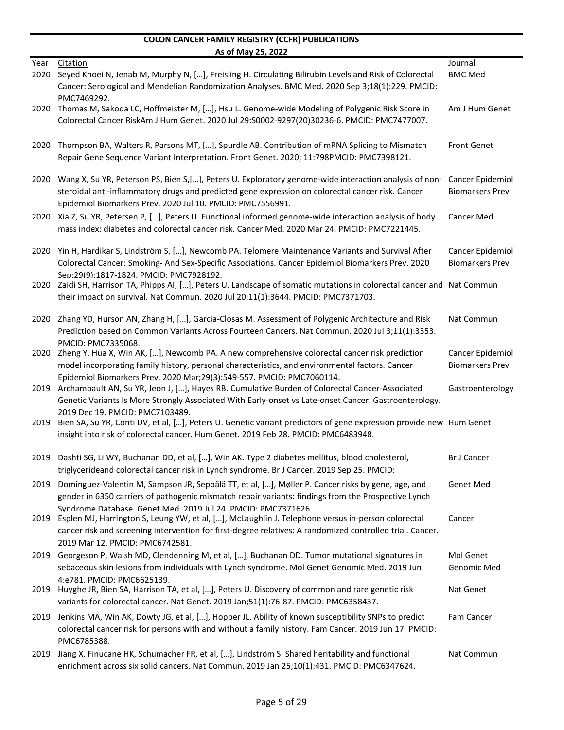**COLON CANCER FAMILY REGISTRY (CCFR) PUBLICATIONS**
**As of May 25, 2022**

| Year | Citation | Journal |
|---|---|---|
| 2020 | Seyed Khoei N, Jenab M, Murphy N, […], Freisling H. Circulating Bilirubin Levels and Risk of Colorectal Cancer: Serological and Mendelian Randomization Analyses. BMC Med. 2020 Sep 3;18(1):229. PMCID: PMC7469292. | BMC Med |
| 2020 | Thomas M, Sakoda LC, Hoffmeister M, […], Hsu L. Genome-wide Modeling of Polygenic Risk Score in Colorectal Cancer RiskAm J Hum Genet. 2020 Jul 29:S0002-9297(20)30236-6. PMCID: PMC7477007. | Am J Hum Genet |
| 2020 | Thompson BA, Walters R, Parsons MT, […], Spurdle AB. Contribution of mRNA Splicing to Mismatch Repair Gene Sequence Variant Interpretation. Front Genet. 2020; 11:798PMCID: PMC7398121. | Front Genet |
| 2020 | Wang X, Su YR, Peterson PS, Bien S,[…], Peters U. Exploratory genome-wide interaction analysis of non-steroidal anti-inflammatory drugs and predicted gene expression on colorectal cancer risk. Cancer Epidemiol Biomarkers Prev. 2020 Jul 10. PMCID: PMC7556991. | Cancer Epidemiol Biomarkers Prev |
| 2020 | Xia Z, Su YR, Petersen P, […], Peters U. Functional informed genome-wide interaction analysis of body mass index: diabetes and colorectal cancer risk. Cancer Med. 2020 Mar 24. PMCID: PMC7221445. | Cancer Med |
| 2020 | Yin H, Hardikar S, Lindström S, […], Newcomb PA. Telomere Maintenance Variants and Survival After Colorectal Cancer: Smoking- And Sex-Specific Associations. Cancer Epidemiol Biomarkers Prev. 2020 Sep;29(9):1817-1824. PMCID: PMC7928192. | Cancer Epidemiol Biomarkers Prev |
| 2020 | Zaidi SH, Harrison TA, Phipps AI, […], Peters U. Landscape of somatic mutations in colorectal cancer and their impact on survival. Nat Commun. 2020 Jul 20;11(1):3644. PMCID: PMC7371703. | Nat Commun |
| 2020 | Zhang YD, Hurson AN, Zhang H, […], Garcia-Closas M. Assessment of Polygenic Architecture and Risk Prediction based on Common Variants Across Fourteen Cancers. Nat Commun. 2020 Jul 3;11(1):3353. PMCID: PMC7335068. | Nat Commun |
| 2020 | Zheng Y, Hua X, Win AK, […], Newcomb PA. A new comprehensive colorectal cancer risk prediction model incorporating family history, personal characteristics, and environmental factors. Cancer Epidemiol Biomarkers Prev. 2020 Mar;29(3):549-557. PMCID: PMC7060114. | Cancer Epidemiol Biomarkers Prev |
| 2019 | Archambault AN, Su YR, Jeon J, […], Hayes RB. Cumulative Burden of Colorectal Cancer-Associated Genetic Variants Is More Strongly Associated With Early-onset vs Late-onset Cancer. Gastroenterology. 2019 Dec 19. PMCID: PMC7103489. | Gastroenterology |
| 2019 | Bien SA, Su YR, Conti DV, et al, […], Peters U. Genetic variant predictors of gene expression provide new insight into risk of colorectal cancer. Hum Genet. 2019 Feb 28. PMCID: PMC6483948. | Hum Genet |
| 2019 | Dashti SG, Li WY, Buchanan DD, et al, […], Win AK. Type 2 diabetes mellitus, blood cholesterol, triglycerideand colorectal cancer risk in Lynch syndrome. Br J Cancer. 2019 Sep 25. PMCID: | Br J Cancer |
| 2019 | Dominguez-Valentin M, Sampson JR, Seppälä TT, et al, […], Møller P. Cancer risks by gene, age, and gender in 6350 carriers of pathogenic mismatch repair variants: findings from the Prospective Lynch Syndrome Database. Genet Med. 2019 Jul 24. PMCID: PMC7371626. | Genet Med |
| 2019 | Esplen MJ, Harrington S, Leung YW, et al, […], McLaughlin J. Telephone versus in-person colorectal cancer risk and screening intervention for first-degree relatives: A randomized controlled trial. Cancer. 2019 Mar 12. PMCID: PMC6742581. | Cancer |
| 2019 | Georgeson P, Walsh MD, Clendenning M, et al, […], Buchanan DD. Tumor mutational signatures in sebaceous skin lesions from individuals with Lynch syndrome. Mol Genet Genomic Med. 2019 Jun 4;e781. PMCID: PMC6625139. | Mol Genet Genomic Med |
| 2019 | Huyghe JR, Bien SA, Harrison TA, et al, […], Peters U. Discovery of common and rare genetic risk variants for colorectal cancer. Nat Genet. 2019 Jan;51(1):76-87. PMCID: PMC6358437. | Nat Genet |
| 2019 | Jenkins MA, Win AK, Dowty JG, et al, […], Hopper JL. Ability of known susceptibility SNPs to predict colorectal cancer risk for persons with and without a family history. Fam Cancer. 2019 Jun 17. PMCID: PMC6785388. | Fam Cancer |
| 2019 | Jiang X, Finucane HK, Schumacher FR, et al, […], Lindström S. Shared heritability and functional enrichment across six solid cancers. Nat Commun. 2019 Jan 25;10(1):431. PMCID: PMC6347624. | Nat Commun |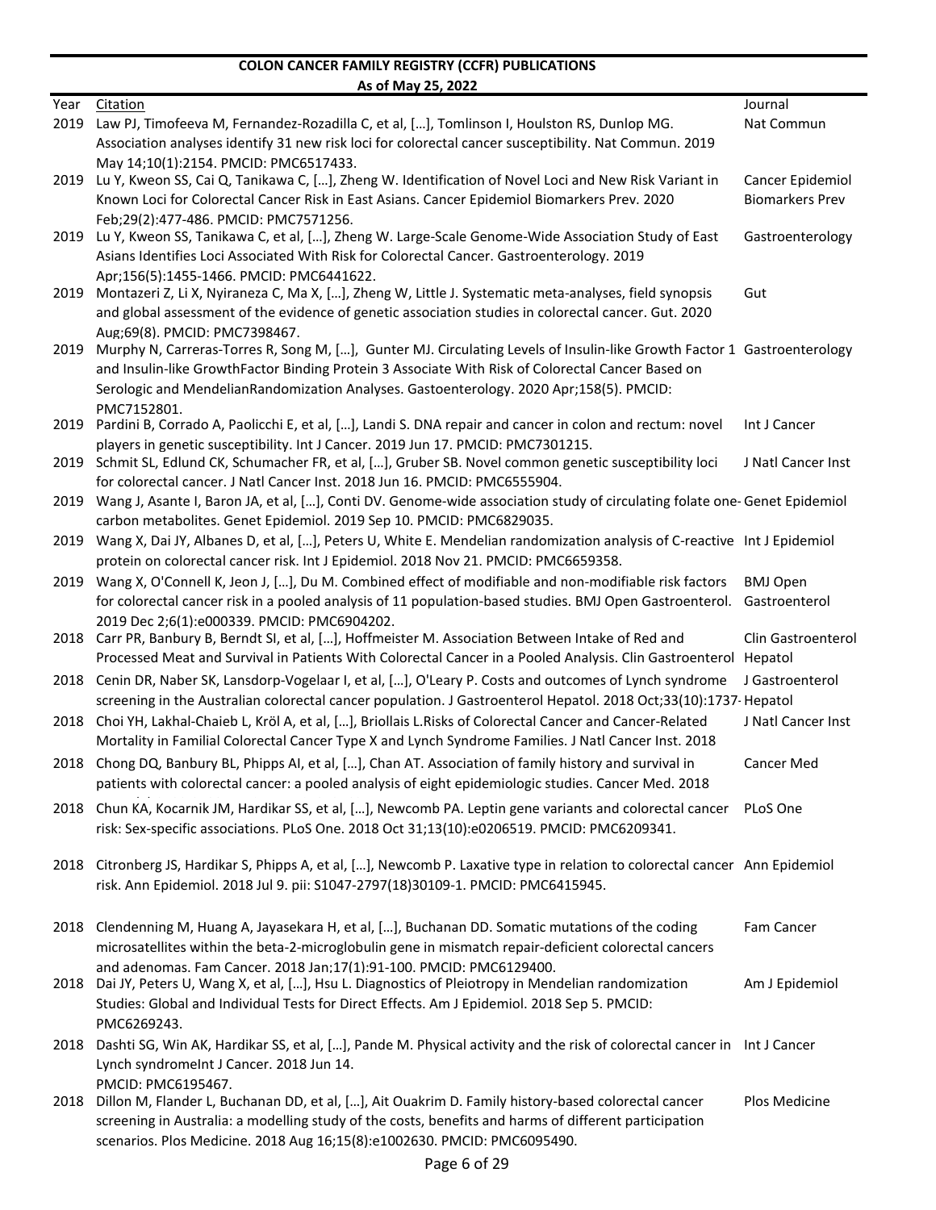**COLON CANCER FAMILY REGISTRY (CCFR) PUBLICATIONS**
**As of May 25, 2022**

| Year | Citation | Journal |
|---|---|---|
| 2019 | Law PJ, Timofeeva M, Fernandez-Rozadilla C, et al, […], Tomlinson I, Houlston RS, Dunlop MG. Association analyses identify 31 new risk loci for colorectal cancer susceptibility. Nat Commun. 2019 May 14;10(1):2154. PMCID: PMC6517433. | Nat Commun |
| 2019 | Lu Y, Kweon SS, Cai Q, Tanikawa C, […], Zheng W. Identification of Novel Loci and New Risk Variant in Known Loci for Colorectal Cancer Risk in East Asians. Cancer Epidemiol Biomarkers Prev. 2020 Feb;29(2):477-486. PMCID: PMC7571256. | Cancer Epidemiol Biomarkers Prev |
| 2019 | Lu Y, Kweon SS, Tanikawa C, et al, […], Zheng W. Large-Scale Genome-Wide Association Study of East Asians Identifies Loci Associated With Risk for Colorectal Cancer. Gastroenterology. 2019 Apr;156(5):1455-1466. PMCID: PMC6441622. | Gastroenterology |
| 2019 | Montazeri Z, Li X, Nyiraneza C, Ma X, […], Zheng W, Little J. Systematic meta-analyses, field synopsis and global assessment of the evidence of genetic association studies in colorectal cancer. Gut. 2020 Aug;69(8). PMCID: PMC7398467. | Gut |
| 2019 | Murphy N, Carreras-Torres R, Song M, […], Gunter MJ. Circulating Levels of Insulin-like Growth Factor 1 and Insulin-like GrowthFactor Binding Protein 3 Associate With Risk of Colorectal Cancer Based on Serologic and MendelianRandomization Analyses. Gastoenterology. 2020 Apr;158(5). PMCID: PMC7152801. | Gastroenterology |
| 2019 | Pardini B, Corrado A, Paolicchi E, et al, […], Landi S. DNA repair and cancer in colon and rectum: novel players in genetic susceptibility. Int J Cancer. 2019 Jun 17. PMCID: PMC7301215. | Int J Cancer |
| 2019 | Schmit SL, Edlund CK, Schumacher FR, et al, […], Gruber SB. Novel common genetic susceptibility loci for colorectal cancer. J Natl Cancer Inst. 2018 Jun 16. PMCID: PMC6555904. | J Natl Cancer Inst |
| 2019 | Wang J, Asante I, Baron JA, et al, […], Conti DV. Genome-wide association study of circulating folate one-carbon metabolites. Genet Epidemiol. 2019 Sep 10. PMCID: PMC6829035. | Genet Epidemiol |
| 2019 | Wang X, Dai JY, Albanes D, et al, […], Peters U, White E. Mendelian randomization analysis of C-reactive protein on colorectal cancer risk. Int J Epidemiol. 2018 Nov 21. PMCID: PMC6659358. | Int J Epidemiol |
| 2019 | Wang X, O'Connell K, Jeon J, […], Du M. Combined effect of modifiable and non-modifiable risk factors for colorectal cancer risk in a pooled analysis of 11 population-based studies. BMJ Open Gastroenterol. 2019 Dec 2;6(1):e000339. PMCID: PMC6904202. | BMJ Open Gastroenterol |
| 2018 | Carr PR, Banbury B, Berndt SI, et al, […], Hoffmeister M. Association Between Intake of Red and Processed Meat and Survival in Patients With Colorectal Cancer in a Pooled Analysis. Clin Gastroenterol | Clin Gastroenterol Hepatol |
| 2018 | Cenin DR, Naber SK, Lansdorp-Vogelaar I, et al, […], O'Leary P. Costs and outcomes of Lynch syndrome screening in the Australian colorectal cancer population. J Gastroenterol Hepatol. 2018 Oct;33(10):1737- | J Gastroenterol Hepatol |
| 2018 | Choi YH, Lakhal-Chaieb L, Kröl A, et al, […], Briollais L.Risks of Colorectal Cancer and Cancer-Related Mortality in Familial Colorectal Cancer Type X and Lynch Syndrome Families. J Natl Cancer Inst. 2018 | J Natl Cancer Inst |
| 2018 | Chong DQ, Banbury BL, Phipps AI, et al, […], Chan AT. Association of family history and survival in patients with colorectal cancer: a pooled analysis of eight epidemiologic studies. Cancer Med. 2018 | Cancer Med |
| 2018 | Chun KA, Kocarnik JM, Hardikar SS, et al, […], Newcomb PA. Leptin gene variants and colorectal cancer risk: Sex-specific associations. PLoS One. 2018 Oct 31;13(10):e0206519. PMCID: PMC6209341. | PLoS One |
| 2018 | Citronberg JS, Hardikar S, Phipps A, et al, […], Newcomb P. Laxative type in relation to colorectal cancer risk. Ann Epidemiol. 2018 Jul 9. pii: S1047-2797(18)30109-1. PMCID: PMC6415945. | Ann Epidemiol |
| 2018 | Clendenning M, Huang A, Jayasekara H, et al, […], Buchanan DD. Somatic mutations of the coding microsatellites within the beta-2-microglobulin gene in mismatch repair-deficient colorectal cancers and adenomas. Fam Cancer. 2018 Jan;17(1):91-100. PMCID: PMC6129400. | Fam Cancer |
| 2018 | Dai JY, Peters U, Wang X, et al, […], Hsu L. Diagnostics of Pleiotropy in Mendelian randomization Studies: Global and Individual Tests for Direct Effects. Am J Epidemiol. 2018 Sep 5. PMCID: PMC6269243. | Am J Epidemiol |
| 2018 | Dashti SG, Win AK, Hardikar SS, et al, […], Pande M. Physical activity and the risk of colorectal cancer in Lynch syndromeInt J Cancer. 2018 Jun 14. PMCID: PMC6195467. | Int J Cancer |
| 2018 | Dillon M, Flander L, Buchanan DD, et al, […], Ait Ouakrim D. Family history-based colorectal cancer screening in Australia: a modelling study of the costs, benefits and harms of different participation scenarios. Plos Medicine. 2018 Aug 16;15(8):e1002630. PMCID: PMC6095490. | Plos Medicine |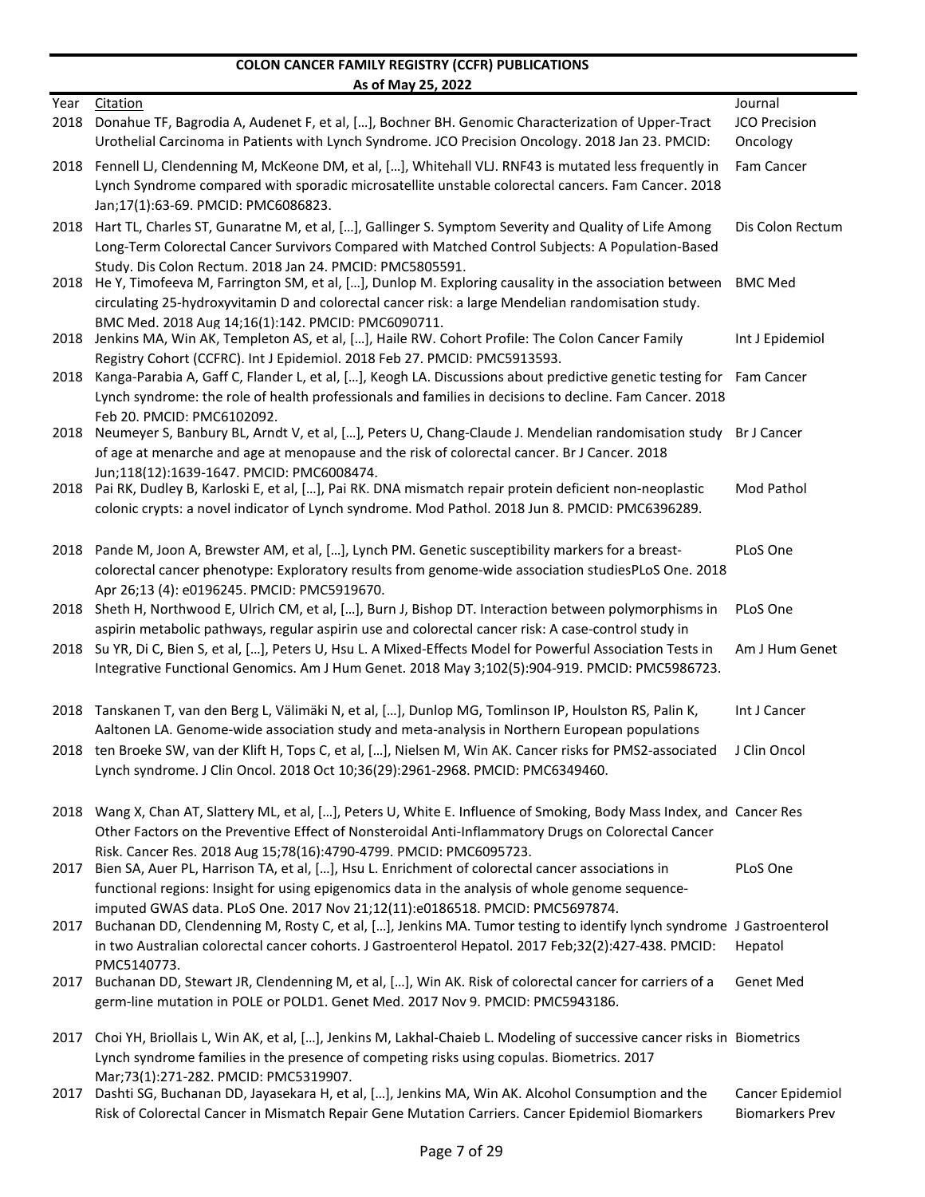**COLON CANCER FAMILY REGISTRY (CCFR) PUBLICATIONS**

**As of May 25, 2022**

| Year | Citation | Journal |
|---|---|---|
| 2018 | Donahue TF, Bagrodia A, Audenet F, et al, […], Bochner BH. Genomic Characterization of Upper-Tract Urothelial Carcinoma in Patients with Lynch Syndrome. JCO Precision Oncology. 2018 Jan 23. PMCID: | JCO Precision Oncology |
| 2018 | Fennell LJ, Clendenning M, McKeone DM, et al, […], Whitehall VLJ. RNF43 is mutated less frequently in Lynch Syndrome compared with sporadic microsatellite unstable colorectal cancers. Fam Cancer. 2018 Jan;17(1):63-69. PMCID: PMC6086823. | Fam Cancer |
| 2018 | Hart TL, Charles ST, Gunaratne M, et al, […], Gallinger S. Symptom Severity and Quality of Life Among Long-Term Colorectal Cancer Survivors Compared with Matched Control Subjects: A Population-Based Study. Dis Colon Rectum. 2018 Jan 24. PMCID: PMC5805591. | Dis Colon Rectum |
| 2018 | He Y, Timofeeva M, Farrington SM, et al, […], Dunlop M. Exploring causality in the association between circulating 25-hydroxyvitamin D and colorectal cancer risk: a large Mendelian randomisation study. BMC Med. 2018 Aug 14;16(1):142. PMCID: PMC6090711. | BMC Med |
| 2018 | Jenkins MA, Win AK, Templeton AS, et al, […], Haile RW. Cohort Profile: The Colon Cancer Family Registry Cohort (CCFRC). Int J Epidemiol. 2018 Feb 27. PMCID: PMC5913593. | Int J Epidemiol |
| 2018 | Kanga-Parabia A, Gaff C, Flander L, et al, […], Keogh LA. Discussions about predictive genetic testing for Lynch syndrome: the role of health professionals and families in decisions to decline. Fam Cancer. 2018 Feb 20. PMCID: PMC6102092. | Fam Cancer |
| 2018 | Neumeyer S, Banbury BL, Arndt V, et al, […], Peters U, Chang-Claude J. Mendelian randomisation study of age at menarche and age at menopause and the risk of colorectal cancer. Br J Cancer. 2018 Jun;118(12):1639-1647. PMCID: PMC6008474. | Br J Cancer |
| 2018 | Pai RK, Dudley B, Karloski E, et al, […], Pai RK. DNA mismatch repair protein deficient non-neoplastic colonic crypts: a novel indicator of Lynch syndrome. Mod Pathol. 2018 Jun 8. PMCID: PMC6396289. | Mod Pathol |
| 2018 | Pande M, Joon A, Brewster AM, et al, […], Lynch PM. Genetic susceptibility markers for a breast-colorectal cancer phenotype: Exploratory results from genome-wide association studiesPLoS One. 2018 Apr 26;13 (4): e0196245. PMCID: PMC5919670. | PLoS One |
| 2018 | Sheth H, Northwood E, Ulrich CM, et al, […], Burn J, Bishop DT. Interaction between polymorphisms in aspirin metabolic pathways, regular aspirin use and colorectal cancer risk: A case-control study in | PLoS One |
| 2018 | Su YR, Di C, Bien S, et al, […], Peters U, Hsu L. A Mixed-Effects Model for Powerful Association Tests in Integrative Functional Genomics. Am J Hum Genet. 2018 May 3;102(5):904-919. PMCID: PMC5986723. | Am J Hum Genet |
| 2018 | Tanskanen T, van den Berg L, Välimäki N, et al, […], Dunlop MG, Tomlinson IP, Houlston RS, Palin K, Aaltonen LA. Genome-wide association study and meta-analysis in Northern European populations | Int J Cancer |
| 2018 | ten Broeke SW, van der Klift H, Tops C, et al, […], Nielsen M, Win AK. Cancer risks for PMS2-associated Lynch syndrome. J Clin Oncol. 2018 Oct 10;36(29):2961-2968. PMCID: PMC6349460. | J Clin Oncol |
| 2018 | Wang X, Chan AT, Slattery ML, et al, […], Peters U, White E. Influence of Smoking, Body Mass Index, and Other Factors on the Preventive Effect of Nonsteroidal Anti-Inflammatory Drugs on Colorectal Cancer Risk. Cancer Res. 2018 Aug 15;78(16):4790-4799. PMCID: PMC6095723. | Cancer Res |
| 2017 | Bien SA, Auer PL, Harrison TA, et al, […], Hsu L. Enrichment of colorectal cancer associations in functional regions: Insight for using epigenomics data in the analysis of whole genome sequence-imputed GWAS data. PLoS One. 2017 Nov 21;12(11):e0186518. PMCID: PMC5697874. | PLoS One |
| 2017 | Buchanan DD, Clendenning M, Rosty C, et al, […], Jenkins MA. Tumor testing to identify lynch syndrome in two Australian colorectal cancer cohorts. J Gastroenterol Hepatol. 2017 Feb;32(2):427-438. PMCID: PMC5140773. | J Gastroenterol Hepatol |
| 2017 | Buchanan DD, Stewart JR, Clendenning M, et al, […], Win AK. Risk of colorectal cancer for carriers of a germ-line mutation in POLE or POLD1. Genet Med. 2017 Nov 9. PMCID: PMC5943186. | Genet Med |
| 2017 | Choi YH, Briollais L, Win AK, et al, […], Jenkins M, Lakhal-Chaieb L. Modeling of successive cancer risks in Lynch syndrome families in the presence of competing risks using copulas. Biometrics. 2017 Mar;73(1):271-282. PMCID: PMC5319907. | Biometrics |
| 2017 | Dashti SG, Buchanan DD, Jayasekara H, et al, […], Jenkins MA, Win AK. Alcohol Consumption and the Risk of Colorectal Cancer in Mismatch Repair Gene Mutation Carriers. Cancer Epidemiol Biomarkers | Cancer Epidemiol Biomarkers Prev |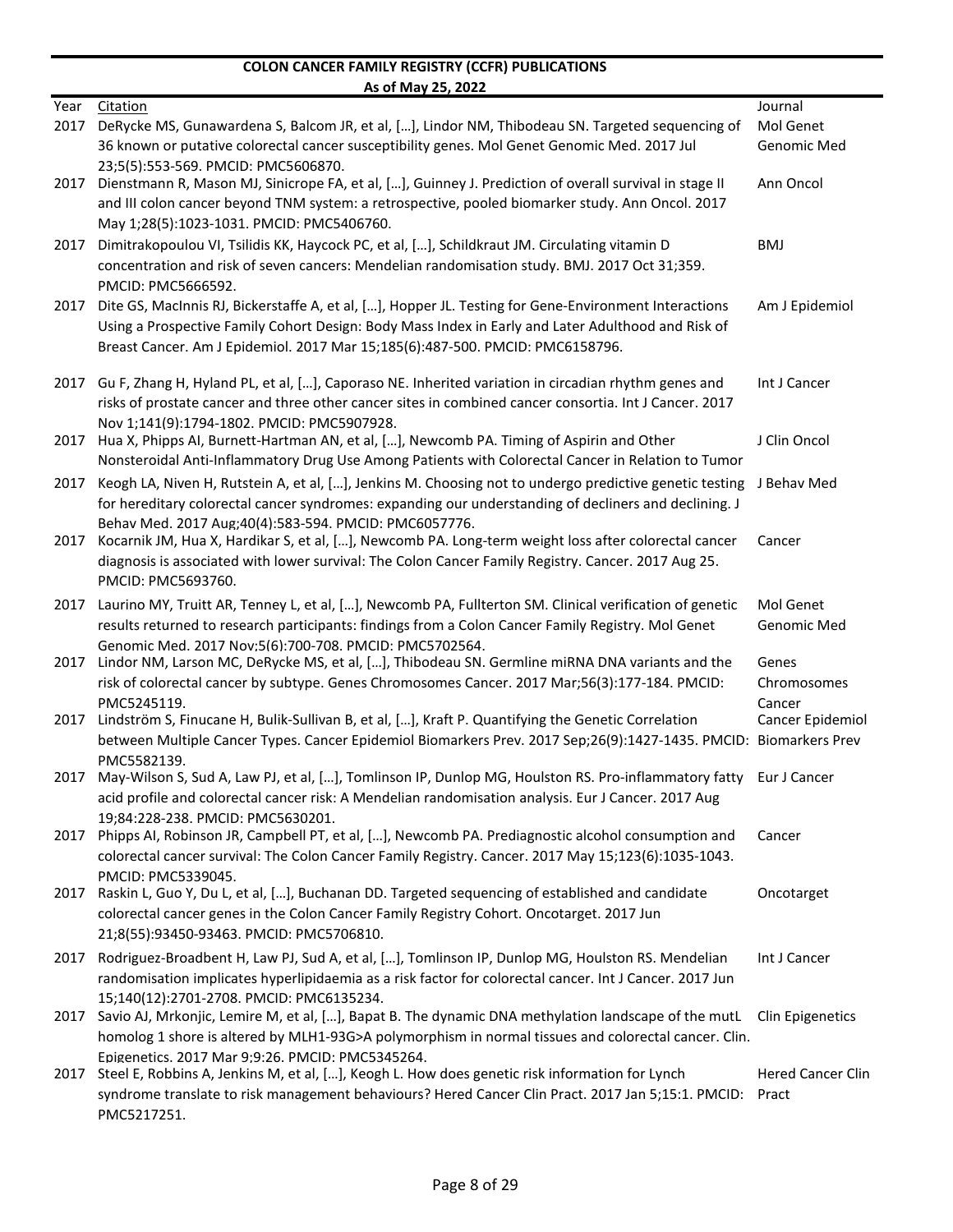**COLON CANCER FAMILY REGISTRY (CCFR) PUBLICATIONS**

**As of May 25, 2022**

| Year | Citation | Journal |
|---|---|---|
| 2017 | DeRycke MS, Gunawardena S, Balcom JR, et al, […], Lindor NM, Thibodeau SN. Targeted sequencing of 36 known or putative colorectal cancer susceptibility genes. Mol Genet Genomic Med. 2017 Jul 23;5(5):553-569. PMCID: PMC5606870. | Mol Genet Genomic Med |
| 2017 | Dienstmann R, Mason MJ, Sinicrope FA, et al, […], Guinney J. Prediction of overall survival in stage II and III colon cancer beyond TNM system: a retrospective, pooled biomarker study. Ann Oncol. 2017 May 1;28(5):1023-1031. PMCID: PMC5406760. | Ann Oncol |
| 2017 | Dimitrakopoulou VI, Tsilidis KK, Haycock PC, et al, […], Schildkraut JM. Circulating vitamin D concentration and risk of seven cancers: Mendelian randomisation study. BMJ. 2017 Oct 31;359. PMCID: PMC5666592. | BMJ |
| 2017 | Dite GS, MacInnis RJ, Bickerstaffe A, et al, […], Hopper JL. Testing for Gene-Environment Interactions Using a Prospective Family Cohort Design: Body Mass Index in Early and Later Adulthood and Risk of Breast Cancer. Am J Epidemiol. 2017 Mar 15;185(6):487-500. PMCID: PMC6158796. | Am J Epidemiol |
| 2017 | Gu F, Zhang H, Hyland PL, et al, […], Caporaso NE. Inherited variation in circadian rhythm genes and risks of prostate cancer and three other cancer sites in combined cancer consortia. Int J Cancer. 2017 Nov 1;141(9):1794-1802. PMCID: PMC5907928. | Int J Cancer |
| 2017 | Hua X, Phipps AI, Burnett-Hartman AN, et al, […], Newcomb PA. Timing of Aspirin and Other Nonsteroidal Anti-Inflammatory Drug Use Among Patients with Colorectal Cancer in Relation to Tumor | J Clin Oncol |
| 2017 | Keogh LA, Niven H, Rutstein A, et al, […], Jenkins M. Choosing not to undergo predictive genetic testing for hereditary colorectal cancer syndromes: expanding our understanding of decliners and declining. J Behav Med. 2017 Aug;40(4):583-594. PMCID: PMC6057776. | J Behav Med |
| 2017 | Kocarnik JM, Hua X, Hardikar S, et al, […], Newcomb PA. Long-term weight loss after colorectal cancer diagnosis is associated with lower survival: The Colon Cancer Family Registry. Cancer. 2017 Aug 25. PMCID: PMC5693760. | Cancer |
| 2017 | Laurino MY, Truitt AR, Tenney L, et al, […], Newcomb PA, Fullterton SM. Clinical verification of genetic results returned to research participants: findings from a Colon Cancer Family Registry. Mol Genet Genomic Med. 2017 Nov;5(6):700-708. PMCID: PMC5702564. | Mol Genet Genomic Med |
| 2017 | Lindor NM, Larson MC, DeRycke MS, et al, […], Thibodeau SN. Germline miRNA DNA variants and the risk of colorectal cancer by subtype. Genes Chromosomes Cancer. 2017 Mar;56(3):177-184. PMCID: PMC5245119. | Genes Chromosomes Cancer |
| 2017 | Lindström S, Finucane H, Bulik-Sullivan B, et al, […], Kraft P. Quantifying the Genetic Correlation between Multiple Cancer Types. Cancer Epidemiol Biomarkers Prev. 2017 Sep;26(9):1427-1435. PMCID: PMC5582139. | Cancer Epidemiol Biomarkers Prev |
| 2017 | May-Wilson S, Sud A, Law PJ, et al, […], Tomlinson IP, Dunlop MG, Houlston RS. Pro-inflammatory fatty acid profile and colorectal cancer risk: A Mendelian randomisation analysis. Eur J Cancer. 2017 Aug 19;84:228-238. PMCID: PMC5630201. | Eur J Cancer |
| 2017 | Phipps AI, Robinson JR, Campbell PT, et al, […], Newcomb PA. Prediagnostic alcohol consumption and colorectal cancer survival: The Colon Cancer Family Registry. Cancer. 2017 May 15;123(6):1035-1043. PMCID: PMC5339045. | Cancer |
| 2017 | Raskin L, Guo Y, Du L, et al, […], Buchanan DD. Targeted sequencing of established and candidate colorectal cancer genes in the Colon Cancer Family Registry Cohort. Oncotarget. 2017 Jun 21;8(55):93450-93463. PMCID: PMC5706810. | Oncotarget |
| 2017 | Rodriguez-Broadbent H, Law PJ, Sud A, et al, […], Tomlinson IP, Dunlop MG, Houlston RS. Mendelian randomisation implicates hyperlipidaemia as a risk factor for colorectal cancer. Int J Cancer. 2017 Jun 15;140(12):2701-2708. PMCID: PMC6135234. | Int J Cancer |
| 2017 | Savio AJ, Mrkonjic, Lemire M, et al, […], Bapat B. The dynamic DNA methylation landscape of the mutL homolog 1 shore is altered by MLH1-93G>A polymorphism in normal tissues and colorectal cancer. Clin. Epigenetics. 2017 Mar 9;9:26. PMCID: PMC5345264. | Clin Epigenetics |
| 2017 | Steel E, Robbins A, Jenkins M, et al, […], Keogh L. How does genetic risk information for Lynch syndrome translate to risk management behaviours? Hered Cancer Clin Pract. 2017 Jan 5;15:1. PMCID: PMC5217251. | Hered Cancer Clin Pract |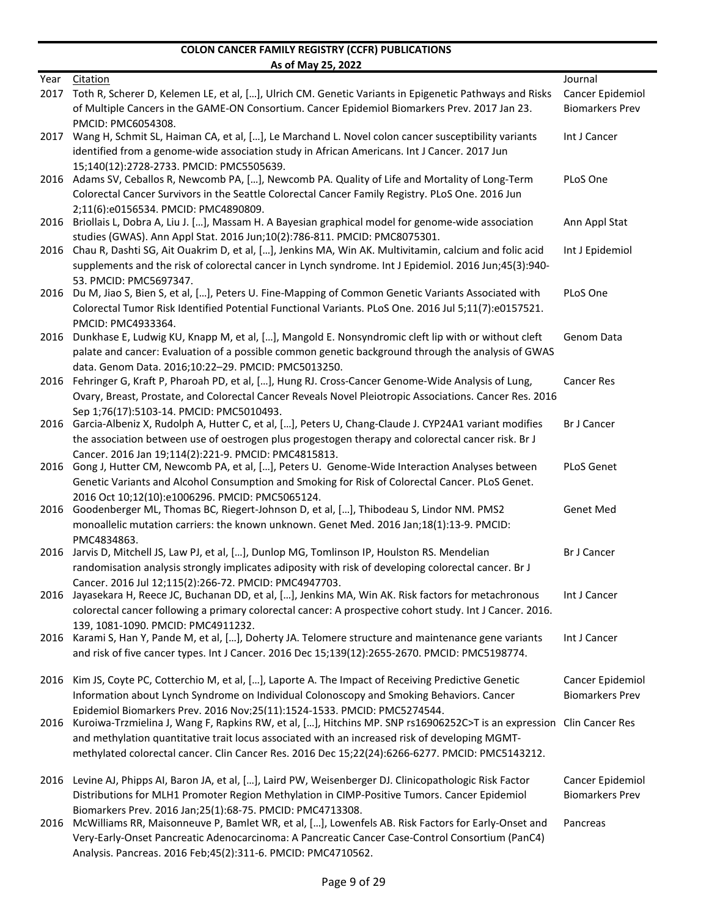**COLON CANCER FAMILY REGISTRY (CCFR) PUBLICATIONS**
**As of May 25, 2022**

| Year | Citation | Journal |
|---|---|---|
| 2017 | Toth R, Scherer D, Kelemen LE, et al, […], Ulrich CM. Genetic Variants in Epigenetic Pathways and Risks of Multiple Cancers in the GAME-ON Consortium. Cancer Epidemiol Biomarkers Prev. 2017 Jan 23. PMCID: PMC6054308. | Cancer Epidemiol Biomarkers Prev |
| 2017 | Wang H, Schmit SL, Haiman CA, et al, […], Le Marchand L. Novel colon cancer susceptibility variants identified from a genome-wide association study in African Americans. Int J Cancer. 2017 Jun 15;140(12):2728-2733. PMCID: PMC5505639. | Int J Cancer |
| 2016 | Adams SV, Ceballos R, Newcomb PA, […], Newcomb PA. Quality of Life and Mortality of Long-Term Colorectal Cancer Survivors in the Seattle Colorectal Cancer Family Registry. PLoS One. 2016 Jun 2;11(6):e0156534. PMCID: PMC4890809. | PLoS One |
| 2016 | Briollais L, Dobra A, Liu J. […], Massam H. A Bayesian graphical model for genome-wide association studies (GWAS). Ann Appl Stat. 2016 Jun;10(2):786-811. PMCID: PMC8075301. | Ann Appl Stat |
| 2016 | Chau R, Dashti SG, Ait Ouakrim D, et al, […], Jenkins MA, Win AK. Multivitamin, calcium and folic acid supplements and the risk of colorectal cancer in Lynch syndrome. Int J Epidemiol. 2016 Jun;45(3):940-53. PMCID: PMC5697347. | Int J Epidemiol |
| 2016 | Du M, Jiao S, Bien S, et al, […], Peters U. Fine-Mapping of Common Genetic Variants Associated with Colorectal Tumor Risk Identified Potential Functional Variants. PLoS One. 2016 Jul 5;11(7):e0157521. PMCID: PMC4933364. | PLoS One |
| 2016 | Dunkhase E, Ludwig KU, Knapp M, et al, […], Mangold E. Nonsyndromic cleft lip with or without cleft palate and cancer: Evaluation of a possible common genetic background through the analysis of GWAS data. Genom Data. 2016;10:22–29. PMCID: PMC5013250. | Genom Data |
| 2016 | Fehringer G, Kraft P, Pharoah PD, et al, […], Hung RJ. Cross-Cancer Genome-Wide Analysis of Lung, Ovary, Breast, Prostate, and Colorectal Cancer Reveals Novel Pleiotropic Associations. Cancer Res. 2016 Sep 1;76(17):5103-14. PMCID: PMC5010493. | Cancer Res |
| 2016 | Garcia-Albeniz X, Rudolph A, Hutter C, et al, […], Peters U, Chang-Claude J. CYP24A1 variant modifies the association between use of oestrogen plus progestogen therapy and colorectal cancer risk. Br J Cancer. 2016 Jan 19;114(2):221-9. PMCID: PMC4815813. | Br J Cancer |
| 2016 | Gong J, Hutter CM, Newcomb PA, et al, […], Peters U. Genome-Wide Interaction Analyses between Genetic Variants and Alcohol Consumption and Smoking for Risk of Colorectal Cancer. PLoS Genet. 2016 Oct 10;12(10):e1006296. PMCID: PMC5065124. | PLoS Genet |
| 2016 | Goodenberger ML, Thomas BC, Riegert-Johnson D, et al, […], Thibodeau S, Lindor NM. PMS2 monoallelic mutation carriers: the known unknown. Genet Med. 2016 Jan;18(1):13-9. PMCID: PMC4834863. | Genet Med |
| 2016 | Jarvis D, Mitchell JS, Law PJ, et al, […], Dunlop MG, Tomlinson IP, Houlston RS. Mendelian randomisation analysis strongly implicates adiposity with risk of developing colorectal cancer. Br J Cancer. 2016 Jul 12;115(2):266-72. PMCID: PMC4947703. | Br J Cancer |
| 2016 | Jayasekara H, Reece JC, Buchanan DD, et al, […], Jenkins MA, Win AK. Risk factors for metachronous colorectal cancer following a primary colorectal cancer: A prospective cohort study. Int J Cancer. 2016. 139, 1081-1090. PMCID: PMC4911232. | Int J Cancer |
| 2016 | Karami S, Han Y, Pande M, et al, […], Doherty JA. Telomere structure and maintenance gene variants and risk of five cancer types. Int J Cancer. 2016 Dec 15;139(12):2655-2670. PMCID: PMC5198774. | Int J Cancer |
| 2016 | Kim JS, Coyte PC, Cotterchio M, et al, […], Laporte A. The Impact of Receiving Predictive Genetic Information about Lynch Syndrome on Individual Colonoscopy and Smoking Behaviors. Cancer Epidemiol Biomarkers Prev. 2016 Nov;25(11):1524-1533. PMCID: PMC5274544. | Cancer Epidemiol Biomarkers Prev |
| 2016 | Kuroiwa-Trzmielina J, Wang F, Rapkins RW, et al, […], Hitchins MP. SNP rs16906252C>T is an expression and methylation quantitative trait locus associated with an increased risk of developing MGMT-methylated colorectal cancer. Clin Cancer Res. 2016 Dec 15;22(24):6266-6277. PMCID: PMC5143212. | Clin Cancer Res |
| 2016 | Levine AJ, Phipps AI, Baron JA, et al, […], Laird PW, Weisenberger DJ. Clinicopathologic Risk Factor Distributions for MLH1 Promoter Region Methylation in CIMP-Positive Tumors. Cancer Epidemiol Biomarkers Prev. 2016 Jan;25(1):68-75. PMCID: PMC4713308. | Cancer Epidemiol Biomarkers Prev |
| 2016 | McWilliams RR, Maisonneuve P, Bamlet WR, et al, […], Lowenfels AB. Risk Factors for Early-Onset and Very-Early-Onset Pancreatic Adenocarcinoma: A Pancreatic Cancer Case-Control Consortium (PanC4) Analysis. Pancreas. 2016 Feb;45(2):311-6. PMCID: PMC4710562. | Pancreas |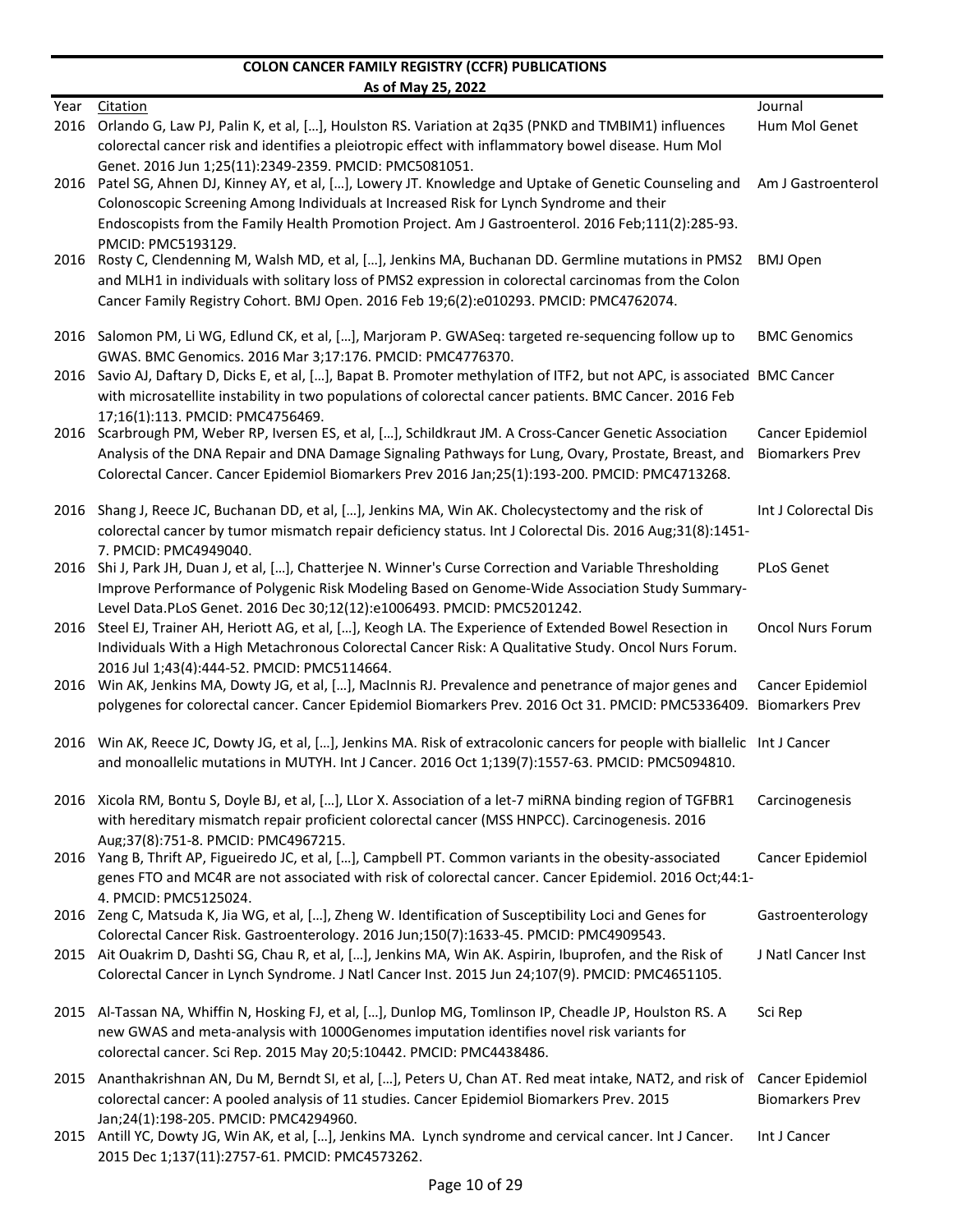**COLON CANCER FAMILY REGISTRY (CCFR) PUBLICATIONS**

**As of May 25, 2022**

| Year | Citation | Journal |
|---|---|---|
| 2016 | Orlando G, Law PJ, Palin K, et al, […], Houlston RS. Variation at 2q35 (PNKD and TMBIM1) influences colorectal cancer risk and identifies a pleiotropic effect with inflammatory bowel disease. Hum Mol Genet. 2016 Jun 1;25(11):2349-2359. PMCID: PMC5081051. | Hum Mol Genet |
| 2016 | Patel SG, Ahnen DJ, Kinney AY, et al, […], Lowery JT. Knowledge and Uptake of Genetic Counseling and Colonoscopic Screening Among Individuals at Increased Risk for Lynch Syndrome and their Endoscopists from the Family Health Promotion Project. Am J Gastroenterol. 2016 Feb;111(2):285-93. PMCID: PMC5193129. | Am J Gastroenterol |
| 2016 | Rosty C, Clendenning M, Walsh MD, et al, […], Jenkins MA, Buchanan DD. Germline mutations in PMS2 and MLH1 in individuals with solitary loss of PMS2 expression in colorectal carcinomas from the Colon Cancer Family Registry Cohort. BMJ Open. 2016 Feb 19;6(2):e010293. PMCID: PMC4762074. | BMJ Open |
| 2016 | Salomon PM, Li WG, Edlund CK, et al, […], Marjoram P. GWASeq: targeted re-sequencing follow up to GWAS. BMC Genomics. 2016 Mar 3;17:176. PMCID: PMC4776370. | BMC Genomics |
| 2016 | Savio AJ, Daftary D, Dicks E, et al, […], Bapat B. Promoter methylation of ITF2, but not APC, is associated with microsatellite instability in two populations of colorectal cancer patients. BMC Cancer. 2016 Feb 17;16(1):113. PMCID: PMC4756469. | BMC Cancer |
| 2016 | Scarbrough PM, Weber RP, Iversen ES, et al, […], Schildkraut JM. A Cross-Cancer Genetic Association Analysis of the DNA Repair and DNA Damage Signaling Pathways for Lung, Ovary, Prostate, Breast, and Colorectal Cancer. Cancer Epidemiol Biomarkers Prev 2016 Jan;25(1):193-200. PMCID: PMC4713268. | Cancer Epidemiol Biomarkers Prev |
| 2016 | Shang J, Reece JC, Buchanan DD, et al, […], Jenkins MA, Win AK. Cholecystectomy and the risk of colorectal cancer by tumor mismatch repair deficiency status. Int J Colorectal Dis. 2016 Aug;31(8):1451-7. PMCID: PMC4949040. | Int J Colorectal Dis |
| 2016 | Shi J, Park JH, Duan J, et al, […], Chatterjee N. Winner's Curse Correction and Variable Thresholding Improve Performance of Polygenic Risk Modeling Based on Genome-Wide Association Study Summary-Level Data.PLoS Genet. 2016 Dec 30;12(12):e1006493. PMCID: PMC5201242. | PLoS Genet |
| 2016 | Steel EJ, Trainer AH, Heriott AG, et al, […], Keogh LA. The Experience of Extended Bowel Resection in Individuals With a High Metachronous Colorectal Cancer Risk: A Qualitative Study. Oncol Nurs Forum. 2016 Jul 1;43(4):444-52. PMCID: PMC5114664. | Oncol Nurs Forum |
| 2016 | Win AK, Jenkins MA, Dowty JG, et al, […], MacInnis RJ. Prevalence and penetrance of major genes and polygenes for colorectal cancer. Cancer Epidemiol Biomarkers Prev. 2016 Oct 31. PMCID: PMC5336409. | Cancer Epidemiol Biomarkers Prev |
| 2016 | Win AK, Reece JC, Dowty JG, et al, […], Jenkins MA. Risk of extracolonic cancers for people with biallelic and monoallelic mutations in MUTYH. Int J Cancer. 2016 Oct 1;139(7):1557-63. PMCID: PMC5094810. | Int J Cancer |
| 2016 | Xicola RM, Bontu S, Doyle BJ, et al, […], LLor X. Association of a let-7 miRNA binding region of TGFBR1 with hereditary mismatch repair proficient colorectal cancer (MSS HNPCC). Carcinogenesis. 2016 Aug;37(8):751-8. PMCID: PMC4967215. | Carcinogenesis |
| 2016 | Yang B, Thrift AP, Figueiredo JC, et al, […], Campbell PT. Common variants in the obesity-associated genes FTO and MC4R are not associated with risk of colorectal cancer. Cancer Epidemiol. 2016 Oct;44:1-4. PMCID: PMC5125024. | Cancer Epidemiol |
| 2016 | Zeng C, Matsuda K, Jia WG, et al, […], Zheng W. Identification of Susceptibility Loci and Genes for Colorectal Cancer Risk. Gastroenterology. 2016 Jun;150(7):1633-45. PMCID: PMC4909543. | Gastroenterology |
| 2015 | Ait Ouakrim D, Dashti SG, Chau R, et al, […], Jenkins MA, Win AK. Aspirin, Ibuprofen, and the Risk of Colorectal Cancer in Lynch Syndrome. J Natl Cancer Inst. 2015 Jun 24;107(9). PMCID: PMC4651105. | J Natl Cancer Inst |
| 2015 | Al-Tassan NA, Whiffin N, Hosking FJ, et al, […], Dunlop MG, Tomlinson IP, Cheadle JP, Houlston RS. A new GWAS and meta-analysis with 1000Genomes imputation identifies novel risk variants for colorectal cancer. Sci Rep. 2015 May 20;5:10442. PMCID: PMC4438486. | Sci Rep |
| 2015 | Ananthakrishnan AN, Du M, Berndt SI, et al, […], Peters U, Chan AT. Red meat intake, NAT2, and risk of colorectal cancer: A pooled analysis of 11 studies. Cancer Epidemiol Biomarkers Prev. 2015 Jan;24(1):198-205. PMCID: PMC4294960. | Cancer Epidemiol Biomarkers Prev |
| 2015 | Antill YC, Dowty JG, Win AK, et al, […], Jenkins MA. Lynch syndrome and cervical cancer. Int J Cancer. 2015 Dec 1;137(11):2757-61. PMCID: PMC4573262. | Int J Cancer |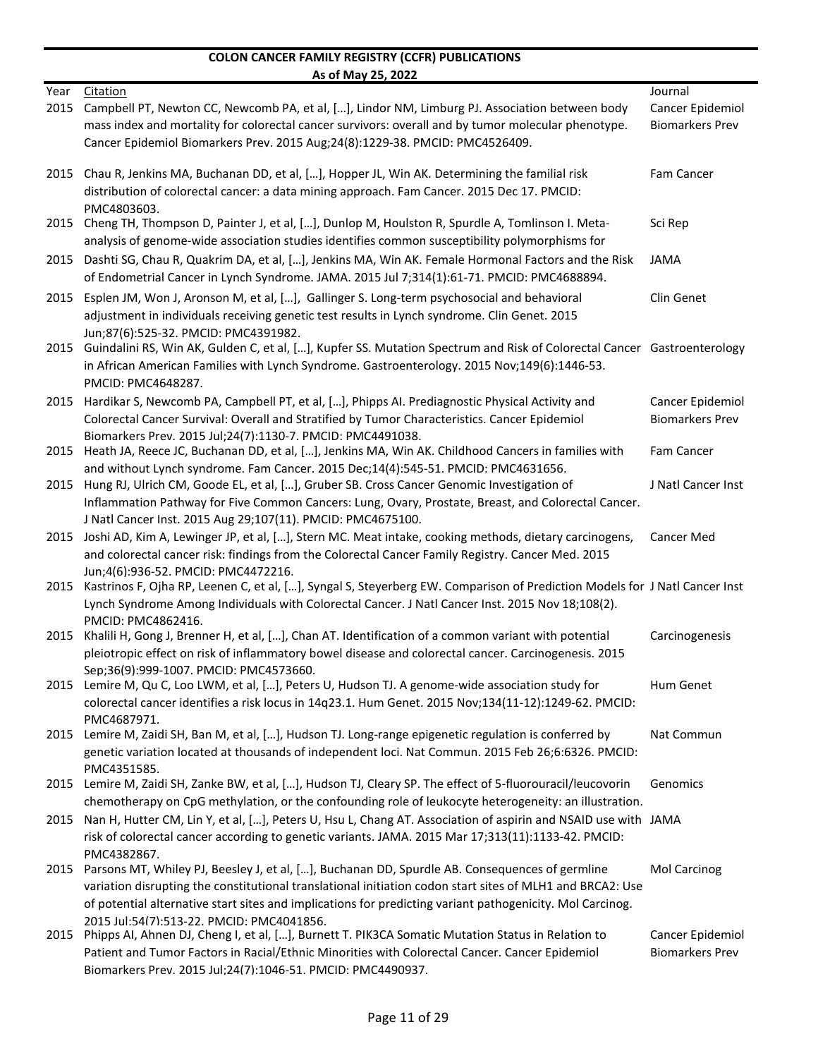# COLON CANCER FAMILY REGISTRY (CCFR) PUBLICATIONS

**As of May 25, 2022**

| Year | Citation | Journal |
|---|---|---|
| 2015 | Campbell PT, Newton CC, Newcomb PA, et al, […], Lindor NM, Limburg PJ. Association between body mass index and mortality for colorectal cancer survivors: overall and by tumor molecular phenotype. Cancer Epidemiol Biomarkers Prev. 2015 Aug;24(8):1229-38. PMCID: PMC4526409. | Cancer Epidemiol Biomarkers Prev |
| 2015 | Chau R, Jenkins MA, Buchanan DD, et al, […], Hopper JL, Win AK. Determining the familial risk distribution of colorectal cancer: a data mining approach. Fam Cancer. 2015 Dec 17. PMCID: PMC4803603. | Fam Cancer |
| 2015 | Cheng TH, Thompson D, Painter J, et al, […], Dunlop M, Houlston R, Spurdle A, Tomlinson I. Meta-analysis of genome-wide association studies identifies common susceptibility polymorphisms for | Sci Rep |
| 2015 | Dashti SG, Chau R, Quakrim DA, et al, […], Jenkins MA, Win AK. Female Hormonal Factors and the Risk of Endometrial Cancer in Lynch Syndrome. JAMA. 2015 Jul 7;314(1):61-71. PMCID: PMC4688894. | JAMA |
| 2015 | Esplen JM, Won J, Aronson M, et al, […], Gallinger S. Long-term psychosocial and behavioral adjustment in individuals receiving genetic test results in Lynch syndrome. Clin Genet. 2015 Jun;87(6):525-32. PMCID: PMC4391982. | Clin Genet |
| 2015 | Guindalini RS, Win AK, Gulden C, et al, […], Kupfer SS. Mutation Spectrum and Risk of Colorectal Cancer in African American Families with Lynch Syndrome. Gastroenterology. 2015 Nov;149(6):1446-53. PMCID: PMC4648287. | Gastroenterology |
| 2015 | Hardikar S, Newcomb PA, Campbell PT, et al, […], Phipps AI. Prediagnostic Physical Activity and Colorectal Cancer Survival: Overall and Stratified by Tumor Characteristics. Cancer Epidemiol Biomarkers Prev. 2015 Jul;24(7):1130-7. PMCID: PMC4491038. | Cancer Epidemiol Biomarkers Prev |
| 2015 | Heath JA, Reece JC, Buchanan DD, et al, […], Jenkins MA, Win AK. Childhood Cancers in families with and without Lynch syndrome. Fam Cancer. 2015 Dec;14(4):545-51. PMCID: PMC4631656. | Fam Cancer |
| 2015 | Hung RJ, Ulrich CM, Goode EL, et al, […], Gruber SB. Cross Cancer Genomic Investigation of Inflammation Pathway for Five Common Cancers: Lung, Ovary, Prostate, Breast, and Colorectal Cancer. J Natl Cancer Inst. 2015 Aug 29;107(11). PMCID: PMC4675100. | J Natl Cancer Inst |
| 2015 | Joshi AD, Kim A, Lewinger JP, et al, […], Stern MC. Meat intake, cooking methods, dietary carcinogens, and colorectal cancer risk: findings from the Colorectal Cancer Family Registry. Cancer Med. 2015 Jun;4(6):936-52. PMCID: PMC4472216. | Cancer Med |
| 2015 | Kastrinos F, Ojha RP, Leenen C, et al, […], Syngal S, Steyerberg EW. Comparison of Prediction Models for Lynch Syndrome Among Individuals with Colorectal Cancer. J Natl Cancer Inst. 2015 Nov 18;108(2). PMCID: PMC4862416. | J Natl Cancer Inst |
| 2015 | Khalili H, Gong J, Brenner H, et al, […], Chan AT. Identification of a common variant with potential pleiotropic effect on risk of inflammatory bowel disease and colorectal cancer. Carcinogenesis. 2015 Sep;36(9):999-1007. PMCID: PMC4573660. | Carcinogenesis |
| 2015 | Lemire M, Qu C, Loo LWM, et al, […], Peters U, Hudson TJ. A genome-wide association study for colorectal cancer identifies a risk locus in 14q23.1. Hum Genet. 2015 Nov;134(11-12):1249-62. PMCID: PMC4687971. | Hum Genet |
| 2015 | Lemire M, Zaidi SH, Ban M, et al, […], Hudson TJ. Long-range epigenetic regulation is conferred by genetic variation located at thousands of independent loci. Nat Commun. 2015 Feb 26;6:6326. PMCID: PMC4351585. | Nat Commun |
| 2015 | Lemire M, Zaidi SH, Zanke BW, et al, […], Hudson TJ, Cleary SP. The effect of 5-fluorouracil/leucovorin chemotherapy on CpG methylation, or the confounding role of leukocyte heterogeneity: an illustration. | Genomics |
| 2015 | Nan H, Hutter CM, Lin Y, et al, […], Peters U, Hsu L, Chang AT. Association of aspirin and NSAID use with risk of colorectal cancer according to genetic variants. JAMA. 2015 Mar 17;313(11):1133-42. PMCID: PMC4382867. | JAMA |
| 2015 | Parsons MT, Whiley PJ, Beesley J, et al, […], Buchanan DD, Spurdle AB. Consequences of germline variation disrupting the constitutional translational initiation codon start sites of MLH1 and BRCA2: Use of potential alternative start sites and implications for predicting variant pathogenicity. Mol Carcinog. 2015 Jul:54(7):513-22. PMCID: PMC4041856. | Mol Carcinog |
| 2015 | Phipps AI, Ahnen DJ, Cheng I, et al, […], Burnett T. PIK3CA Somatic Mutation Status in Relation to Patient and Tumor Factors in Racial/Ethnic Minorities with Colorectal Cancer. Cancer Epidemiol Biomarkers Prev. 2015 Jul;24(7):1046-51. PMCID: PMC4490937. | Cancer Epidemiol Biomarkers Prev |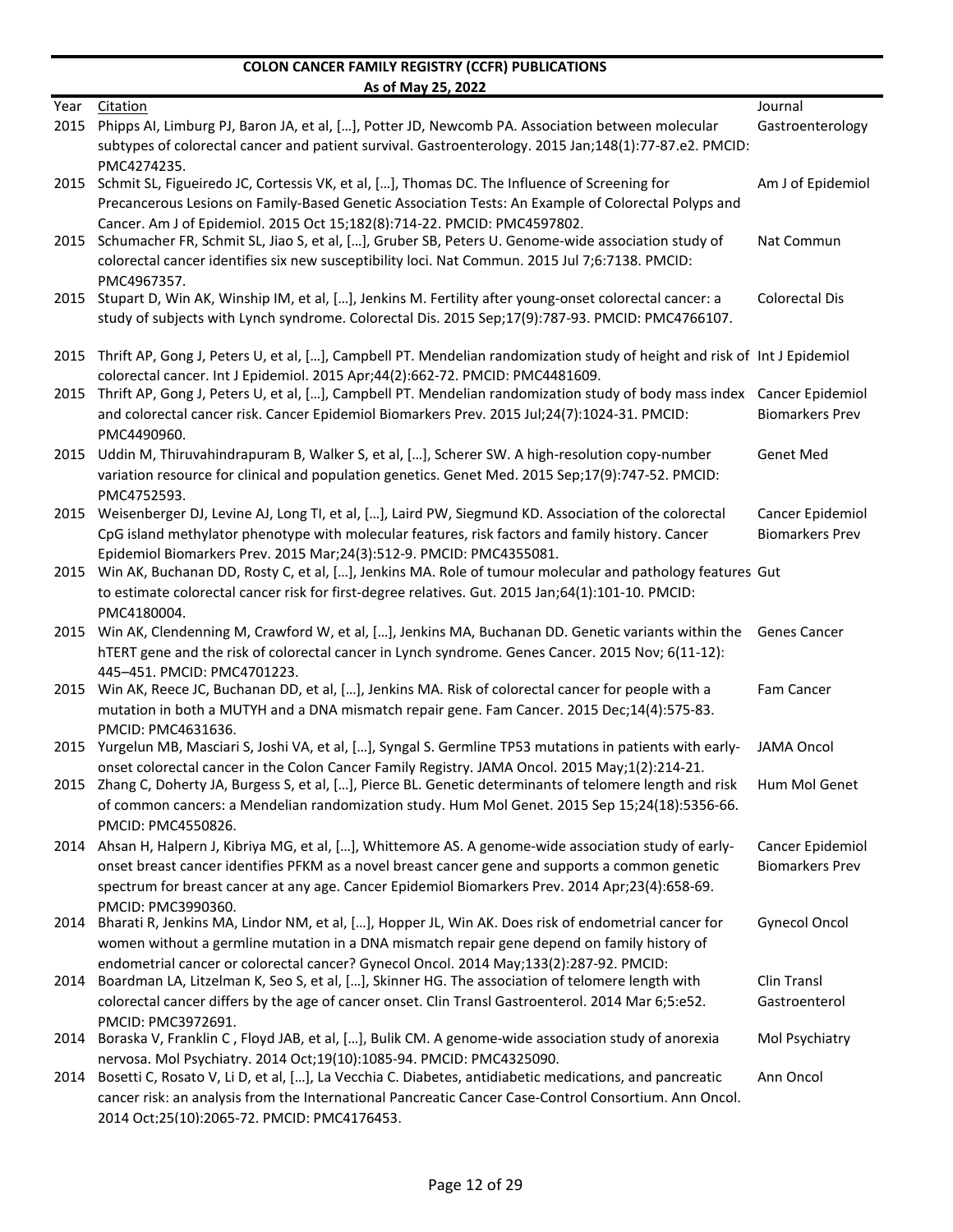**COLON CANCER FAMILY REGISTRY (CCFR) PUBLICATIONS**
**As of May 25, 2022**

| Year | Citation | Journal |
|---|---|---|
| 2015 | Phipps AI, Limburg PJ, Baron JA, et al, […], Potter JD, Newcomb PA. Association between molecular subtypes of colorectal cancer and patient survival. Gastroenterology. 2015 Jan;148(1):77-87.e2. PMCID: PMC4274235. | Gastroenterology |
| 2015 | Schmit SL, Figueiredo JC, Cortessis VK, et al, […], Thomas DC. The Influence of Screening for Precancerous Lesions on Family-Based Genetic Association Tests: An Example of Colorectal Polyps and Cancer. Am J of Epidemiol. 2015 Oct 15;182(8):714-22. PMCID: PMC4597802. | Am J of Epidemiol |
| 2015 | Schumacher FR, Schmit SL, Jiao S, et al, […], Gruber SB, Peters U. Genome-wide association study of colorectal cancer identifies six new susceptibility loci. Nat Commun. 2015 Jul 7;6:7138. PMCID: PMC4967357. | Nat Commun |
| 2015 | Stupart D, Win AK, Winship IM, et al, […], Jenkins M. Fertility after young-onset colorectal cancer: a study of subjects with Lynch syndrome. Colorectal Dis. 2015 Sep;17(9):787-93. PMCID: PMC4766107. | Colorectal Dis |
| 2015 | Thrift AP, Gong J, Peters U, et al, […], Campbell PT. Mendelian randomization study of height and risk of colorectal cancer. Int J Epidemiol. 2015 Apr;44(2):662-72. PMCID: PMC4481609. | Int J Epidemiol |
| 2015 | Thrift AP, Gong J, Peters U, et al, […], Campbell PT. Mendelian randomization study of body mass index and colorectal cancer risk. Cancer Epidemiol Biomarkers Prev. 2015 Jul;24(7):1024-31. PMCID: PMC4490960. | Cancer Epidemiol Biomarkers Prev |
| 2015 | Uddin M, Thiruvahindrapuram B, Walker S, et al, […], Scherer SW. A high-resolution copy-number variation resource for clinical and population genetics. Genet Med. 2015 Sep;17(9):747-52. PMCID: PMC4752593. | Genet Med |
| 2015 | Weisenberger DJ, Levine AJ, Long TI, et al, […], Laird PW, Siegmund KD. Association of the colorectal CpG island methylator phenotype with molecular features, risk factors and family history. Cancer Epidemiol Biomarkers Prev. 2015 Mar;24(3):512-9. PMCID: PMC4355081. | Cancer Epidemiol Biomarkers Prev |
| 2015 | Win AK, Buchanan DD, Rosty C, et al, […], Jenkins MA. Role of tumour molecular and pathology features to estimate colorectal cancer risk for first-degree relatives. Gut. 2015 Jan;64(1):101-10. PMCID: PMC4180004. | Gut |
| 2015 | Win AK, Clendenning M, Crawford W, et al, […], Jenkins MA, Buchanan DD. Genetic variants within the hTERT gene and the risk of colorectal cancer in Lynch syndrome. Genes Cancer. 2015 Nov; 6(11-12): 445–451. PMCID: PMC4701223. | Genes Cancer |
| 2015 | Win AK, Reece JC, Buchanan DD, et al, […], Jenkins MA. Risk of colorectal cancer for people with a mutation in both a MUTYH and a DNA mismatch repair gene. Fam Cancer. 2015 Dec;14(4):575-83. PMCID: PMC4631636. | Fam Cancer |
| 2015 | Yurgelun MB, Masciari S, Joshi VA, et al, […], Syngal S. Germline TP53 mutations in patients with early-onset colorectal cancer in the Colon Cancer Family Registry. JAMA Oncol. 2015 May;1(2):214-21. | JAMA Oncol |
| 2015 | Zhang C, Doherty JA, Burgess S, et al, […], Pierce BL. Genetic determinants of telomere length and risk of common cancers: a Mendelian randomization study. Hum Mol Genet. 2015 Sep 15;24(18):5356-66. PMCID: PMC4550826. | Hum Mol Genet |
| 2014 | Ahsan H, Halpern J, Kibriya MG, et al, […], Whittemore AS. A genome-wide association study of early-onset breast cancer identifies PFKM as a novel breast cancer gene and supports a common genetic spectrum for breast cancer at any age. Cancer Epidemiol Biomarkers Prev. 2014 Apr;23(4):658-69. PMCID: PMC3990360. | Cancer Epidemiol Biomarkers Prev |
| 2014 | Bharati R, Jenkins MA, Lindor NM, et al, […], Hopper JL, Win AK. Does risk of endometrial cancer for women without a germline mutation in a DNA mismatch repair gene depend on family history of endometrial cancer or colorectal cancer? Gynecol Oncol. 2014 May;133(2):287-92. PMCID: | Gynecol Oncol |
| 2014 | Boardman LA, Litzelman K, Seo S, et al, […], Skinner HG. The association of telomere length with colorectal cancer differs by the age of cancer onset. Clin Transl Gastroenterol. 2014 Mar 6;5:e52. PMCID: PMC3972691. | Clin Transl Gastroenterol |
| 2014 | Boraska V, Franklin C , Floyd JAB, et al, […], Bulik CM. A genome-wide association study of anorexia nervosa. Mol Psychiatry. 2014 Oct;19(10):1085-94. PMCID: PMC4325090. | Mol Psychiatry |
| 2014 | Bosetti C, Rosato V, Li D, et al, […], La Vecchia C. Diabetes, antidiabetic medications, and pancreatic cancer risk: an analysis from the International Pancreatic Cancer Case-Control Consortium. Ann Oncol. 2014 Oct;25(10):2065-72. PMCID: PMC4176453. | Ann Oncol |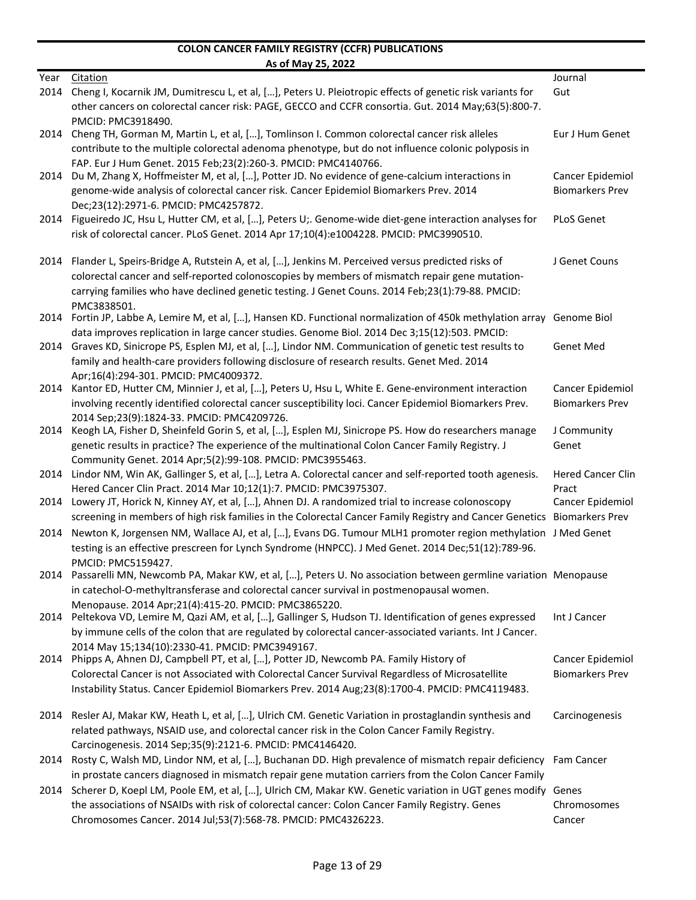# COLON CANCER FAMILY REGISTRY (CCFR) PUBLICATIONS

**As of May 25, 2022**

| Year | Citation | Journal |
|---|---|---|
| 2014 | Cheng I, Kocarnik JM, Dumitrescu L, et al, […], Peters U. Pleiotropic effects of genetic risk variants for other cancers on colorectal cancer risk: PAGE, GECCO and CCFR consortia. Gut. 2014 May;63(5):800-7. PMCID: PMC3918490. | Gut |
| 2014 | Cheng TH, Gorman M, Martin L, et al, […], Tomlinson I. Common colorectal cancer risk alleles contribute to the multiple colorectal adenoma phenotype, but do not influence colonic polyposis in FAP. Eur J Hum Genet. 2015 Feb;23(2):260-3. PMCID: PMC4140766. | Eur J Hum Genet |
| 2014 | Du M, Zhang X, Hoffmeister M, et al, […], Potter JD. No evidence of gene-calcium interactions in genome-wide analysis of colorectal cancer risk. Cancer Epidemiol Biomarkers Prev. 2014 Dec;23(12):2971-6. PMCID: PMC4257872. | Cancer Epidemiol Biomarkers Prev |
| 2014 | Figueiredo JC, Hsu L, Hutter CM, et al, […], Peters U;. Genome-wide diet-gene interaction analyses for risk of colorectal cancer. PLoS Genet. 2014 Apr 17;10(4):e1004228. PMCID: PMC3990510. | PLoS Genet |
| 2014 | Flander L, Speirs-Bridge A, Rutstein A, et al, […], Jenkins M. Perceived versus predicted risks of colorectal cancer and self-reported colonoscopies by members of mismatch repair gene mutation-carrying families who have declined genetic testing. J Genet Couns. 2014 Feb;23(1):79-88. PMCID: PMC3838501. | J Genet Couns |
| 2014 | Fortin JP, Labbe A, Lemire M, et al, […], Hansen KD. Functional normalization of 450k methylation array data improves replication in large cancer studies. Genome Biol. 2014 Dec 3;15(12):503. PMCID: | Genome Biol |
| 2014 | Graves KD, Sinicrope PS, Esplen MJ, et al, […], Lindor NM. Communication of genetic test results to family and health-care providers following disclosure of research results. Genet Med. 2014 Apr;16(4):294-301. PMCID: PMC4009372. | Genet Med |
| 2014 | Kantor ED, Hutter CM, Minnier J, et al, […], Peters U, Hsu L, White E. Gene-environment interaction involving recently identified colorectal cancer susceptibility loci. Cancer Epidemiol Biomarkers Prev. 2014 Sep;23(9):1824-33. PMCID: PMC4209726. | Cancer Epidemiol Biomarkers Prev |
| 2014 | Keogh LA, Fisher D, Sheinfeld Gorin S, et al, […], Esplen MJ, Sinicrope PS. How do researchers manage genetic results in practice? The experience of the multinational Colon Cancer Family Registry. J Community Genet. 2014 Apr;5(2):99-108. PMCID: PMC3955463. | J Community Genet |
| 2014 | Lindor NM, Win AK, Gallinger S, et al, […], Letra A. Colorectal cancer and self-reported tooth agenesis. Hered Cancer Clin Pract. 2014 Mar 10;12(1):7. PMCID: PMC3975307. | Hered Cancer Clin Pract |
| 2014 | Lowery JT, Horick N, Kinney AY, et al, […], Ahnen DJ. A randomized trial to increase colonoscopy screening in members of high risk families in the Colorectal Cancer Family Registry and Cancer Genetics | Cancer Epidemiol Biomarkers Prev |
| 2014 | Newton K, Jorgensen NM, Wallace AJ, et al, […], Evans DG. Tumour MLH1 promoter region methylation testing is an effective prescreen for Lynch Syndrome (HNPCC). J Med Genet. 2014 Dec;51(12):789-96. PMCID: PMC5159427. | J Med Genet |
| 2014 | Passarelli MN, Newcomb PA, Makar KW, et al, […], Peters U. No association between germline variation in catechol-O-methyltransferase and colorectal cancer survival in postmenopausal women. Menopause. 2014 Apr;21(4):415-20. PMCID: PMC3865220. | Menopause |
| 2014 | Peltekova VD, Lemire M, Qazi AM, et al, […], Gallinger S, Hudson TJ. Identification of genes expressed by immune cells of the colon that are regulated by colorectal cancer-associated variants. Int J Cancer. 2014 May 15;134(10):2330-41. PMCID: PMC3949167. | Int J Cancer |
| 2014 | Phipps A, Ahnen DJ, Campbell PT, et al, […], Potter JD, Newcomb PA. Family History of Colorectal Cancer is not Associated with Colorectal Cancer Survival Regardless of Microsatellite Instability Status. Cancer Epidemiol Biomarkers Prev. 2014 Aug;23(8):1700-4. PMCID: PMC4119483. | Cancer Epidemiol Biomarkers Prev |
| 2014 | Resler AJ, Makar KW, Heath L, et al, […], Ulrich CM. Genetic Variation in prostaglandin synthesis and related pathways, NSAID use, and colorectal cancer risk in the Colon Cancer Family Registry. Carcinogenesis. 2014 Sep;35(9):2121-6. PMCID: PMC4146420. | Carcinogenesis |
| 2014 | Rosty C, Walsh MD, Lindor NM, et al, […], Buchanan DD. High prevalence of mismatch repair deficiency in prostate cancers diagnosed in mismatch repair gene mutation carriers from the Colon Cancer Family | Fam Cancer |
| 2014 | Scherer D, Koepl LM, Poole EM, et al, […], Ulrich CM, Makar KW. Genetic variation in UGT genes modify the associations of NSAIDs with risk of colorectal cancer: Colon Cancer Family Registry. Genes Chromosomes Cancer. 2014 Jul;53(7):568-78. PMCID: PMC4326223. | Genes Chromosomes Cancer |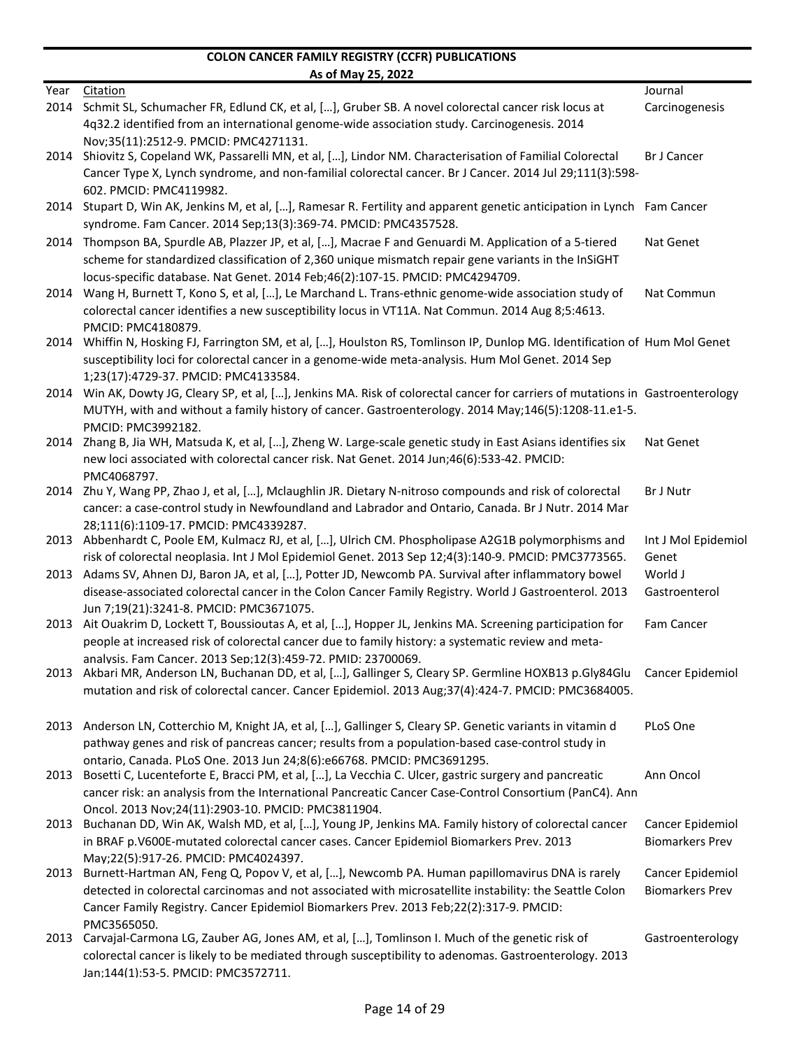**COLON CANCER FAMILY REGISTRY (CCFR) PUBLICATIONS**

**As of May 25, 2022**

| Year | Citation | Journal |
|---|---|---|
| 2014 | Schmit SL, Schumacher FR, Edlund CK, et al, […], Gruber SB. A novel colorectal cancer risk locus at 4q32.2 identified from an international genome-wide association study. Carcinogenesis. 2014 Nov;35(11):2512-9. PMCID: PMC4271131. | Carcinogenesis |
| 2014 | Shiovitz S, Copeland WK, Passarelli MN, et al, […], Lindor NM. Characterisation of Familial Colorectal Cancer Type X, Lynch syndrome, and non-familial colorectal cancer. Br J Cancer. 2014 Jul 29;111(3):598-602. PMCID: PMC4119982. | Br J Cancer |
| 2014 | Stupart D, Win AK, Jenkins M, et al, […], Ramesar R. Fertility and apparent genetic anticipation in Lynch syndrome. Fam Cancer. 2014 Sep;13(3):369-74. PMCID: PMC4357528. | Fam Cancer |
| 2014 | Thompson BA, Spurdle AB, Plazzer JP, et al, […], Macrae F and Genuardi M. Application of a 5-tiered scheme for standardized classification of 2,360 unique mismatch repair gene variants in the InSiGHT locus-specific database. Nat Genet. 2014 Feb;46(2):107-15. PMCID: PMC4294709. | Nat Genet |
| 2014 | Wang H, Burnett T, Kono S, et al, […], Le Marchand L. Trans-ethnic genome-wide association study of colorectal cancer identifies a new susceptibility locus in VT11A. Nat Commun. 2014 Aug 8;5:4613. PMCID: PMC4180879. | Nat Commun |
| 2014 | Whiffin N, Hosking FJ, Farrington SM, et al, […], Houlston RS, Tomlinson IP, Dunlop MG. Identification of susceptibility loci for colorectal cancer in a genome-wide meta-analysis. Hum Mol Genet. 2014 Sep 1;23(17):4729-37. PMCID: PMC4133584. | Hum Mol Genet |
| 2014 | Win AK, Dowty JG, Cleary SP, et al, […], Jenkins MA. Risk of colorectal cancer for carriers of mutations in MUTYH, with and without a family history of cancer. Gastroenterology. 2014 May;146(5):1208-11.e1-5. PMCID: PMC3992182. | Gastroenterology |
| 2014 | Zhang B, Jia WH, Matsuda K, et al, […], Zheng W. Large-scale genetic study in East Asians identifies six new loci associated with colorectal cancer risk. Nat Genet. 2014 Jun;46(6):533-42. PMCID: PMC4068797. | Nat Genet |
| 2014 | Zhu Y, Wang PP, Zhao J, et al, […], Mclaughlin JR. Dietary N-nitroso compounds and risk of colorectal cancer: a case-control study in Newfoundland and Labrador and Ontario, Canada. Br J Nutr. 2014 Mar 28;111(6):1109-17. PMCID: PMC4339287. | Br J Nutr |
| 2013 | Abbenhardt C, Poole EM, Kulmacz RJ, et al, […], Ulrich CM. Phospholipase A2G1B polymorphisms and risk of colorectal neoplasia. Int J Mol Epidemiol Genet. 2013 Sep 12;4(3):140-9. PMCID: PMC3773565. | Int J Mol Epidemiol Genet |
| 2013 | Adams SV, Ahnen DJ, Baron JA, et al, […], Potter JD, Newcomb PA. Survival after inflammatory bowel disease-associated colorectal cancer in the Colon Cancer Family Registry. World J Gastroenterol. 2013 Jun 7;19(21):3241-8. PMCID: PMC3671075. | World J Gastroenterol |
| 2013 | Ait Ouakrim D, Lockett T, Boussioutas A, et al, […], Hopper JL, Jenkins MA. Screening participation for people at increased risk of colorectal cancer due to family history: a systematic review and meta-analysis. Fam Cancer. 2013 Sep;12(3):459-72. PMID: 23700069. | Fam Cancer |
| 2013 | Akbari MR, Anderson LN, Buchanan DD, et al, […], Gallinger S, Cleary SP. Germline HOXB13 p.Gly84Glu mutation and risk of colorectal cancer. Cancer Epidemiol. 2013 Aug;37(4):424-7. PMCID: PMC3684005. | Cancer Epidemiol |
| 2013 | Anderson LN, Cotterchio M, Knight JA, et al, […], Gallinger S, Cleary SP. Genetic variants in vitamin d pathway genes and risk of pancreas cancer; results from a population-based case-control study in ontario, Canada. PLoS One. 2013 Jun 24;8(6):e66768. PMCID: PMC3691295. | PLoS One |
| 2013 | Bosetti C, Lucenteforte E, Bracci PM, et al, […], La Vecchia C. Ulcer, gastric surgery and pancreatic cancer risk: an analysis from the International Pancreatic Cancer Case-Control Consortium (PanC4). Ann Oncol. 2013 Nov;24(11):2903-10. PMCID: PMC3811904. | Ann Oncol |
| 2013 | Buchanan DD, Win AK, Walsh MD, et al, […], Young JP, Jenkins MA. Family history of colorectal cancer in BRAF p.V600E-mutated colorectal cancer cases. Cancer Epidemiol Biomarkers Prev. 2013 May;22(5):917-26. PMCID: PMC4024397. | Cancer Epidemiol Biomarkers Prev |
| 2013 | Burnett-Hartman AN, Feng Q, Popov V, et al, […], Newcomb PA. Human papillomavirus DNA is rarely detected in colorectal carcinomas and not associated with microsatellite instability: the Seattle Colon Cancer Family Registry. Cancer Epidemiol Biomarkers Prev. 2013 Feb;22(2):317-9. PMCID: PMC3565050. | Cancer Epidemiol Biomarkers Prev |
| 2013 | Carvajal-Carmona LG, Zauber AG, Jones AM, et al, […], Tomlinson I. Much of the genetic risk of colorectal cancer is likely to be mediated through susceptibility to adenomas. Gastroenterology. 2013 Jan;144(1):53-5. PMCID: PMC3572711. | Gastroenterology |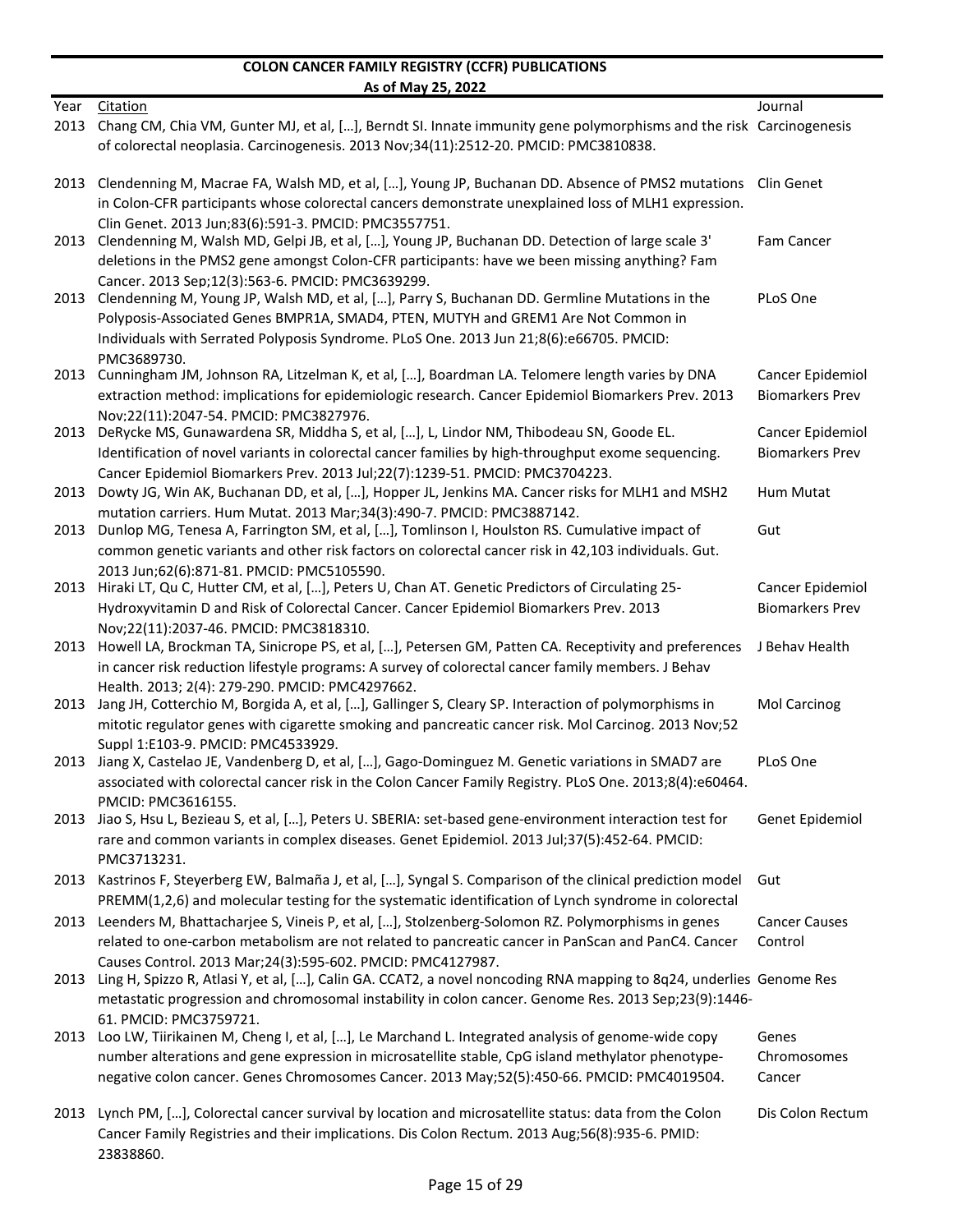# COLON CANCER FAMILY REGISTRY (CCFR) PUBLICATIONS

**As of May 25, 2022**

| Year | Citation | Journal |
|---|---|---|
| 2013 | Chang CM, Chia VM, Gunter MJ, et al, […], Berndt SI. Innate immunity gene polymorphisms and the risk of colorectal neoplasia. Carcinogenesis. 2013 Nov;34(11):2512-20. PMCID: PMC3810838. | Carcinogenesis |
| 2013 | Clendenning M, Macrae FA, Walsh MD, et al, […], Young JP, Buchanan DD. Absence of PMS2 mutations in Colon-CFR participants whose colorectal cancers demonstrate unexplained loss of MLH1 expression. Clin Genet. 2013 Jun;83(6):591-3. PMCID: PMC3557751. | Clin Genet |
| 2013 | Clendenning M, Walsh MD, Gelpi JB, et al, […], Young JP, Buchanan DD. Detection of large scale 3' deletions in the PMS2 gene amongst Colon-CFR participants: have we been missing anything? Fam Cancer. 2013 Sep;12(3):563-6. PMCID: PMC3639299. | Fam Cancer |
| 2013 | Clendenning M, Young JP, Walsh MD, et al, […], Parry S, Buchanan DD. Germline Mutations in the Polyposis-Associated Genes BMPR1A, SMAD4, PTEN, MUTYH and GREM1 Are Not Common in Individuals with Serrated Polyposis Syndrome. PLoS One. 2013 Jun 21;8(6):e66705. PMCID: PMC3689730. | PLoS One |
| 2013 | Cunningham JM, Johnson RA, Litzelman K, et al, […], Boardman LA. Telomere length varies by DNA extraction method: implications for epidemiologic research. Cancer Epidemiol Biomarkers Prev. 2013 Nov;22(11):2047-54. PMCID: PMC3827976. | Cancer Epidemiol Biomarkers Prev |
| 2013 | DeRycke MS, Gunawardena SR, Middha S, et al, […], L, Lindor NM, Thibodeau SN, Goode EL. Identification of novel variants in colorectal cancer families by high-throughput exome sequencing. Cancer Epidemiol Biomarkers Prev. 2013 Jul;22(7):1239-51. PMCID: PMC3704223. | Cancer Epidemiol Biomarkers Prev |
| 2013 | Dowty JG, Win AK, Buchanan DD, et al, […], Hopper JL, Jenkins MA. Cancer risks for MLH1 and MSH2 mutation carriers. Hum Mutat. 2013 Mar;34(3):490-7. PMCID: PMC3887142. | Hum Mutat |
| 2013 | Dunlop MG, Tenesa A, Farrington SM, et al, […], Tomlinson I, Houlston RS. Cumulative impact of common genetic variants and other risk factors on colorectal cancer risk in 42,103 individuals. Gut. 2013 Jun;62(6):871-81. PMCID: PMC5105590. | Gut |
| 2013 | Hiraki LT, Qu C, Hutter CM, et al, […], Peters U, Chan AT. Genetic Predictors of Circulating 25-Hydroxyvitamin D and Risk of Colorectal Cancer. Cancer Epidemiol Biomarkers Prev. 2013 Nov;22(11):2037-46. PMCID: PMC3818310. | Cancer Epidemiol Biomarkers Prev |
| 2013 | Howell LA, Brockman TA, Sinicrope PS, et al, […], Petersen GM, Patten CA. Receptivity and preferences in cancer risk reduction lifestyle programs: A survey of colorectal cancer family members. J Behav Health. 2013; 2(4): 279-290. PMCID: PMC4297662. | J Behav Health |
| 2013 | Jang JH, Cotterchio M, Borgida A, et al, […], Gallinger S, Cleary SP. Interaction of polymorphisms in mitotic regulator genes with cigarette smoking and pancreatic cancer risk. Mol Carcinog. 2013 Nov;52 Suppl 1:E103-9. PMCID: PMC4533929. | Mol Carcinog |
| 2013 | Jiang X, Castelao JE, Vandenberg D, et al, […], Gago-Dominguez M. Genetic variations in SMAD7 are associated with colorectal cancer risk in the Colon Cancer Family Registry. PLoS One. 2013;8(4):e60464. PMCID: PMC3616155. | PLoS One |
| 2013 | Jiao S, Hsu L, Bezieau S, et al, […], Peters U. SBERIA: set-based gene-environment interaction test for rare and common variants in complex diseases. Genet Epidemiol. 2013 Jul;37(5):452-64. PMCID: PMC3713231. | Genet Epidemiol |
| 2013 | Kastrinos F, Steyerberg EW, Balmaña J, et al, […], Syngal S. Comparison of the clinical prediction model PREMM(1,2,6) and molecular testing for the systematic identification of Lynch syndrome in colorectal | Gut |
| 2013 | Leenders M, Bhattacharjee S, Vineis P, et al, […], Stolzenberg-Solomon RZ. Polymorphisms in genes related to one-carbon metabolism are not related to pancreatic cancer in PanScan and PanC4. Cancer Causes Control. 2013 Mar;24(3):595-602. PMCID: PMC4127987. | Cancer Causes Control |
| 2013 | Ling H, Spizzo R, Atlasi Y, et al, […], Calin GA. CCAT2, a novel noncoding RNA mapping to 8q24, underlies metastatic progression and chromosomal instability in colon cancer. Genome Res. 2013 Sep;23(9):1446-61. PMCID: PMC3759721. | Genome Res |
| 2013 | Loo LW, Tiirikainen M, Cheng I, et al, […], Le Marchand L. Integrated analysis of genome-wide copy number alterations and gene expression in microsatellite stable, CpG island methylator phenotype-negative colon cancer. Genes Chromosomes Cancer. 2013 May;52(5):450-66. PMCID: PMC4019504. | Genes Chromosomes Cancer |
| 2013 | Lynch PM, […], Colorectal cancer survival by location and microsatellite status: data from the Colon Cancer Family Registries and their implications. Dis Colon Rectum. 2013 Aug;56(8):935-6. PMID: 23838860. | Dis Colon Rectum |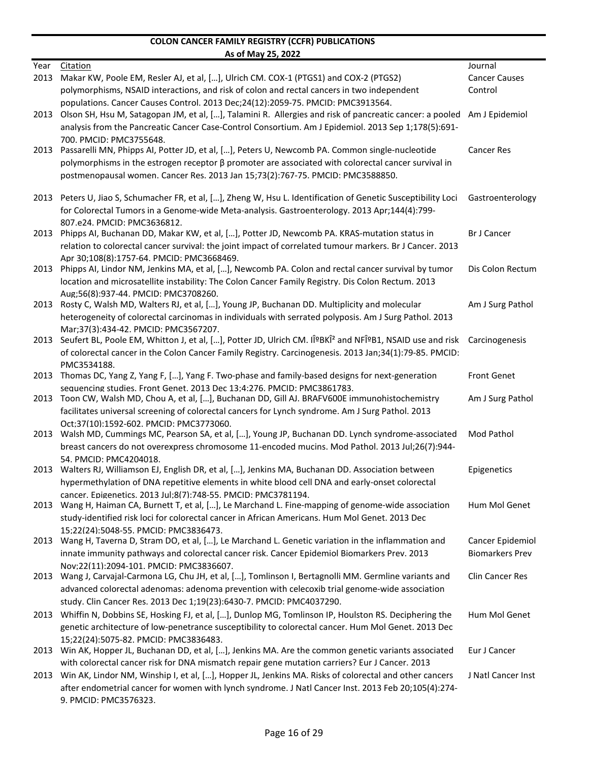**COLON CANCER FAMILY REGISTRY (CCFR) PUBLICATIONS**

**As of May 25, 2022**

| Year | Citation | Journal |
|---|---|---|
| 2013 | Makar KW, Poole EM, Resler AJ, et al, […], Ulrich CM. COX-1 (PTGS1) and COX-2 (PTGS2) polymorphisms, NSAID interactions, and risk of colon and rectal cancers in two independent populations. Cancer Causes Control. 2013 Dec;24(12):2059-75. PMCID: PMC3913564. | Cancer Causes Control |
| 2013 | Olson SH, Hsu M, Satagopan JM, et al, […], Talamini R. Allergies and risk of pancreatic cancer: a pooled analysis from the Pancreatic Cancer Case-Control Consortium. Am J Epidemiol. 2013 Sep 1;178(5):691-700. PMCID: PMC3755648. | Am J Epidemiol |
| 2013 | Passarelli MN, Phipps AI, Potter JD, et al, […], Peters U, Newcomb PA. Common single-nucleotide polymorphisms in the estrogen receptor β promoter are associated with colorectal cancer survival in postmenopausal women. Cancer Res. 2013 Jan 15;73(2):767-75. PMCID: PMC3588850. | Cancer Res |
| 2013 | Peters U, Jiao S, Schumacher FR, et al, […], Zheng W, Hsu L. Identification of Genetic Susceptibility Loci for Colorectal Tumors in a Genome-wide Meta-analysis. Gastroenterology. 2013 Apr;144(4):799-807.e24. PMCID: PMC3636812. | Gastroenterology |
| 2013 | Phipps AI, Buchanan DD, Makar KW, et al, […], Potter JD, Newcomb PA. KRAS-mutation status in relation to colorectal cancer survival: the joint impact of correlated tumour markers. Br J Cancer. 2013 Apr 30;108(8):1757-64. PMCID: PMC3668469. | Br J Cancer |
| 2013 | Phipps AI, Lindor NM, Jenkins MA, et al, […], Newcomb PA. Colon and rectal cancer survival by tumor location and microsatellite instability: The Colon Cancer Family Registry. Dis Colon Rectum. 2013 Aug;56(8):937-44. PMCID: PMC3708260. | Dis Colon Rectum |
| 2013 | Rosty C, Walsh MD, Walters RJ, et al, […], Young JP, Buchanan DD. Multiplicity and molecular heterogeneity of colorectal carcinomas in individuals with serrated polyposis. Am J Surg Pathol. 2013 Mar;37(3):434-42. PMCID: PMC3567207. | Am J Surg Pathol |
| 2013 | Seufert BL, Poole EM, Whitton J, et al, […], Potter JD, Ulrich CM. IÎºBKÎ² and NFÎºB1, NSAID use and risk of colorectal cancer in the Colon Cancer Family Registry. Carcinogenesis. 2013 Jan;34(1):79-85. PMCID: PMC3534188. | Carcinogenesis |
| 2013 | Thomas DC, Yang Z, Yang F, […], Yang F. Two-phase and family-based designs for next-generation sequencing studies. Front Genet. 2013 Dec 13;4:276. PMCID: PMC3861783. | Front Genet |
| 2013 | Toon CW, Walsh MD, Chou A, et al, […], Buchanan DD, Gill AJ. BRAFV600E immunohistochemistry facilitates universal screening of colorectal cancers for Lynch syndrome. Am J Surg Pathol. 2013 Oct;37(10):1592-602. PMCID: PMC3773060. | Am J Surg Pathol |
| 2013 | Walsh MD, Cummings MC, Pearson SA, et al, […], Young JP, Buchanan DD. Lynch syndrome-associated breast cancers do not overexpress chromosome 11-encoded mucins. Mod Pathol. 2013 Jul;26(7):944-54. PMCID: PMC4204018. | Mod Pathol |
| 2013 | Walters RJ, Williamson EJ, English DR, et al, […], Jenkins MA, Buchanan DD. Association between hypermethylation of DNA repetitive elements in white blood cell DNA and early-onset colorectal cancer. Epigenetics. 2013 Jul;8(7):748-55. PMCID: PMC3781194. | Epigenetics |
| 2013 | Wang H, Haiman CA, Burnett T, et al, […], Le Marchand L. Fine-mapping of genome-wide association study-identified risk loci for colorectal cancer in African Americans. Hum Mol Genet. 2013 Dec 15;22(24):5048-55. PMCID: PMC3836473. | Hum Mol Genet |
| 2013 | Wang H, Taverna D, Stram DO, et al, […], Le Marchand L. Genetic variation in the inflammation and innate immunity pathways and colorectal cancer risk. Cancer Epidemiol Biomarkers Prev. 2013 Nov;22(11):2094-101. PMCID: PMC3836607. | Cancer Epidemiol Biomarkers Prev |
| 2013 | Wang J, Carvajal-Carmona LG, Chu JH, et al, […], Tomlinson I, Bertagnolli MM. Germline variants and advanced colorectal adenomas: adenoma prevention with celecoxib trial genome-wide association study. Clin Cancer Res. 2013 Dec 1;19(23):6430-7. PMCID: PMC4037290. | Clin Cancer Res |
| 2013 | Whiffin N, Dobbins SE, Hosking FJ, et al, […], Dunlop MG, Tomlinson IP, Houlston RS. Deciphering the genetic architecture of low-penetrance susceptibility to colorectal cancer. Hum Mol Genet. 2013 Dec 15;22(24):5075-82. PMCID: PMC3836483. | Hum Mol Genet |
| 2013 | Win AK, Hopper JL, Buchanan DD, et al, […], Jenkins MA. Are the common genetic variants associated with colorectal cancer risk for DNA mismatch repair gene mutation carriers? Eur J Cancer. 2013 | Eur J Cancer |
| 2013 | Win AK, Lindor NM, Winship I, et al, […], Hopper JL, Jenkins MA. Risks of colorectal and other cancers after endometrial cancer for women with lynch syndrome. J Natl Cancer Inst. 2013 Feb 20;105(4):274-9. PMCID: PMC3576323. | J Natl Cancer Inst |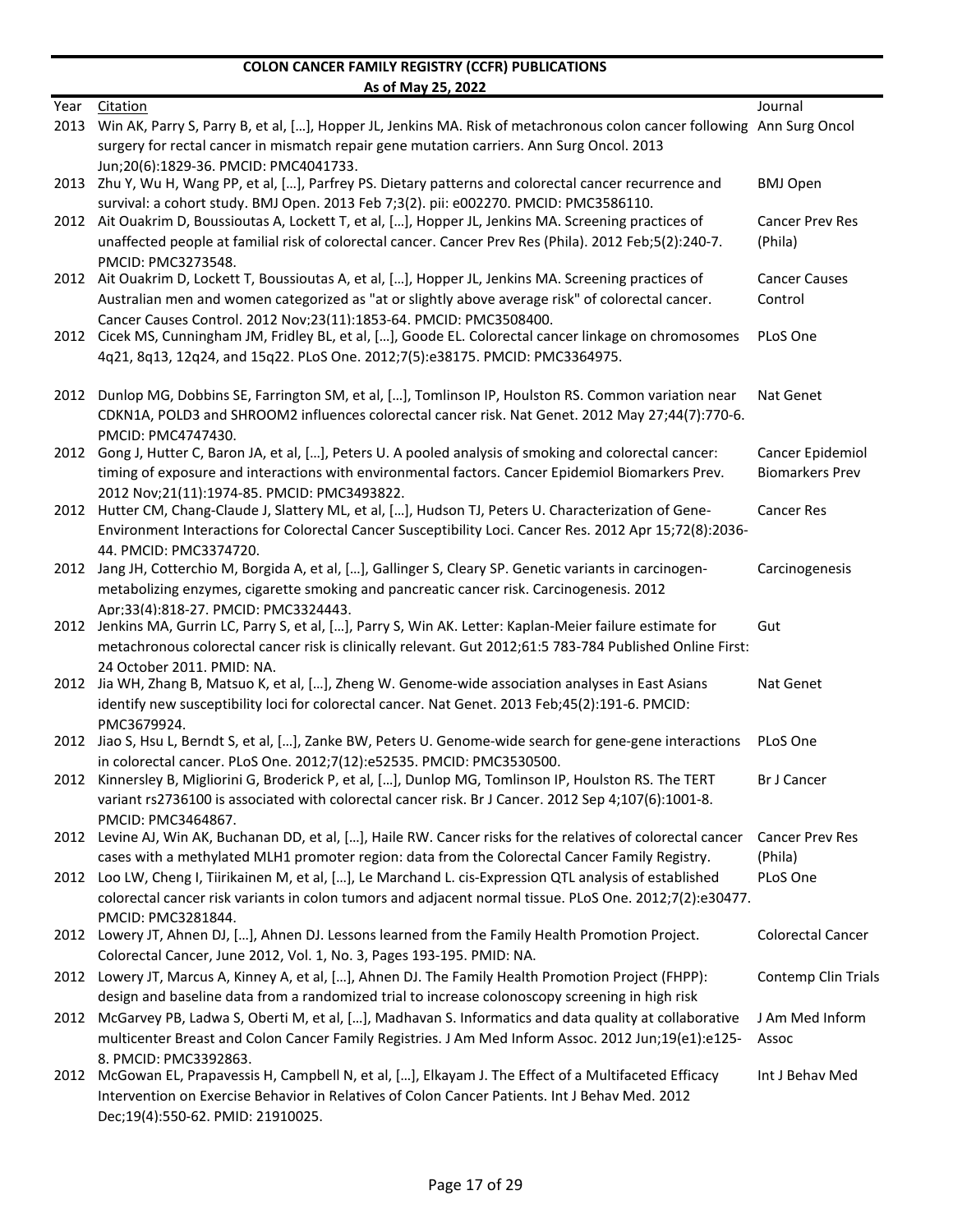**COLON CANCER FAMILY REGISTRY (CCFR) PUBLICATIONS**

**As of May 25, 2022**

| Year | Citation | Journal |
|---|---|---|
| 2013 | Win AK, Parry S, Parry B, et al, […], Hopper JL, Jenkins MA. Risk of metachronous colon cancer following surgery for rectal cancer in mismatch repair gene mutation carriers. Ann Surg Oncol. 2013 Jun;20(6):1829-36. PMCID: PMC4041733. | Ann Surg Oncol |
| 2013 | Zhu Y, Wu H, Wang PP, et al, […], Parfrey PS. Dietary patterns and colorectal cancer recurrence and survival: a cohort study. BMJ Open. 2013 Feb 7;3(2). pii: e002270. PMCID: PMC3586110. | BMJ Open |
| 2012 | Ait Ouakrim D, Boussioutas A, Lockett T, et al, […], Hopper JL, Jenkins MA. Screening practices of unaffected people at familial risk of colorectal cancer. Cancer Prev Res (Phila). 2012 Feb;5(2):240-7. PMCID: PMC3273548. | Cancer Prev Res (Phila) |
| 2012 | Ait Ouakrim D, Lockett T, Boussioutas A, et al, […], Hopper JL, Jenkins MA. Screening practices of Australian men and women categorized as "at or slightly above average risk" of colorectal cancer. Cancer Causes Control. 2012 Nov;23(11):1853-64. PMCID: PMC3508400. | Cancer Causes Control |
| 2012 | Cicek MS, Cunningham JM, Fridley BL, et al, […], Goode EL. Colorectal cancer linkage on chromosomes 4q21, 8q13, 12q24, and 15q22. PLoS One. 2012;7(5):e38175. PMCID: PMC3364975. | PLoS One |
| 2012 | Dunlop MG, Dobbins SE, Farrington SM, et al, […], Tomlinson IP, Houlston RS. Common variation near CDKN1A, POLD3 and SHROOM2 influences colorectal cancer risk. Nat Genet. 2012 May 27;44(7):770-6. PMCID: PMC4747430. | Nat Genet |
| 2012 | Gong J, Hutter C, Baron JA, et al, […], Peters U. A pooled analysis of smoking and colorectal cancer: timing of exposure and interactions with environmental factors. Cancer Epidemiol Biomarkers Prev. 2012 Nov;21(11):1974-85. PMCID: PMC3493822. | Cancer Epidemiol Biomarkers Prev |
| 2012 | Hutter CM, Chang-Claude J, Slattery ML, et al, […], Hudson TJ, Peters U. Characterization of Gene-Environment Interactions for Colorectal Cancer Susceptibility Loci. Cancer Res. 2012 Apr 15;72(8):2036-44. PMCID: PMC3374720. | Cancer Res |
| 2012 | Jang JH, Cotterchio M, Borgida A, et al, […], Gallinger S, Cleary SP. Genetic variants in carcinogen-metabolizing enzymes, cigarette smoking and pancreatic cancer risk. Carcinogenesis. 2012 Apr;33(4):818-27. PMCID: PMC3324443. | Carcinogenesis |
| 2012 | Jenkins MA, Gurrin LC, Parry S, et al, […], Parry S, Win AK. Letter: Kaplan-Meier failure estimate for metachronous colorectal cancer risk is clinically relevant. Gut 2012;61:5 783-784 Published Online First: 24 October 2011. PMID: NA. | Gut |
| 2012 | Jia WH, Zhang B, Matsuo K, et al, […], Zheng W. Genome-wide association analyses in East Asians identify new susceptibility loci for colorectal cancer. Nat Genet. 2013 Feb;45(2):191-6. PMCID: PMC3679924. | Nat Genet |
| 2012 | Jiao S, Hsu L, Berndt S, et al, […], Zanke BW, Peters U. Genome-wide search for gene-gene interactions in colorectal cancer. PLoS One. 2012;7(12):e52535. PMCID: PMC3530500. | PLoS One |
| 2012 | Kinnersley B, Migliorini G, Broderick P, et al, […], Dunlop MG, Tomlinson IP, Houlston RS. The TERT variant rs2736100 is associated with colorectal cancer risk. Br J Cancer. 2012 Sep 4;107(6):1001-8. PMCID: PMC3464867. | Br J Cancer |
| 2012 | Levine AJ, Win AK, Buchanan DD, et al, […], Haile RW. Cancer risks for the relatives of colorectal cancer cases with a methylated MLH1 promoter region: data from the Colorectal Cancer Family Registry. | Cancer Prev Res (Phila) |
| 2012 | Loo LW, Cheng I, Tiirikainen M, et al, […], Le Marchand L. cis-Expression QTL analysis of established colorectal cancer risk variants in colon tumors and adjacent normal tissue. PLoS One. 2012;7(2):e30477. PMCID: PMC3281844. | PLoS One |
| 2012 | Lowery JT, Ahnen DJ, […], Ahnen DJ. Lessons learned from the Family Health Promotion Project. Colorectal Cancer, June 2012, Vol. 1, No. 3, Pages 193-195. PMID: NA. | Colorectal Cancer |
| 2012 | Lowery JT, Marcus A, Kinney A, et al, […], Ahnen DJ. The Family Health Promotion Project (FHPP): design and baseline data from a randomized trial to increase colonoscopy screening in high risk | Contemp Clin Trials |
| 2012 | McGarvey PB, Ladwa S, Oberti M, et al, […], Madhavan S. Informatics and data quality at collaborative multicenter Breast and Colon Cancer Family Registries. J Am Med Inform Assoc. 2012 Jun;19(e1):e125-8. PMCID: PMC3392863. | J Am Med Inform Assoc |
| 2012 | McGowan EL, Prapavessis H, Campbell N, et al, […], Elkayam J. The Effect of a Multifaceted Efficacy Intervention on Exercise Behavior in Relatives of Colon Cancer Patients. Int J Behav Med. 2012 Dec;19(4):550-62. PMID: 21910025. | Int J Behav Med |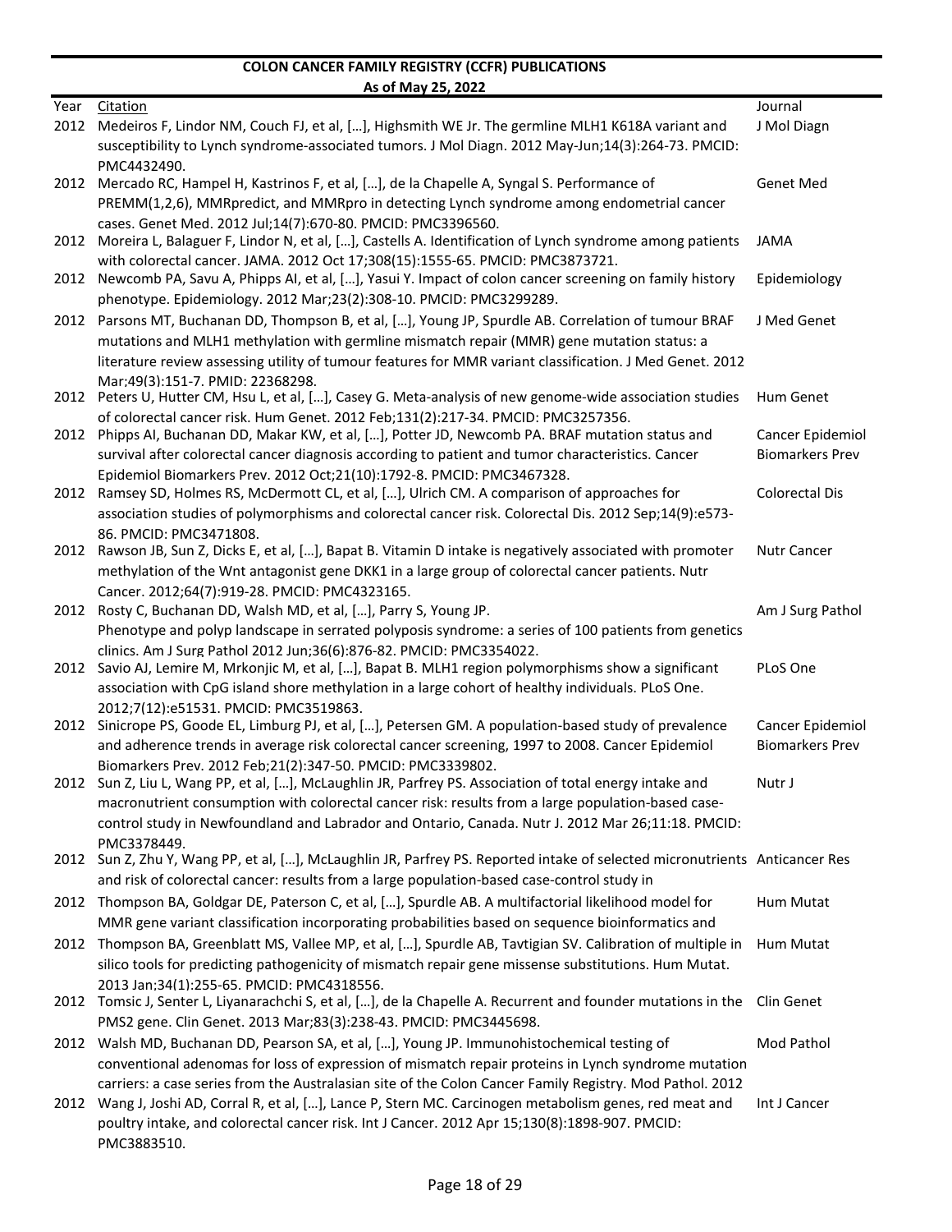**COLON CANCER FAMILY REGISTRY (CCFR) PUBLICATIONS**

**As of May 25, 2022**

| Year | Citation | Journal |
|---|---|---|
| 2012 | Medeiros F, Lindor NM, Couch FJ, et al, […], Highsmith WE Jr. The germline MLH1 K618A variant and susceptibility to Lynch syndrome-associated tumors. J Mol Diagn. 2012 May-Jun;14(3):264-73. PMCID: PMC4432490. | J Mol Diagn |
| 2012 | Mercado RC, Hampel H, Kastrinos F, et al, […], de la Chapelle A, Syngal S. Performance of PREMM(1,2,6), MMRpredict, and MMRpro in detecting Lynch syndrome among endometrial cancer cases. Genet Med. 2012 Jul;14(7):670-80. PMCID: PMC3396560. | Genet Med |
| 2012 | Moreira L, Balaguer F, Lindor N, et al, […], Castells A. Identification of Lynch syndrome among patients with colorectal cancer. JAMA. 2012 Oct 17;308(15):1555-65. PMCID: PMC3873721. | JAMA |
| 2012 | Newcomb PA, Savu A, Phipps AI, et al, […], Yasui Y. Impact of colon cancer screening on family history phenotype. Epidemiology. 2012 Mar;23(2):308-10. PMCID: PMC3299289. | Epidemiology |
| 2012 | Parsons MT, Buchanan DD, Thompson B, et al, […], Young JP, Spurdle AB. Correlation of tumour BRAF mutations and MLH1 methylation with germline mismatch repair (MMR) gene mutation status: a literature review assessing utility of tumour features for MMR variant classification. J Med Genet. 2012 Mar;49(3):151-7. PMID: 22368298. | J Med Genet |
| 2012 | Peters U, Hutter CM, Hsu L, et al, […], Casey G. Meta-analysis of new genome-wide association studies of colorectal cancer risk. Hum Genet. 2012 Feb;131(2):217-34. PMCID: PMC3257356. | Hum Genet |
| 2012 | Phipps AI, Buchanan DD, Makar KW, et al, […], Potter JD, Newcomb PA. BRAF mutation status and survival after colorectal cancer diagnosis according to patient and tumor characteristics. Cancer Epidemiol Biomarkers Prev. 2012 Oct;21(10):1792-8. PMCID: PMC3467328. | Cancer Epidemiol Biomarkers Prev |
| 2012 | Ramsey SD, Holmes RS, McDermott CL, et al, […], Ulrich CM. A comparison of approaches for association studies of polymorphisms and colorectal cancer risk. Colorectal Dis. 2012 Sep;14(9):e573-86. PMCID: PMC3471808. | Colorectal Dis |
| 2012 | Rawson JB, Sun Z, Dicks E, et al, […], Bapat B. Vitamin D intake is negatively associated with promoter methylation of the Wnt antagonist gene DKK1 in a large group of colorectal cancer patients. Nutr Cancer. 2012;64(7):919-28. PMCID: PMC4323165. | Nutr Cancer |
| 2012 | Rosty C, Buchanan DD, Walsh MD, et al, […], Parry S, Young JP. Phenotype and polyp landscape in serrated polyposis syndrome: a series of 100 patients from genetics clinics. Am J Surg Pathol 2012 Jun;36(6):876-82. PMCID: PMC3354022. | Am J Surg Pathol |
| 2012 | Savio AJ, Lemire M, Mrkonjic M, et al, […], Bapat B. MLH1 region polymorphisms show a significant association with CpG island shore methylation in a large cohort of healthy individuals. PLoS One. 2012;7(12):e51531. PMCID: PMC3519863. | PLoS One |
| 2012 | Sinicrope PS, Goode EL, Limburg PJ, et al, […], Petersen GM. A population-based study of prevalence and adherence trends in average risk colorectal cancer screening, 1997 to 2008. Cancer Epidemiol Biomarkers Prev. 2012 Feb;21(2):347-50. PMCID: PMC3339802. | Cancer Epidemiol Biomarkers Prev |
| 2012 | Sun Z, Liu L, Wang PP, et al, […], McLaughlin JR, Parfrey PS. Association of total energy intake and macronutrient consumption with colorectal cancer risk: results from a large population-based case-control study in Newfoundland and Labrador and Ontario, Canada. Nutr J. 2012 Mar 26;11:18. PMCID: PMC3378449. | Nutr J |
| 2012 | Sun Z, Zhu Y, Wang PP, et al, […], McLaughlin JR, Parfrey PS. Reported intake of selected micronutrients and risk of colorectal cancer: results from a large population-based case-control study in | Anticancer Res |
| 2012 | Thompson BA, Goldgar DE, Paterson C, et al, […], Spurdle AB. A multifactorial likelihood model for MMR gene variant classification incorporating probabilities based on sequence bioinformatics and | Hum Mutat |
| 2012 | Thompson BA, Greenblatt MS, Vallee MP, et al, […], Spurdle AB, Tavtigian SV. Calibration of multiple in silico tools for predicting pathogenicity of mismatch repair gene missense substitutions. Hum Mutat. 2013 Jan;34(1):255-65. PMCID: PMC4318556. | Hum Mutat |
| 2012 | Tomsic J, Senter L, Liyanarachchi S, et al, […], de la Chapelle A. Recurrent and founder mutations in the PMS2 gene. Clin Genet. 2013 Mar;83(3):238-43. PMCID: PMC3445698. | Clin Genet |
| 2012 | Walsh MD, Buchanan DD, Pearson SA, et al, […], Young JP. Immunohistochemical testing of conventional adenomas for loss of expression of mismatch repair proteins in Lynch syndrome mutation carriers: a case series from the Australasian site of the Colon Cancer Family Registry. Mod Pathol. 2012 | Mod Pathol |
| 2012 | Wang J, Joshi AD, Corral R, et al, […], Lance P, Stern MC. Carcinogen metabolism genes, red meat and poultry intake, and colorectal cancer risk. Int J Cancer. 2012 Apr 15;130(8):1898-907. PMCID: PMC3883510. | Int J Cancer |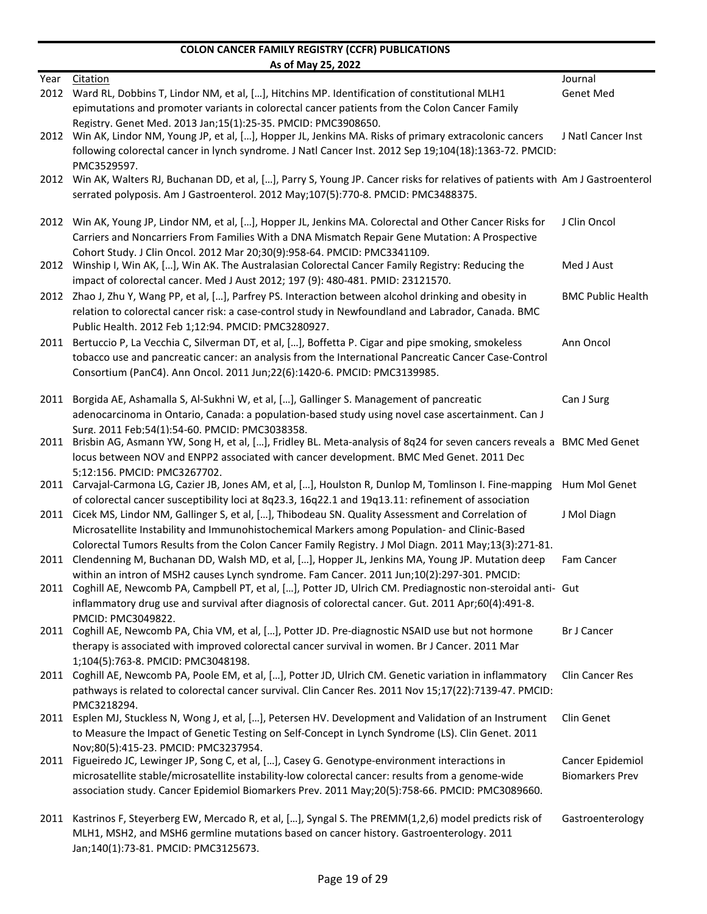**COLON CANCER FAMILY REGISTRY (CCFR) PUBLICATIONS**

**As of May 25, 2022**

| Year | Citation | Journal |
|---|---|---|
| 2012 | Ward RL, Dobbins T, Lindor NM, et al, […], Hitchins MP. Identification of constitutional MLH1 epimutations and promoter variants in colorectal cancer patients from the Colon Cancer Family Registry. Genet Med. 2013 Jan;15(1):25-35. PMCID: PMC3908650. | Genet Med |
| 2012 | Win AK, Lindor NM, Young JP, et al, […], Hopper JL, Jenkins MA. Risks of primary extracolonic cancers following colorectal cancer in lynch syndrome. J Natl Cancer Inst. 2012 Sep 19;104(18):1363-72. PMCID: PMC3529597. | J Natl Cancer Inst |
| 2012 | Win AK, Walters RJ, Buchanan DD, et al, […], Parry S, Young JP. Cancer risks for relatives of patients with serrated polyposis. Am J Gastroenterol. 2012 May;107(5):770-8. PMCID: PMC3488375. | Am J Gastroenterol |
| 2012 | Win AK, Young JP, Lindor NM, et al, […], Hopper JL, Jenkins MA. Colorectal and Other Cancer Risks for Carriers and Noncarriers From Families With a DNA Mismatch Repair Gene Mutation: A Prospective Cohort Study. J Clin Oncol. 2012 Mar 20;30(9):958-64. PMCID: PMC3341109. | J Clin Oncol |
| 2012 | Winship I, Win AK, […], Win AK. The Australasian Colorectal Cancer Family Registry: Reducing the impact of colorectal cancer. Med J Aust 2012; 197 (9): 480-481. PMID: 23121570. | Med J Aust |
| 2012 | Zhao J, Zhu Y, Wang PP, et al, […], Parfrey PS. Interaction between alcohol drinking and obesity in relation to colorectal cancer risk: a case-control study in Newfoundland and Labrador, Canada. BMC Public Health. 2012 Feb 1;12:94. PMCID: PMC3280927. | BMC Public Health |
| 2011 | Bertuccio P, La Vecchia C, Silverman DT, et al, […], Boffetta P. Cigar and pipe smoking, smokeless tobacco use and pancreatic cancer: an analysis from the International Pancreatic Cancer Case-Control Consortium (PanC4). Ann Oncol. 2011 Jun;22(6):1420-6. PMCID: PMC3139985. | Ann Oncol |
| 2011 | Borgida AE, Ashamalla S, Al-Sukhni W, et al, […], Gallinger S. Management of pancreatic adenocarcinoma in Ontario, Canada: a population-based study using novel case ascertainment. Can J Surg. 2011 Feb;54(1):54-60. PMCID: PMC3038358. | Can J Surg |
| 2011 | Brisbin AG, Asmann YW, Song H, et al, […], Fridley BL. Meta-analysis of 8q24 for seven cancers reveals a locus between NOV and ENPP2 associated with cancer development. BMC Med Genet. 2011 Dec 5;12:156. PMCID: PMC3267702. | BMC Med Genet |
| 2011 | Carvajal-Carmona LG, Cazier JB, Jones AM, et al, […], Houlston R, Dunlop M, Tomlinson I. Fine-mapping of colorectal cancer susceptibility loci at 8q23.3, 16q22.1 and 19q13.11: refinement of association | Hum Mol Genet |
| 2011 | Cicek MS, Lindor NM, Gallinger S, et al, […], Thibodeau SN. Quality Assessment and Correlation of Microsatellite Instability and Immunohistochemical Markers among Population- and Clinic-Based Colorectal Tumors Results from the Colon Cancer Family Registry. J Mol Diagn. 2011 May;13(3):271-81. | J Mol Diagn |
| 2011 | Clendenning M, Buchanan DD, Walsh MD, et al, […], Hopper JL, Jenkins MA, Young JP. Mutation deep within an intron of MSH2 causes Lynch syndrome. Fam Cancer. 2011 Jun;10(2):297-301. PMCID: | Fam Cancer |
| 2011 | Coghill AE, Newcomb PA, Campbell PT, et al, […], Potter JD, Ulrich CM. Prediagnostic non-steroidal anti-inflammatory drug use and survival after diagnosis of colorectal cancer. Gut. 2011 Apr;60(4):491-8. PMCID: PMC3049822. | Gut |
| 2011 | Coghill AE, Newcomb PA, Chia VM, et al, […], Potter JD. Pre-diagnostic NSAID use but not hormone therapy is associated with improved colorectal cancer survival in women. Br J Cancer. 2011 Mar 1;104(5):763-8. PMCID: PMC3048198. | Br J Cancer |
| 2011 | Coghill AE, Newcomb PA, Poole EM, et al, […], Potter JD, Ulrich CM. Genetic variation in inflammatory pathways is related to colorectal cancer survival. Clin Cancer Res. 2011 Nov 15;17(22):7139-47. PMCID: PMC3218294. | Clin Cancer Res |
| 2011 | Esplen MJ, Stuckless N, Wong J, et al, […], Petersen HV. Development and Validation of an Instrument to Measure the Impact of Genetic Testing on Self-Concept in Lynch Syndrome (LS). Clin Genet. 2011 Nov;80(5):415-23. PMCID: PMC3237954. | Clin Genet |
| 2011 | Figueiredo JC, Lewinger JP, Song C, et al, […], Casey G. Genotype-environment interactions in microsatellite stable/microsatellite instability-low colorectal cancer: results from a genome-wide association study. Cancer Epidemiol Biomarkers Prev. 2011 May;20(5):758-66. PMCID: PMC3089660. | Cancer Epidemiol Biomarkers Prev |
| 2011 | Kastrinos F, Steyerberg EW, Mercado R, et al, […], Syngal S. The PREMM(1,2,6) model predicts risk of MLH1, MSH2, and MSH6 germline mutations based on cancer history. Gastroenterology. 2011 Jan;140(1):73-81. PMCID: PMC3125673. | Gastroenterology |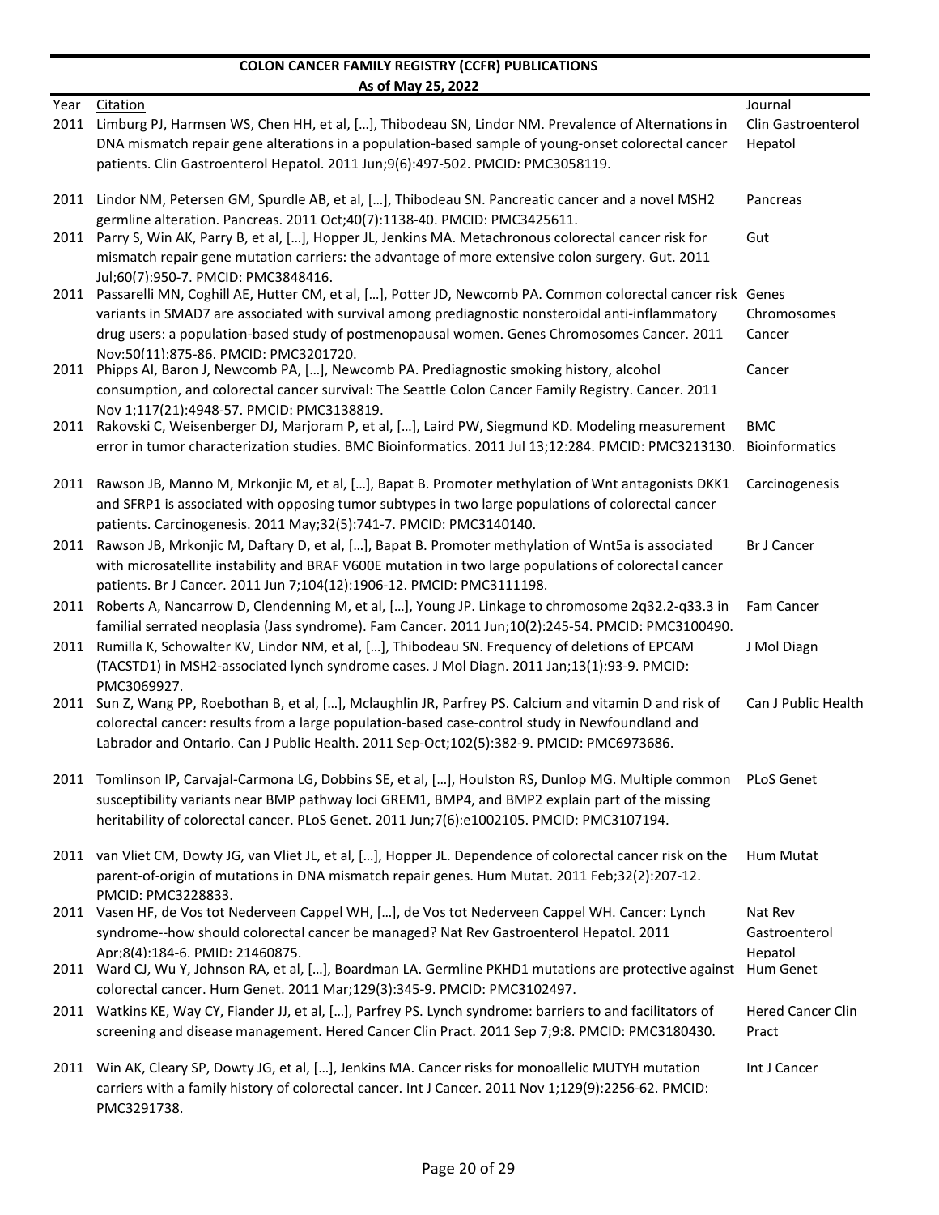## COLON CANCER FAMILY REGISTRY (CCFR) PUBLICATIONS

### As of May 25, 2022

| Year | Citation | Journal |
|---|---|---|
| 2011 | Limburg PJ, Harmsen WS, Chen HH, et al, […], Thibodeau SN, Lindor NM. Prevalence of Alternations in DNA mismatch repair gene alterations in a population-based sample of young-onset colorectal cancer patients. Clin Gastroenterol Hepatol. 2011 Jun;9(6):497-502. PMCID: PMC3058119. | Clin Gastroenterol Hepatol |
| 2011 | Lindor NM, Petersen GM, Spurdle AB, et al, […], Thibodeau SN. Pancreatic cancer and a novel MSH2 germline alteration. Pancreas. 2011 Oct;40(7):1138-40. PMCID: PMC3425611. | Pancreas |
| 2011 | Parry S, Win AK, Parry B, et al, […], Hopper JL, Jenkins MA. Metachronous colorectal cancer risk for mismatch repair gene mutation carriers: the advantage of more extensive colon surgery. Gut. 2011 Jul;60(7):950-7. PMCID: PMC3848416. | Gut |
| 2011 | Passarelli MN, Coghill AE, Hutter CM, et al, […], Potter JD, Newcomb PA. Common colorectal cancer risk variants in SMAD7 are associated with survival among prediagnostic nonsteroidal anti-inflammatory drug users: a population-based study of postmenopausal women. Genes Chromosomes Cancer. 2011 Nov;50(11):875-86. PMCID: PMC3201720. | Genes Chromosomes Cancer |
| 2011 | Phipps AI, Baron J, Newcomb PA, […], Newcomb PA. Prediagnostic smoking history, alcohol consumption, and colorectal cancer survival: The Seattle Colon Cancer Family Registry. Cancer. 2011 Nov 1;117(21):4948-57. PMCID: PMC3138819. | Cancer |
| 2011 | Rakovski C, Weisenberger DJ, Marjoram P, et al, […], Laird PW, Siegmund KD. Modeling measurement error in tumor characterization studies. BMC Bioinformatics. 2011 Jul 13;12:284. PMCID: PMC3213130. | BMC Bioinformatics |
| 2011 | Rawson JB, Manno M, Mrkonjic M, et al, […], Bapat B. Promoter methylation of Wnt antagonists DKK1 and SFRP1 is associated with opposing tumor subtypes in two large populations of colorectal cancer patients. Carcinogenesis. 2011 May;32(5):741-7. PMCID: PMC3140140. | Carcinogenesis |
| 2011 | Rawson JB, Mrkonjic M, Daftary D, et al, […], Bapat B. Promoter methylation of Wnt5a is associated with microsatellite instability and BRAF V600E mutation in two large populations of colorectal cancer patients. Br J Cancer. 2011 Jun 7;104(12):1906-12. PMCID: PMC3111198. | Br J Cancer |
| 2011 | Roberts A, Nancarrow D, Clendenning M, et al, […], Young JP. Linkage to chromosome 2q32.2-q33.3 in familial serrated neoplasia (Jass syndrome). Fam Cancer. 2011 Jun;10(2):245-54. PMCID: PMC3100490. | Fam Cancer |
| 2011 | Rumilla K, Schowalter KV, Lindor NM, et al, […], Thibodeau SN. Frequency of deletions of EPCAM (TACSTD1) in MSH2-associated lynch syndrome cases. J Mol Diagn. 2011 Jan;13(1):93-9. PMCID: PMC3069927. | J Mol Diagn |
| 2011 | Sun Z, Wang PP, Roebothan B, et al, […], Mclaughlin JR, Parfrey PS. Calcium and vitamin D and risk of colorectal cancer: results from a large population-based case-control study in Newfoundland and Labrador and Ontario. Can J Public Health. 2011 Sep-Oct;102(5):382-9. PMCID: PMC6973686. | Can J Public Health |
| 2011 | Tomlinson IP, Carvajal-Carmona LG, Dobbins SE, et al, […], Houlston RS, Dunlop MG. Multiple common susceptibility variants near BMP pathway loci GREM1, BMP4, and BMP2 explain part of the missing heritability of colorectal cancer. PLoS Genet. 2011 Jun;7(6):e1002105. PMCID: PMC3107194. | PLoS Genet |
| 2011 | van Vliet CM, Dowty JG, van Vliet JL, et al, […], Hopper JL. Dependence of colorectal cancer risk on the parent-of-origin of mutations in DNA mismatch repair genes. Hum Mutat. 2011 Feb;32(2):207-12. PMCID: PMC3228833. | Hum Mutat |
| 2011 | Vasen HF, de Vos tot Nederveen Cappel WH, […], de Vos tot Nederveen Cappel WH. Cancer: Lynch syndrome--how should colorectal cancer be managed? Nat Rev Gastroenterol Hepatol. 2011 Apr;8(4):184-6. PMID: 21460875. | Nat Rev Gastroenterol Hepatol |
| 2011 | Ward CJ, Wu Y, Johnson RA, et al, […], Boardman LA. Germline PKHD1 mutations are protective against colorectal cancer. Hum Genet. 2011 Mar;129(3):345-9. PMCID: PMC3102497. | Hum Genet |
| 2011 | Watkins KE, Way CY, Fiander JJ, et al, […], Parfrey PS. Lynch syndrome: barriers to and facilitators of screening and disease management. Hered Cancer Clin Pract. 2011 Sep 7;9:8. PMCID: PMC3180430. | Hered Cancer Clin Pract |
| 2011 | Win AK, Cleary SP, Dowty JG, et al, […], Jenkins MA. Cancer risks for monoallelic MUTYH mutation carriers with a family history of colorectal cancer. Int J Cancer. 2011 Nov 1;129(9):2256-62. PMCID: PMC3291738. | Int J Cancer |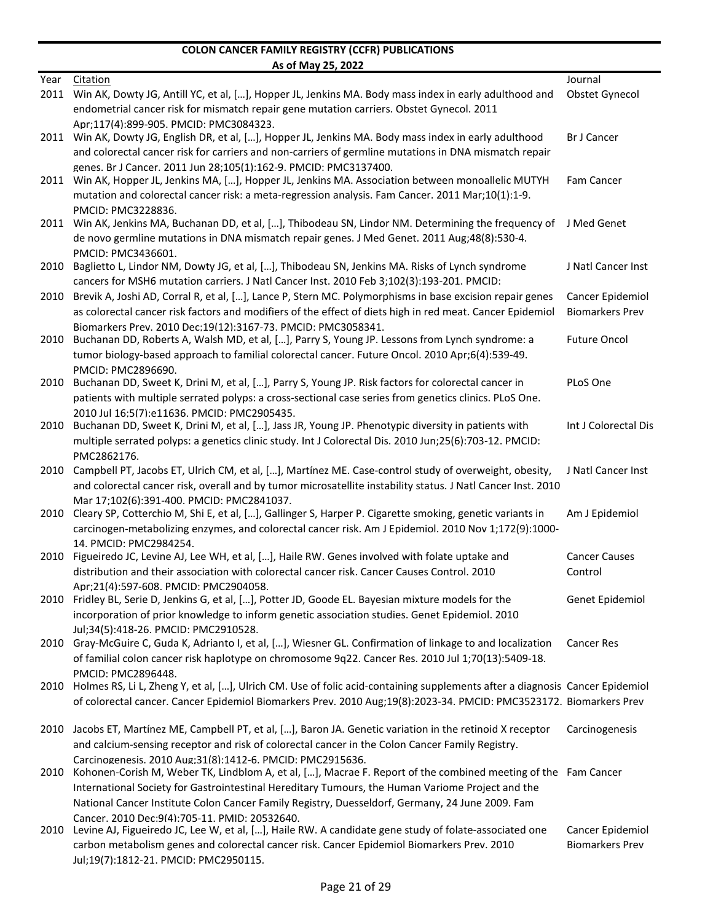**COLON CANCER FAMILY REGISTRY (CCFR) PUBLICATIONS**

**As of May 25, 2022**

| Year | Citation | Journal |
|---|---|---|
| 2011 | Win AK, Dowty JG, Antill YC, et al, […], Hopper JL, Jenkins MA. Body mass index in early adulthood and endometrial cancer risk for mismatch repair gene mutation carriers. Obstet Gynecol. 2011 Apr;117(4):899-905. PMCID: PMC3084323. | Obstet Gynecol |
| 2011 | Win AK, Dowty JG, English DR, et al, […], Hopper JL, Jenkins MA. Body mass index in early adulthood and colorectal cancer risk for carriers and non-carriers of germline mutations in DNA mismatch repair genes. Br J Cancer. 2011 Jun 28;105(1):162-9. PMCID: PMC3137400. | Br J Cancer |
| 2011 | Win AK, Hopper JL, Jenkins MA, […], Hopper JL, Jenkins MA. Association between monoallelic MUTYH mutation and colorectal cancer risk: a meta-regression analysis. Fam Cancer. 2011 Mar;10(1):1-9. PMCID: PMC3228836. | Fam Cancer |
| 2011 | Win AK, Jenkins MA, Buchanan DD, et al, […], Thibodeau SN, Lindor NM. Determining the frequency of de novo germline mutations in DNA mismatch repair genes. J Med Genet. 2011 Aug;48(8):530-4. PMCID: PMC3436601. | J Med Genet |
| 2010 | Baglietto L, Lindor NM, Dowty JG, et al, […], Thibodeau SN, Jenkins MA. Risks of Lynch syndrome cancers for MSH6 mutation carriers. J Natl Cancer Inst. 2010 Feb 3;102(3):193-201. PMCID: | J Natl Cancer Inst |
| 2010 | Brevik A, Joshi AD, Corral R, et al, […], Lance P, Stern MC. Polymorphisms in base excision repair genes as colorectal cancer risk factors and modifiers of the effect of diets high in red meat. Cancer Epidemiol Biomarkers Prev. 2010 Dec;19(12):3167-73. PMCID: PMC3058341. | Cancer Epidemiol Biomarkers Prev |
| 2010 | Buchanan DD, Roberts A, Walsh MD, et al, […], Parry S, Young JP. Lessons from Lynch syndrome: a tumor biology-based approach to familial colorectal cancer. Future Oncol. 2010 Apr;6(4):539-49. PMCID: PMC2896690. | Future Oncol |
| 2010 | Buchanan DD, Sweet K, Drini M, et al, […], Parry S, Young JP. Risk factors for colorectal cancer in patients with multiple serrated polyps: a cross-sectional case series from genetics clinics. PLoS One. 2010 Jul 16;5(7):e11636. PMCID: PMC2905435. | PLoS One |
| 2010 | Buchanan DD, Sweet K, Drini M, et al, […], Jass JR, Young JP. Phenotypic diversity in patients with multiple serrated polyps: a genetics clinic study. Int J Colorectal Dis. 2010 Jun;25(6):703-12. PMCID: PMC2862176. | Int J Colorectal Dis |
| 2010 | Campbell PT, Jacobs ET, Ulrich CM, et al, […], Martínez ME. Case-control study of overweight, obesity, and colorectal cancer risk, overall and by tumor microsatellite instability status. J Natl Cancer Inst. 2010 Mar 17;102(6):391-400. PMCID: PMC2841037. | J Natl Cancer Inst |
| 2010 | Cleary SP, Cotterchio M, Shi E, et al, […], Gallinger S, Harper P. Cigarette smoking, genetic variants in carcinogen-metabolizing enzymes, and colorectal cancer risk. Am J Epidemiol. 2010 Nov 1;172(9):1000-14. PMCID: PMC2984254. | Am J Epidemiol |
| 2010 | Figueiredo JC, Levine AJ, Lee WH, et al, […], Haile RW. Genes involved with folate uptake and distribution and their association with colorectal cancer risk. Cancer Causes Control. 2010 Apr;21(4):597-608. PMCID: PMC2904058. | Cancer Causes Control |
| 2010 | Fridley BL, Serie D, Jenkins G, et al, […], Potter JD, Goode EL. Bayesian mixture models for the incorporation of prior knowledge to inform genetic association studies. Genet Epidemiol. 2010 Jul;34(5):418-26. PMCID: PMC2910528. | Genet Epidemiol |
| 2010 | Gray-McGuire C, Guda K, Adrianto I, et al, […], Wiesner GL. Confirmation of linkage to and localization of familial colon cancer risk haplotype on chromosome 9q22. Cancer Res. 2010 Jul 1;70(13):5409-18. PMCID: PMC2896448. | Cancer Res |
| 2010 | Holmes RS, Li L, Zheng Y, et al, […], Ulrich CM. Use of folic acid-containing supplements after a diagnosis of colorectal cancer. Cancer Epidemiol Biomarkers Prev. 2010 Aug;19(8):2023-34. PMCID: PMC3523172. | Cancer Epidemiol Biomarkers Prev |
| 2010 | Jacobs ET, Martínez ME, Campbell PT, et al, […], Baron JA. Genetic variation in the retinoid X receptor and calcium-sensing receptor and risk of colorectal cancer in the Colon Cancer Family Registry. Carcinogenesis. 2010 Aug;31(8):1412-6. PMCID: PMC2915636. | Carcinogenesis |
| 2010 | Kohonen-Corish M, Weber TK, Lindblom A, et al, […], Macrae F. Report of the combined meeting of the International Society for Gastrointestinal Hereditary Tumours, the Human Variome Project and the National Cancer Institute Colon Cancer Family Registry, Duesseldorf, Germany, 24 June 2009. Fam Cancer. 2010 Dec;9(4):705-11. PMID: 20532640. | Fam Cancer |
| 2010 | Levine AJ, Figueiredo JC, Lee W, et al, […], Haile RW. A candidate gene study of folate-associated one carbon metabolism genes and colorectal cancer risk. Cancer Epidemiol Biomarkers Prev. 2010 Jul;19(7):1812-21. PMCID: PMC2950115. | Cancer Epidemiol Biomarkers Prev |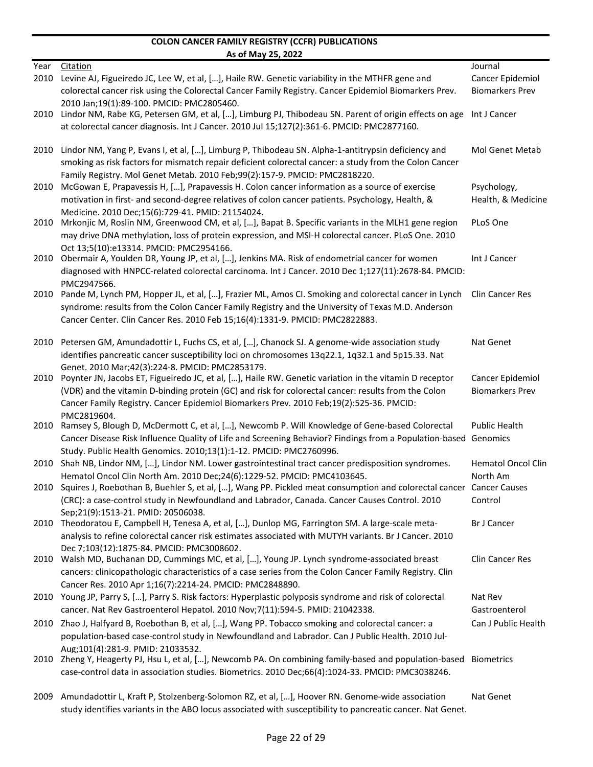**COLON CANCER FAMILY REGISTRY (CCFR) PUBLICATIONS**

**As of May 25, 2022**

| Year | Citation | Journal |
|---|---|---|
| 2010 | Levine AJ, Figueiredo JC, Lee W, et al, […], Haile RW. Genetic variability in the MTHFR gene and colorectal cancer risk using the Colorectal Cancer Family Registry. Cancer Epidemiol Biomarkers Prev. 2010 Jan;19(1):89-100. PMCID: PMC2805460. | Cancer Epidemiol Biomarkers Prev |
| 2010 | Lindor NM, Rabe KG, Petersen GM, et al, […], Limburg PJ, Thibodeau SN. Parent of origin effects on age at colorectal cancer diagnosis. Int J Cancer. 2010 Jul 15;127(2):361-6. PMCID: PMC2877160. | Int J Cancer |
| 2010 | Lindor NM, Yang P, Evans I, et al, […], Limburg P, Thibodeau SN. Alpha-1-antitrypsin deficiency and smoking as risk factors for mismatch repair deficient colorectal cancer: a study from the Colon Cancer Family Registry. Mol Genet Metab. 2010 Feb;99(2):157-9. PMCID: PMC2818220. | Mol Genet Metab |
| 2010 | McGowan E, Prapavessis H, […], Prapavessis H. Colon cancer information as a source of exercise motivation in first- and second-degree relatives of colon cancer patients. Psychology, Health, & Medicine. 2010 Dec;15(6):729-41. PMID: 21154024. | Psychology, Health, & Medicine |
| 2010 | Mrkonjic M, Roslin NM, Greenwood CM, et al, […], Bapat B. Specific variants in the MLH1 gene region may drive DNA methylation, loss of protein expression, and MSI-H colorectal cancer. PLoS One. 2010 Oct 13;5(10):e13314. PMCID: PMC2954166. | PLoS One |
| 2010 | Obermair A, Youlden DR, Young JP, et al, […], Jenkins MA. Risk of endometrial cancer for women diagnosed with HNPCC-related colorectal carcinoma. Int J Cancer. 2010 Dec 1;127(11):2678-84. PMCID: PMC2947566. | Int J Cancer |
| 2010 | Pande M, Lynch PM, Hopper JL, et al, […], Frazier ML, Amos CI. Smoking and colorectal cancer in Lynch syndrome: results from the Colon Cancer Family Registry and the University of Texas M.D. Anderson Cancer Center. Clin Cancer Res. 2010 Feb 15;16(4):1331-9. PMCID: PMC2822883. | Clin Cancer Res |
| 2010 | Petersen GM, Amundadottir L, Fuchs CS, et al, […], Chanock SJ. A genome-wide association study identifies pancreatic cancer susceptibility loci on chromosomes 13q22.1, 1q32.1 and 5p15.33. Nat Genet. 2010 Mar;42(3):224-8. PMCID: PMC2853179. | Nat Genet |
| 2010 | Poynter JN, Jacobs ET, Figueiredo JC, et al, […], Haile RW. Genetic variation in the vitamin D receptor (VDR) and the vitamin D-binding protein (GC) and risk for colorectal cancer: results from the Colon Cancer Family Registry. Cancer Epidemiol Biomarkers Prev. 2010 Feb;19(2):525-36. PMCID: PMC2819604. | Cancer Epidemiol Biomarkers Prev |
| 2010 | Ramsey S, Blough D, McDermott C, et al, […], Newcomb P. Will Knowledge of Gene-based Colorectal Cancer Disease Risk Influence Quality of Life and Screening Behavior? Findings from a Population-based Study. Public Health Genomics. 2010;13(1):1-12. PMCID: PMC2760996. | Public Health Genomics |
| 2010 | Shah NB, Lindor NM, […], Lindor NM. Lower gastrointestinal tract cancer predisposition syndromes. Hematol Oncol Clin North Am. 2010 Dec;24(6):1229-52. PMCID: PMC4103645. | Hematol Oncol Clin North Am |
| 2010 | Squires J, Roebothan B, Buehler S, et al, […], Wang PP. Pickled meat consumption and colorectal cancer (CRC): a case-control study in Newfoundland and Labrador, Canada. Cancer Causes Control. 2010 Sep;21(9):1513-21. PMID: 20506038. | Cancer Causes Control |
| 2010 | Theodoratou E, Campbell H, Tenesa A, et al, […], Dunlop MG, Farrington SM. A large-scale meta-analysis to refine colorectal cancer risk estimates associated with MUTYH variants. Br J Cancer. 2010 Dec 7;103(12):1875-84. PMCID: PMC3008602. | Br J Cancer |
| 2010 | Walsh MD, Buchanan DD, Cummings MC, et al, […], Young JP. Lynch syndrome-associated breast cancers: clinicopathologic characteristics of a case series from the Colon Cancer Family Registry. Clin Cancer Res. 2010 Apr 1;16(7):2214-24. PMCID: PMC2848890. | Clin Cancer Res |
| 2010 | Young JP, Parry S, […], Parry S. Risk factors: Hyperplastic polyposis syndrome and risk of colorectal cancer. Nat Rev Gastroenterol Hepatol. 2010 Nov;7(11):594-5. PMID: 21042338. | Nat Rev Gastroenterol |
| 2010 | Zhao J, Halfyard B, Roebothan B, et al, […], Wang PP. Tobacco smoking and colorectal cancer: a population-based case-control study in Newfoundland and Labrador. Can J Public Health. 2010 Jul-Aug;101(4):281-9. PMID: 21033532. | Can J Public Health |
| 2010 | Zheng Y, Heagerty PJ, Hsu L, et al, […], Newcomb PA. On combining family-based and population-based case-control data in association studies. Biometrics. 2010 Dec;66(4):1024-33. PMCID: PMC3038246. | Biometrics |
| 2009 | Amundadottir L, Kraft P, Stolzenberg-Solomon RZ, et al, […], Hoover RN. Genome-wide association study identifies variants in the ABO locus associated with susceptibility to pancreatic cancer. Nat Genet. | Nat Genet |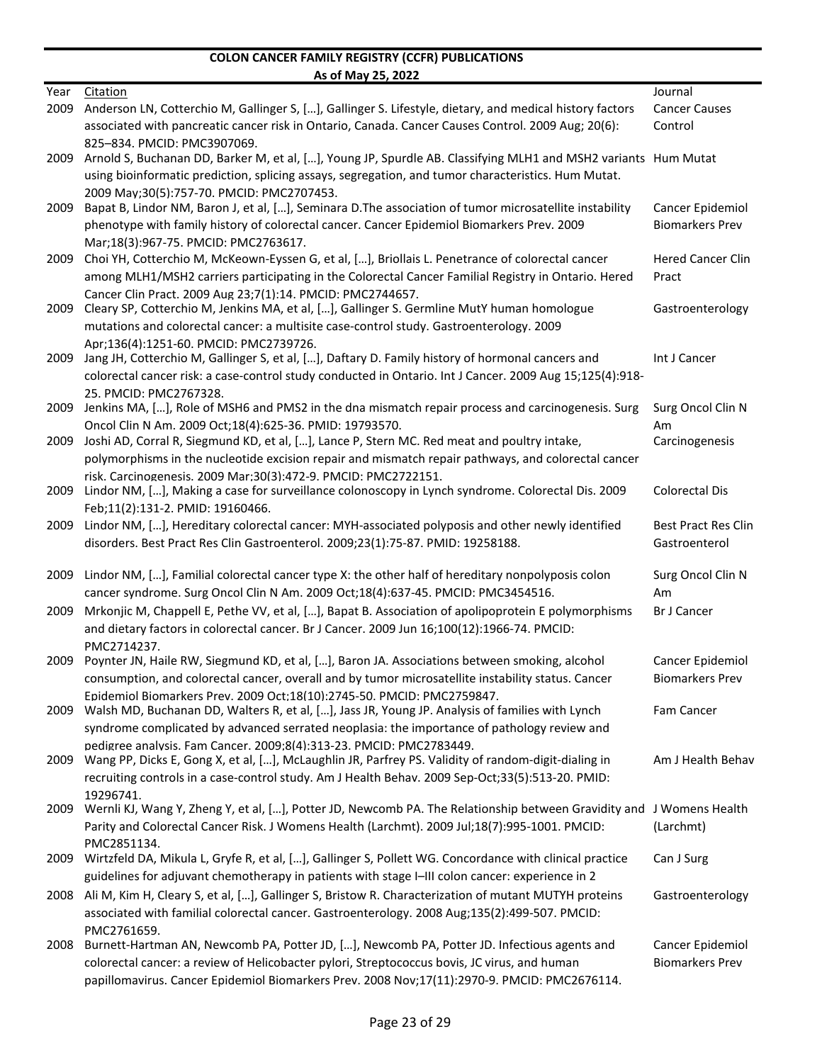**COLON CANCER FAMILY REGISTRY (CCFR) PUBLICATIONS**
**As of May 25, 2022**

| Year | Citation | Journal |
|---|---|---|
| 2009 | Anderson LN, Cotterchio M, Gallinger S, […], Gallinger S. Lifestyle, dietary, and medical history factors associated with pancreatic cancer risk in Ontario, Canada. Cancer Causes Control. 2009 Aug; 20(6): 825–834. PMCID: PMC3907069. | Cancer Causes Control |
| 2009 | Arnold S, Buchanan DD, Barker M, et al, […], Young JP, Spurdle AB. Classifying MLH1 and MSH2 variants using bioinformatic prediction, splicing assays, segregation, and tumor characteristics. Hum Mutat. 2009 May;30(5):757-70. PMCID: PMC2707453. | Hum Mutat |
| 2009 | Bapat B, Lindor NM, Baron J, et al, […], Seminara D.The association of tumor microsatellite instability phenotype with family history of colorectal cancer. Cancer Epidemiol Biomarkers Prev. 2009 Mar;18(3):967-75. PMCID: PMC2763617. | Cancer Epidemiol Biomarkers Prev |
| 2009 | Choi YH, Cotterchio M, McKeown-Eyssen G, et al, […], Briollais L. Penetrance of colorectal cancer among MLH1/MSH2 carriers participating in the Colorectal Cancer Familial Registry in Ontario. Hered Cancer Clin Pract. 2009 Aug 23;7(1):14. PMCID: PMC2744657. | Hered Cancer Clin Pract |
| 2009 | Cleary SP, Cotterchio M, Jenkins MA, et al, […], Gallinger S. Germline MutY human homologue mutations and colorectal cancer: a multisite case-control study. Gastroenterology. 2009 Apr;136(4):1251-60. PMCID: PMC2739726. | Gastroenterology |
| 2009 | Jang JH, Cotterchio M, Gallinger S, et al, […], Daftary D. Family history of hormonal cancers and colorectal cancer risk: a case-control study conducted in Ontario. Int J Cancer. 2009 Aug 15;125(4):918-25. PMCID: PMC2767328. | Int J Cancer |
| 2009 | Jenkins MA, […], Role of MSH6 and PMS2 in the dna mismatch repair process and carcinogenesis. Surg Oncol Clin N Am. 2009 Oct;18(4):625-36. PMID: 19793570. | Surg Oncol Clin N Am |
| 2009 | Joshi AD, Corral R, Siegmund KD, et al, […], Lance P, Stern MC. Red meat and poultry intake, polymorphisms in the nucleotide excision repair and mismatch repair pathways, and colorectal cancer risk. Carcinogenesis. 2009 Mar;30(3):472-9. PMCID: PMC2722151. | Carcinogenesis |
| 2009 | Lindor NM, […], Making a case for surveillance colonoscopy in Lynch syndrome. Colorectal Dis. 2009 Feb;11(2):131-2. PMID: 19160466. | Colorectal Dis |
| 2009 | Lindor NM, […], Hereditary colorectal cancer: MYH-associated polyposis and other newly identified disorders. Best Pract Res Clin Gastroenterol. 2009;23(1):75-87. PMID: 19258188. | Best Pract Res Clin Gastroenterol |
| 2009 | Lindor NM, […], Familial colorectal cancer type X: the other half of hereditary nonpolyposis colon cancer syndrome. Surg Oncol Clin N Am. 2009 Oct;18(4):637-45. PMCID: PMC3454516. | Surg Oncol Clin N Am |
| 2009 | Mrkonjic M, Chappell E, Pethe VV, et al, […], Bapat B. Association of apolipoprotein E polymorphisms and dietary factors in colorectal cancer. Br J Cancer. 2009 Jun 16;100(12):1966-74. PMCID: PMC2714237. | Br J Cancer |
| 2009 | Poynter JN, Haile RW, Siegmund KD, et al, […], Baron JA. Associations between smoking, alcohol consumption, and colorectal cancer, overall and by tumor microsatellite instability status. Cancer Epidemiol Biomarkers Prev. 2009 Oct;18(10):2745-50. PMCID: PMC2759847. | Cancer Epidemiol Biomarkers Prev |
| 2009 | Walsh MD, Buchanan DD, Walters R, et al, […], Jass JR, Young JP. Analysis of families with Lynch syndrome complicated by advanced serrated neoplasia: the importance of pathology review and pedigree analysis. Fam Cancer. 2009;8(4):313-23. PMCID: PMC2783449. | Fam Cancer |
| 2009 | Wang PP, Dicks E, Gong X, et al, […], McLaughlin JR, Parfrey PS. Validity of random-digit-dialing in recruiting controls in a case-control study. Am J Health Behav. 2009 Sep-Oct;33(5):513-20. PMID: 19296741. | Am J Health Behav |
| 2009 | Wernli KJ, Wang Y, Zheng Y, et al, […], Potter JD, Newcomb PA. The Relationship between Gravidity and Parity and Colorectal Cancer Risk. J Womens Health (Larchmt). 2009 Jul;18(7):995-1001. PMCID: PMC2851134. | J Womens Health (Larchmt) |
| 2009 | Wirtzfeld DA, Mikula L, Gryfe R, et al, […], Gallinger S, Pollett WG. Concordance with clinical practice guidelines for adjuvant chemotherapy in patients with stage I–III colon cancer: experience in 2 | Can J Surg |
| 2008 | Ali M, Kim H, Cleary S, et al, […], Gallinger S, Bristow R. Characterization of mutant MUTYH proteins associated with familial colorectal cancer. Gastroenterology. 2008 Aug;135(2):499-507. PMCID: PMC2761659. | Gastroenterology |
| 2008 | Burnett-Hartman AN, Newcomb PA, Potter JD, […], Newcomb PA, Potter JD. Infectious agents and colorectal cancer: a review of Helicobacter pylori, Streptococcus bovis, JC virus, and human papillomavirus. Cancer Epidemiol Biomarkers Prev. 2008 Nov;17(11):2970-9. PMCID: PMC2676114. | Cancer Epidemiol Biomarkers Prev |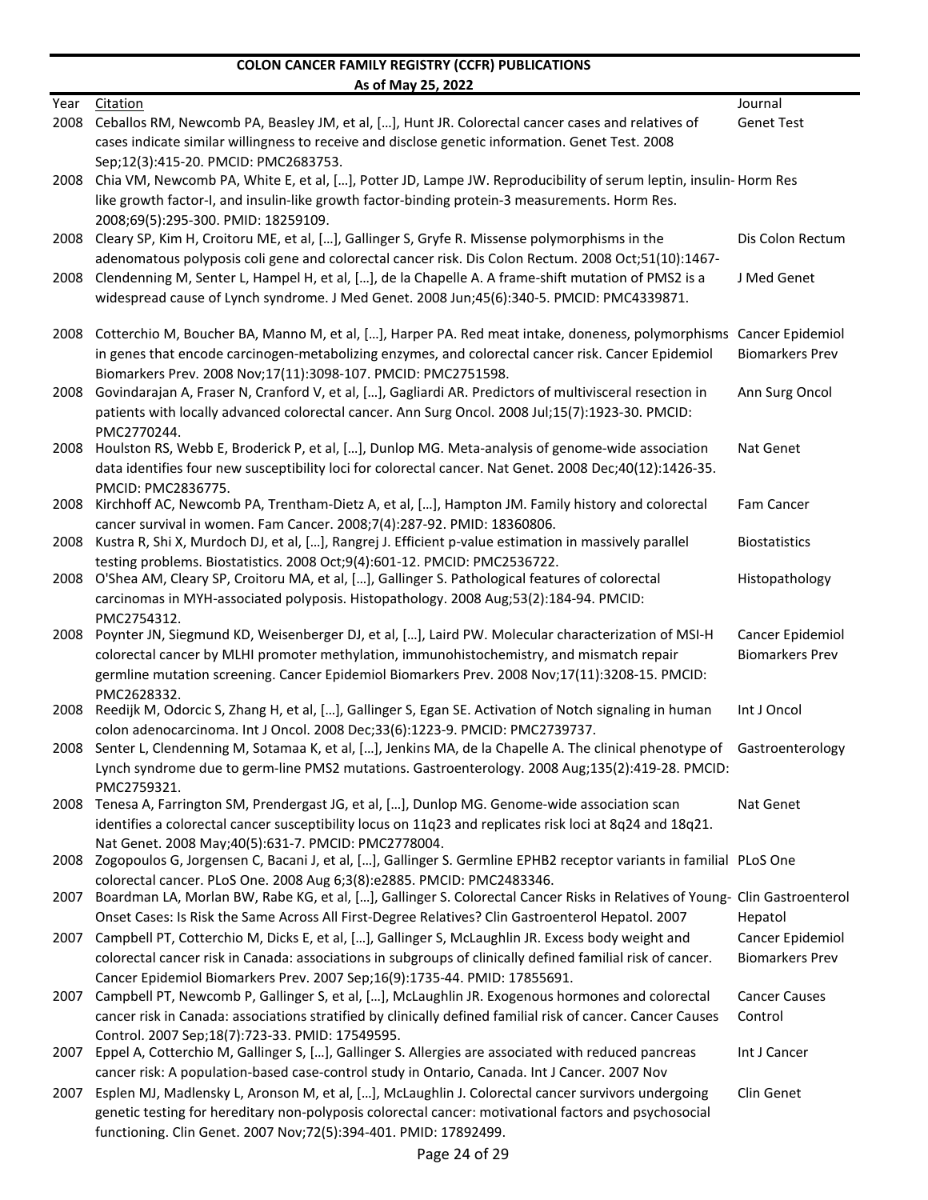**COLON CANCER FAMILY REGISTRY (CCFR) PUBLICATIONS**

**As of May 25, 2022**

| Year | Citation | Journal |
|---|---|---|
| 2008 | Ceballos RM, Newcomb PA, Beasley JM, et al, […], Hunt JR. Colorectal cancer cases and relatives of cases indicate similar willingness to receive and disclose genetic information. Genet Test. 2008 Sep;12(3):415-20. PMCID: PMC2683753. | Genet Test |
| 2008 | Chia VM, Newcomb PA, White E, et al, […], Potter JD, Lampe JW. Reproducibility of serum leptin, insulin-like growth factor-I, and insulin-like growth factor-binding protein-3 measurements. Horm Res. 2008;69(5):295-300. PMID: 18259109. | Horm Res |
| 2008 | Cleary SP, Kim H, Croitoru ME, et al, […], Gallinger S, Gryfe R. Missense polymorphisms in the adenomatous polyposis coli gene and colorectal cancer risk. Dis Colon Rectum. 2008 Oct;51(10):1467- | Dis Colon Rectum |
| 2008 | Clendenning M, Senter L, Hampel H, et al, […], de la Chapelle A. A frame-shift mutation of PMS2 is a widespread cause of Lynch syndrome. J Med Genet. 2008 Jun;45(6):340-5. PMCID: PMC4339871. | J Med Genet |
| 2008 | Cotterchio M, Boucher BA, Manno M, et al, […], Harper PA. Red meat intake, doneness, polymorphisms in genes that encode carcinogen-metabolizing enzymes, and colorectal cancer risk. Cancer Epidemiol Biomarkers Prev. 2008 Nov;17(11):3098-107. PMCID: PMC2751598. | Cancer Epidemiol Biomarkers Prev |
| 2008 | Govindarajan A, Fraser N, Cranford V, et al, […], Gagliardi AR. Predictors of multivisceral resection in patients with locally advanced colorectal cancer. Ann Surg Oncol. 2008 Jul;15(7):1923-30. PMCID: PMC2770244. | Ann Surg Oncol |
| 2008 | Houlston RS, Webb E, Broderick P, et al, […], Dunlop MG. Meta-analysis of genome-wide association data identifies four new susceptibility loci for colorectal cancer. Nat Genet. 2008 Dec;40(12):1426-35. PMCID: PMC2836775. | Nat Genet |
| 2008 | Kirchhoff AC, Newcomb PA, Trentham-Dietz A, et al, […], Hampton JM. Family history and colorectal cancer survival in women. Fam Cancer. 2008;7(4):287-92. PMID: 18360806. | Fam Cancer |
| 2008 | Kustra R, Shi X, Murdoch DJ, et al, […], Rangrej J. Efficient p-value estimation in massively parallel testing problems. Biostatistics. 2008 Oct;9(4):601-12. PMCID: PMC2536722. | Biostatistics |
| 2008 | O'Shea AM, Cleary SP, Croitoru MA, et al, […], Gallinger S. Pathological features of colorectal carcinomas in MYH-associated polyposis. Histopathology. 2008 Aug;53(2):184-94. PMCID: PMC2754312. | Histopathology |
| 2008 | Poynter JN, Siegmund KD, Weisenberger DJ, et al, […], Laird PW. Molecular characterization of MSI-H colorectal cancer by MLHI promoter methylation, immunohistochemistry, and mismatch repair germline mutation screening. Cancer Epidemiol Biomarkers Prev. 2008 Nov;17(11):3208-15. PMCID: PMC2628332. | Cancer Epidemiol Biomarkers Prev |
| 2008 | Reedijk M, Odorcic S, Zhang H, et al, […], Gallinger S, Egan SE. Activation of Notch signaling in human colon adenocarcinoma. Int J Oncol. 2008 Dec;33(6):1223-9. PMCID: PMC2739737. | Int J Oncol |
| 2008 | Senter L, Clendenning M, Sotamaa K, et al, […], Jenkins MA, de la Chapelle A. The clinical phenotype of Lynch syndrome due to germ-line PMS2 mutations. Gastroenterology. 2008 Aug;135(2):419-28. PMCID: PMC2759321. | Gastroenterology |
| 2008 | Tenesa A, Farrington SM, Prendergast JG, et al, […], Dunlop MG. Genome-wide association scan identifies a colorectal cancer susceptibility locus on 11q23 and replicates risk loci at 8q24 and 18q21. Nat Genet. 2008 May;40(5):631-7. PMCID: PMC2778004. | Nat Genet |
| 2008 | Zogopoulos G, Jorgensen C, Bacani J, et al, […], Gallinger S. Germline EPHB2 receptor variants in familial colorectal cancer. PLoS One. 2008 Aug 6;3(8):e2885. PMCID: PMC2483346. | PLoS One |
| 2007 | Boardman LA, Morlan BW, Rabe KG, et al, […], Gallinger S. Colorectal Cancer Risks in Relatives of Young-Onset Cases: Is Risk the Same Across All First-Degree Relatives? Clin Gastroenterol Hepatol. 2007 | Clin Gastroenterol Hepatol |
| 2007 | Campbell PT, Cotterchio M, Dicks E, et al, […], Gallinger S, McLaughlin JR. Excess body weight and colorectal cancer risk in Canada: associations in subgroups of clinically defined familial risk of cancer. Cancer Epidemiol Biomarkers Prev. 2007 Sep;16(9):1735-44. PMID: 17855691. | Cancer Epidemiol Biomarkers Prev |
| 2007 | Campbell PT, Newcomb P, Gallinger S, et al, […], McLaughlin JR. Exogenous hormones and colorectal cancer risk in Canada: associations stratified by clinically defined familial risk of cancer. Cancer Causes Control. 2007 Sep;18(7):723-33. PMID: 17549595. | Cancer Causes Control |
| 2007 | Eppel A, Cotterchio M, Gallinger S, […], Gallinger S. Allergies are associated with reduced pancreas cancer risk: A population-based case-control study in Ontario, Canada. Int J Cancer. 2007 Nov | Int J Cancer |
| 2007 | Esplen MJ, Madlensky L, Aronson M, et al, […], McLaughlin J. Colorectal cancer survivors undergoing genetic testing for hereditary non-polyposis colorectal cancer: motivational factors and psychosocial functioning. Clin Genet. 2007 Nov;72(5):394-401. PMID: 17892499. | Clin Genet |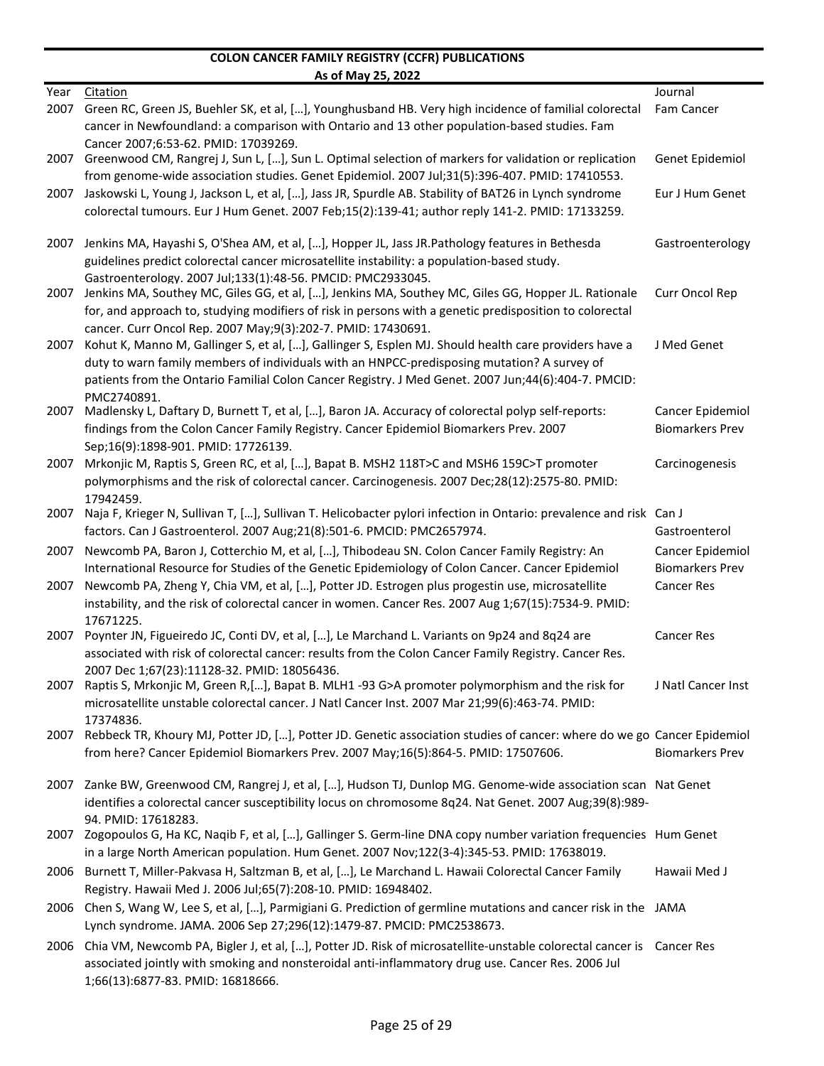**COLON CANCER FAMILY REGISTRY (CCFR) PUBLICATIONS**

**As of May 25, 2022**

| Year | Citation | Journal |
|---|---|---|
| 2007 | Green RC, Green JS, Buehler SK, et al, […], Younghusband HB. Very high incidence of familial colorectal cancer in Newfoundland: a comparison with Ontario and 13 other population-based studies. Fam Cancer 2007;6:53-62. PMID: 17039269. | Fam Cancer |
| 2007 | Greenwood CM, Rangrej J, Sun L, […], Sun L. Optimal selection of markers for validation or replication from genome-wide association studies. Genet Epidemiol. 2007 Jul;31(5):396-407. PMID: 17410553. | Genet Epidemiol |
| 2007 | Jaskowski L, Young J, Jackson L, et al, […], Jass JR, Spurdle AB. Stability of BAT26 in Lynch syndrome colorectal tumours. Eur J Hum Genet. 2007 Feb;15(2):139-41; author reply 141-2. PMID: 17133259. | Eur J Hum Genet |
| 2007 | Jenkins MA, Hayashi S, O'Shea AM, et al, […], Hopper JL, Jass JR.Pathology features in Bethesda guidelines predict colorectal cancer microsatellite instability: a population-based study. Gastroenterology. 2007 Jul;133(1):48-56. PMCID: PMC2933045. | Gastroenterology |
| 2007 | Jenkins MA, Southey MC, Giles GG, et al, […], Jenkins MA, Southey MC, Giles GG, Hopper JL. Rationale for, and approach to, studying modifiers of risk in persons with a genetic predisposition to colorectal cancer. Curr Oncol Rep. 2007 May;9(3):202-7. PMID: 17430691. | Curr Oncol Rep |
| 2007 | Kohut K, Manno M, Gallinger S, et al, […], Gallinger S, Esplen MJ. Should health care providers have a duty to warn family members of individuals with an HNPCC-predisposing mutation? A survey of patients from the Ontario Familial Colon Cancer Registry. J Med Genet. 2007 Jun;44(6):404-7. PMCID: PMC2740891. | J Med Genet |
| 2007 | Madlensky L, Daftary D, Burnett T, et al, […], Baron JA. Accuracy of colorectal polyp self-reports: findings from the Colon Cancer Family Registry. Cancer Epidemiol Biomarkers Prev. 2007 Sep;16(9):1898-901. PMID: 17726139. | Cancer Epidemiol Biomarkers Prev |
| 2007 | Mrkonjic M, Raptis S, Green RC, et al, […], Bapat B. MSH2 118T>C and MSH6 159C>T promoter polymorphisms and the risk of colorectal cancer. Carcinogenesis. 2007 Dec;28(12):2575-80. PMID: 17942459. | Carcinogenesis |
| 2007 | Naja F, Krieger N, Sullivan T, […], Sullivan T. Helicobacter pylori infection in Ontario: prevalence and risk factors. Can J Gastroenterol. 2007 Aug;21(8):501-6. PMCID: PMC2657974. | Can J Gastroenterol |
| 2007 | Newcomb PA, Baron J, Cotterchio M, et al, […], Thibodeau SN. Colon Cancer Family Registry: An International Resource for Studies of the Genetic Epidemiology of Colon Cancer. Cancer Epidemiol | Cancer Epidemiol Biomarkers Prev |
| 2007 | Newcomb PA, Zheng Y, Chia VM, et al, […], Potter JD. Estrogen plus progestin use, microsatellite instability, and the risk of colorectal cancer in women. Cancer Res. 2007 Aug 1;67(15):7534-9. PMID: 17671225. | Cancer Res |
| 2007 | Poynter JN, Figueiredo JC, Conti DV, et al, […], Le Marchand L. Variants on 9p24 and 8q24 are associated with risk of colorectal cancer: results from the Colon Cancer Family Registry. Cancer Res. 2007 Dec 1;67(23):11128-32. PMID: 18056436. | Cancer Res |
| 2007 | Raptis S, Mrkonjic M, Green R,[…], Bapat B. MLH1 -93 G>A promoter polymorphism and the risk for microsatellite unstable colorectal cancer. J Natl Cancer Inst. 2007 Mar 21;99(6):463-74. PMID: 17374836. | J Natl Cancer Inst |
| 2007 | Rebbeck TR, Khoury MJ, Potter JD, […], Potter JD. Genetic association studies of cancer: where do we go from here? Cancer Epidemiol Biomarkers Prev. 2007 May;16(5):864-5. PMID: 17507606. | Cancer Epidemiol Biomarkers Prev |
| 2007 | Zanke BW, Greenwood CM, Rangrej J, et al, […], Hudson TJ, Dunlop MG. Genome-wide association scan identifies a colorectal cancer susceptibility locus on chromosome 8q24. Nat Genet. 2007 Aug;39(8):989-94. PMID: 17618283. | Nat Genet |
| 2007 | Zogopoulos G, Ha KC, Naqib F, et al, […], Gallinger S. Germ-line DNA copy number variation frequencies in a large North American population. Hum Genet. 2007 Nov;122(3-4):345-53. PMID: 17638019. | Hum Genet |
| 2006 | Burnett T, Miller-Pakvasa H, Saltzman B, et al, […], Le Marchand L. Hawaii Colorectal Cancer Family Registry. Hawaii Med J. 2006 Jul;65(7):208-10. PMID: 16948402. | Hawaii Med J |
| 2006 | Chen S, Wang W, Lee S, et al, […], Parmigiani G. Prediction of germline mutations and cancer risk in the Lynch syndrome. JAMA. 2006 Sep 27;296(12):1479-87. PMCID: PMC2538673. | JAMA |
| 2006 | Chia VM, Newcomb PA, Bigler J, et al, […], Potter JD. Risk of microsatellite-unstable colorectal cancer is associated jointly with smoking and nonsteroidal anti-inflammatory drug use. Cancer Res. 2006 Jul 1;66(13):6877-83. PMID: 16818666. | Cancer Res |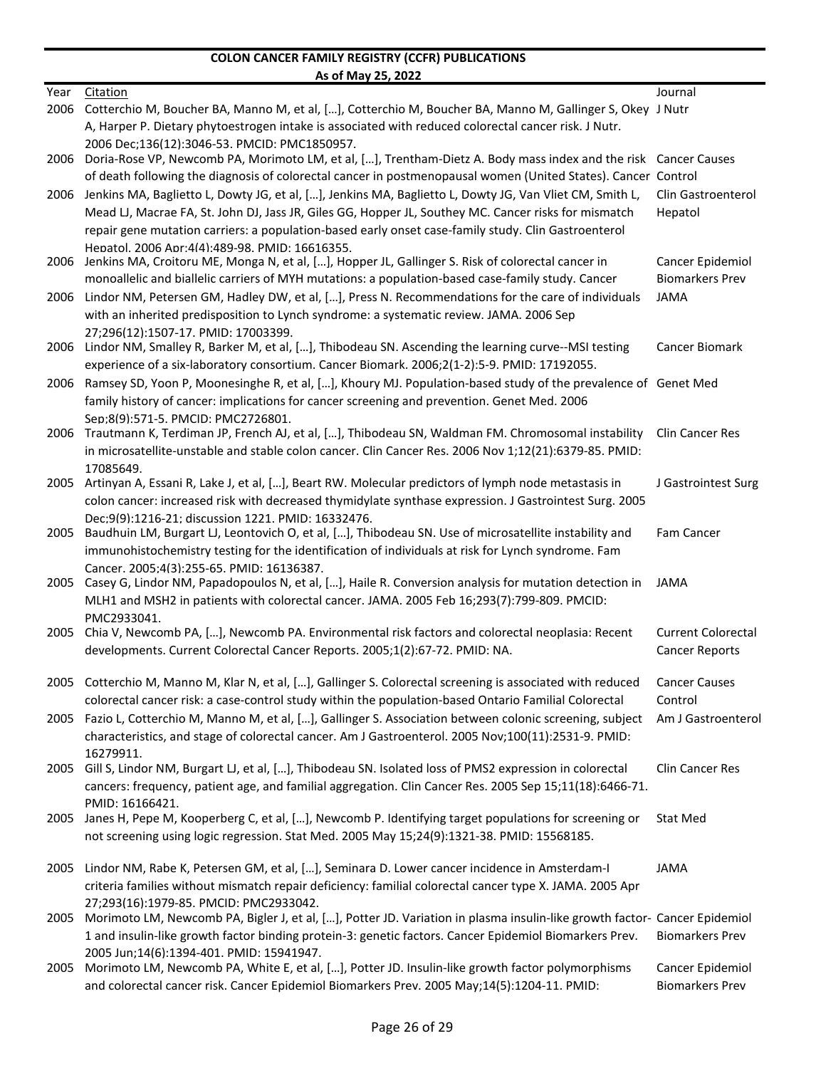**COLON CANCER FAMILY REGISTRY (CCFR) PUBLICATIONS**
**As of May 25, 2022**

| Year | Citation | Journal |
|---|---|---|
| 2006 | Cotterchio M, Boucher BA, Manno M, et al, […], Cotterchio M, Boucher BA, Manno M, Gallinger S, Okey A, Harper P. Dietary phytoestrogen intake is associated with reduced colorectal cancer risk. J Nutr. 2006 Dec;136(12):3046-53. PMCID: PMC1850957. | J Nutr |
| 2006 | Doria-Rose VP, Newcomb PA, Morimoto LM, et al, […], Trentham-Dietz A. Body mass index and the risk of death following the diagnosis of colorectal cancer in postmenopausal women (United States). Cancer | Cancer Causes Control |
| 2006 | Jenkins MA, Baglietto L, Dowty JG, et al, […], Jenkins MA, Baglietto L, Dowty JG, Van Vliet CM, Smith L, Mead LJ, Macrae FA, St. John DJ, Jass JR, Giles GG, Hopper JL, Southey MC. Cancer risks for mismatch repair gene mutation carriers: a population-based early onset case-family study. Clin Gastroenterol Hepatol. 2006 Apr;4(4):489-98. PMID: 16616355. | Clin Gastroenterol Hepatol |
| 2006 | Jenkins MA, Croitoru ME, Monga N, et al, […], Hopper JL, Gallinger S. Risk of colorectal cancer in monoallelic and biallelic carriers of MYH mutations: a population-based case-family study. Cancer | Cancer Epidemiol Biomarkers Prev |
| 2006 | Lindor NM, Petersen GM, Hadley DW, et al, […], Press N. Recommendations for the care of individuals with an inherited predisposition to Lynch syndrome: a systematic review. JAMA. 2006 Sep 27;296(12):1507-17. PMID: 17003399. | JAMA |
| 2006 | Lindor NM, Smalley R, Barker M, et al, […], Thibodeau SN. Ascending the learning curve--MSI testing experience of a six-laboratory consortium. Cancer Biomark. 2006;2(1-2):5-9. PMID: 17192055. | Cancer Biomark |
| 2006 | Ramsey SD, Yoon P, Moonesinghe R, et al, […], Khoury MJ. Population-based study of the prevalence of family history of cancer: implications for cancer screening and prevention. Genet Med. 2006 Sep;8(9):571-5. PMCID: PMC2726801. | Genet Med |
| 2006 | Trautmann K, Terdiman JP, French AJ, et al, […], Thibodeau SN, Waldman FM. Chromosomal instability in microsatellite-unstable and stable colon cancer. Clin Cancer Res. 2006 Nov 1;12(21):6379-85. PMID: 17085649. | Clin Cancer Res |
| 2005 | Artinyan A, Essani R, Lake J, et al, […], Beart RW. Molecular predictors of lymph node metastasis in colon cancer: increased risk with decreased thymidylate synthase expression. J Gastrointest Surg. 2005 Dec;9(9):1216-21; discussion 1221. PMID: 16332476. | J Gastrointest Surg |
| 2005 | Baudhuin LM, Burgart LJ, Leontovich O, et al, […], Thibodeau SN. Use of microsatellite instability and immunohistochemistry testing for the identification of individuals at risk for Lynch syndrome. Fam Cancer. 2005;4(3):255-65. PMID: 16136387. | Fam Cancer |
| 2005 | Casey G, Lindor NM, Papadopoulos N, et al, […], Haile R. Conversion analysis for mutation detection in MLH1 and MSH2 in patients with colorectal cancer. JAMA. 2005 Feb 16;293(7):799-809. PMCID: PMC2933041. | JAMA |
| 2005 | Chia V, Newcomb PA, […], Newcomb PA. Environmental risk factors and colorectal neoplasia: Recent developments. Current Colorectal Cancer Reports. 2005;1(2):67-72. PMID: NA. | Current Colorectal Cancer Reports |
| 2005 | Cotterchio M, Manno M, Klar N, et al, […], Gallinger S. Colorectal screening is associated with reduced colorectal cancer risk: a case-control study within the population-based Ontario Familial Colorectal | Cancer Causes Control |
| 2005 | Fazio L, Cotterchio M, Manno M, et al, […], Gallinger S. Association between colonic screening, subject characteristics, and stage of colorectal cancer. Am J Gastroenterol. 2005 Nov;100(11):2531-9. PMID: 16279911. | Am J Gastroenterol |
| 2005 | Gill S, Lindor NM, Burgart LJ, et al, […], Thibodeau SN. Isolated loss of PMS2 expression in colorectal cancers: frequency, patient age, and familial aggregation. Clin Cancer Res. 2005 Sep 15;11(18):6466-71. PMID: 16166421. | Clin Cancer Res |
| 2005 | Janes H, Pepe M, Kooperberg C, et al, […], Newcomb P. Identifying target populations for screening or not screening using logic regression. Stat Med. 2005 May 15;24(9):1321-38. PMID: 15568185. | Stat Med |
| 2005 | Lindor NM, Rabe K, Petersen GM, et al, […], Seminara D. Lower cancer incidence in Amsterdam-I criteria families without mismatch repair deficiency: familial colorectal cancer type X. JAMA. 2005 Apr 27;293(16):1979-85. PMCID: PMC2933042. | JAMA |
| 2005 | Morimoto LM, Newcomb PA, Bigler J, et al, […], Potter JD. Variation in plasma insulin-like growth factor-1 and insulin-like growth factor binding protein-3: genetic factors. Cancer Epidemiol Biomarkers Prev. 2005 Jun;14(6):1394-401. PMID: 15941947. | Cancer Epidemiol Biomarkers Prev |
| 2005 | Morimoto LM, Newcomb PA, White E, et al, […], Potter JD. Insulin-like growth factor polymorphisms and colorectal cancer risk. Cancer Epidemiol Biomarkers Prev. 2005 May;14(5):1204-11. PMID: | Cancer Epidemiol Biomarkers Prev |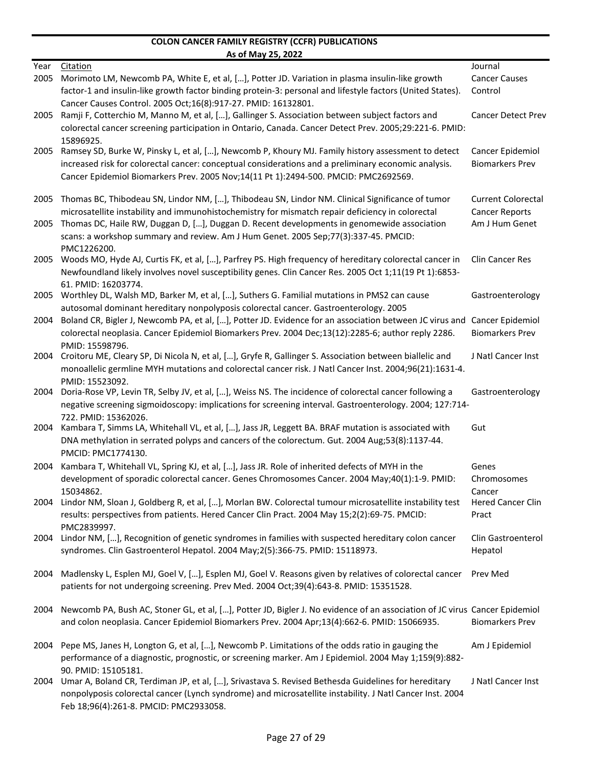**COLON CANCER FAMILY REGISTRY (CCFR) PUBLICATIONS**
**As of May 25, 2022**

| Year | Citation | Journal |
|---|---|---|
| 2005 | Morimoto LM, Newcomb PA, White E, et al, […], Potter JD. Variation in plasma insulin-like growth factor-1 and insulin-like growth factor binding protein-3: personal and lifestyle factors (United States). Cancer Causes Control. 2005 Oct;16(8):917-27. PMID: 16132801. | Cancer Causes Control |
| 2005 | Ramji F, Cotterchio M, Manno M, et al, […], Gallinger S. Association between subject factors and colorectal cancer screening participation in Ontario, Canada. Cancer Detect Prev. 2005;29:221-6. PMID: 15896925. | Cancer Detect Prev |
| 2005 | Ramsey SD, Burke W, Pinsky L, et al, […], Newcomb P, Khoury MJ. Family history assessment to detect increased risk for colorectal cancer: conceptual considerations and a preliminary economic analysis. Cancer Epidemiol Biomarkers Prev. 2005 Nov;14(11 Pt 1):2494-500. PMCID: PMC2692569. | Cancer Epidemiol Biomarkers Prev |
| 2005 | Thomas BC, Thibodeau SN, Lindor NM, […], Thibodeau SN, Lindor NM. Clinical Significance of tumor microsatellite instability and immunohistochemistry for mismatch repair deficiency in colorectal | Current Colorectal Cancer Reports |
| 2005 | Thomas DC, Haile RW, Duggan D, […], Duggan D. Recent developments in genomewide association scans: a workshop summary and review. Am J Hum Genet. 2005 Sep;77(3):337-45. PMCID: PMC1226200. | Am J Hum Genet |
| 2005 | Woods MO, Hyde AJ, Curtis FK, et al, […], Parfrey PS. High frequency of hereditary colorectal cancer in Newfoundland likely involves novel susceptibility genes. Clin Cancer Res. 2005 Oct 1;11(19 Pt 1):6853-61. PMID: 16203774. | Clin Cancer Res |
| 2005 | Worthley DL, Walsh MD, Barker M, et al, […], Suthers G. Familial mutations in PMS2 can cause autosomal dominant hereditary nonpolyposis colorectal cancer. Gastroenterology. 2005 | Gastroenterology |
| 2004 | Boland CR, Bigler J, Newcomb PA, et al, […], Potter JD. Evidence for an association between JC virus and colorectal neoplasia. Cancer Epidemiol Biomarkers Prev. 2004 Dec;13(12):2285-6; author reply 2286. PMID: 15598796. | Cancer Epidemiol Biomarkers Prev |
| 2004 | Croitoru ME, Cleary SP, Di Nicola N, et al, […], Gryfe R, Gallinger S. Association between biallelic and monoallelic germline MYH mutations and colorectal cancer risk. J Natl Cancer Inst. 2004;96(21):1631-4. PMID: 15523092. | J Natl Cancer Inst |
| 2004 | Doria-Rose VP, Levin TR, Selby JV, et al, […], Weiss NS. The incidence of colorectal cancer following a negative screening sigmoidoscopy: implications for screening interval. Gastroenterology. 2004; 127:714-722. PMID: 15362026. | Gastroenterology |
| 2004 | Kambara T, Simms LA, Whitehall VL, et al, […], Jass JR, Leggett BA. BRAF mutation is associated with DNA methylation in serrated polyps and cancers of the colorectum. Gut. 2004 Aug;53(8):1137-44. PMCID: PMC1774130. | Gut |
| 2004 | Kambara T, Whitehall VL, Spring KJ, et al, […], Jass JR. Role of inherited defects of MYH in the development of sporadic colorectal cancer. Genes Chromosomes Cancer. 2004 May;40(1):1-9. PMID: 15034862. | Genes Chromosomes Cancer |
| 2004 | Lindor NM, Sloan J, Goldberg R, et al, […], Morlan BW. Colorectal tumour microsatellite instability test results: perspectives from patients. Hered Cancer Clin Pract. 2004 May 15;2(2):69-75. PMCID: PMC2839997. | Hered Cancer Clin Pract |
| 2004 | Lindor NM, […], Recognition of genetic syndromes in families with suspected hereditary colon cancer syndromes. Clin Gastroenterol Hepatol. 2004 May;2(5):366-75. PMID: 15118973. | Clin Gastroenterol Hepatol |
| 2004 | Madlensky L, Esplen MJ, Goel V, […], Esplen MJ, Goel V. Reasons given by relatives of colorectal cancer patients for not undergoing screening. Prev Med. 2004 Oct;39(4):643-8. PMID: 15351528. | Prev Med |
| 2004 | Newcomb PA, Bush AC, Stoner GL, et al, […], Potter JD, Bigler J. No evidence of an association of JC virus and colon neoplasia. Cancer Epidemiol Biomarkers Prev. 2004 Apr;13(4):662-6. PMID: 15066935. | Cancer Epidemiol Biomarkers Prev |
| 2004 | Pepe MS, Janes H, Longton G, et al, […], Newcomb P. Limitations of the odds ratio in gauging the performance of a diagnostic, prognostic, or screening marker. Am J Epidemiol. 2004 May 1;159(9):882-90. PMID: 15105181. | Am J Epidemiol |
| 2004 | Umar A, Boland CR, Terdiman JP, et al, […], Srivastava S. Revised Bethesda Guidelines for hereditary nonpolyposis colorectal cancer (Lynch syndrome) and microsatellite instability. J Natl Cancer Inst. 2004 Feb 18;96(4):261-8. PMCID: PMC2933058. | J Natl Cancer Inst |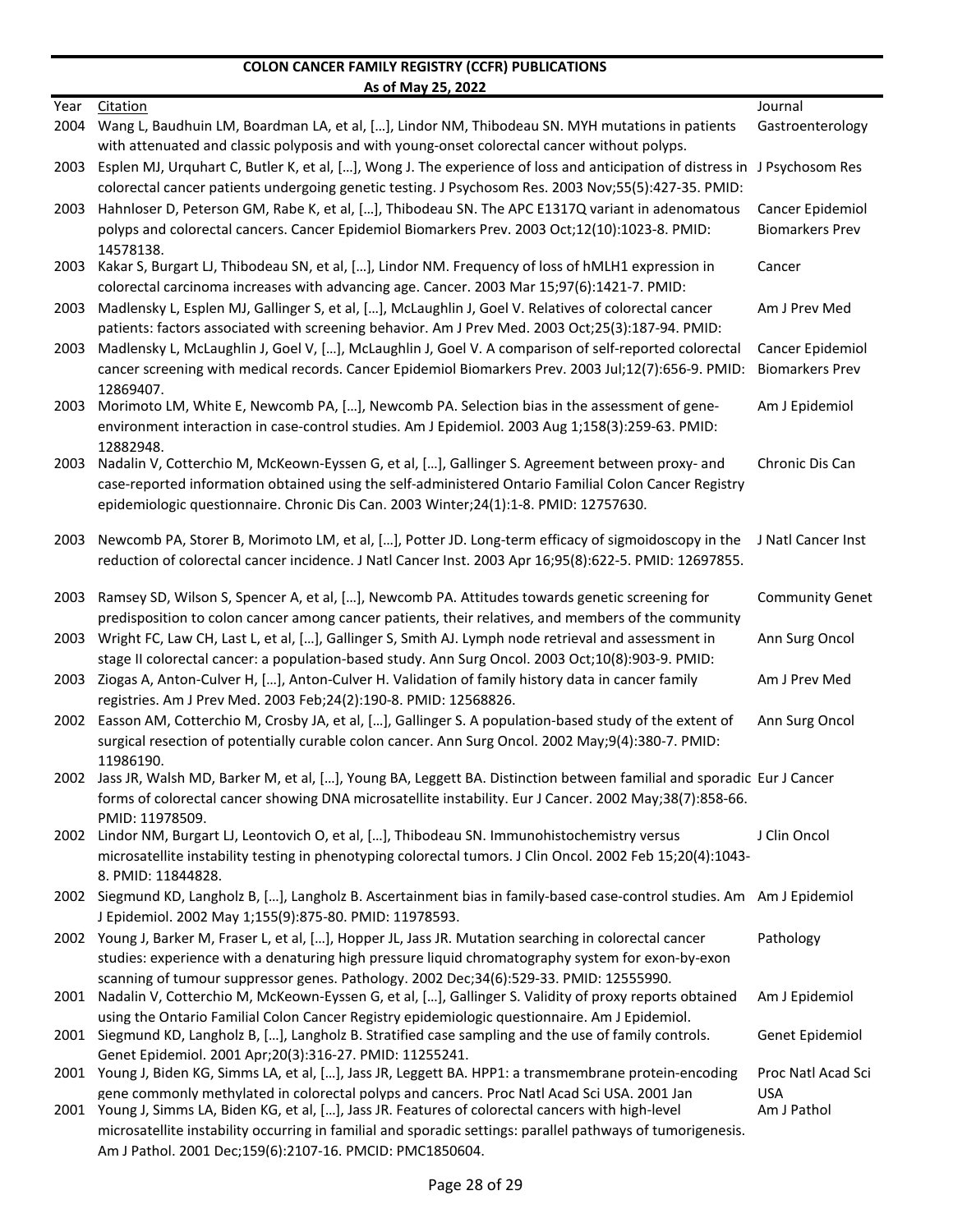**COLON CANCER FAMILY REGISTRY (CCFR) PUBLICATIONS**

**As of May 25, 2022**

| Year | Citation | Journal |
|---|---|---|
| 2004 | Wang L, Baudhuin LM, Boardman LA, et al, […], Lindor NM, Thibodeau SN. MYH mutations in patients with attenuated and classic polyposis and with young-onset colorectal cancer without polyps. | Gastroenterology |
| 2003 | Esplen MJ, Urquhart C, Butler K, et al, […], Wong J. The experience of loss and anticipation of distress in colorectal cancer patients undergoing genetic testing. J Psychosom Res. 2003 Nov;55(5):427-35. PMID: | J Psychosom Res |
| 2003 | Hahnloser D, Peterson GM, Rabe K, et al, […], Thibodeau SN. The APC E1317Q variant in adenomatous polyps and colorectal cancers. Cancer Epidemiol Biomarkers Prev. 2003 Oct;12(10):1023-8. PMID: 14578138. | Cancer Epidemiol Biomarkers Prev |
| 2003 | Kakar S, Burgart LJ, Thibodeau SN, et al, […], Lindor NM. Frequency of loss of hMLH1 expression in colorectal carcinoma increases with advancing age. Cancer. 2003 Mar 15;97(6):1421-7. PMID: | Cancer |
| 2003 | Madlensky L, Esplen MJ, Gallinger S, et al, […], McLaughlin J, Goel V. Relatives of colorectal cancer patients: factors associated with screening behavior. Am J Prev Med. 2003 Oct;25(3):187-94. PMID: | Am J Prev Med |
| 2003 | Madlensky L, McLaughlin J, Goel V, […], McLaughlin J, Goel V. A comparison of self-reported colorectal cancer screening with medical records. Cancer Epidemiol Biomarkers Prev. 2003 Jul;12(7):656-9. PMID: 12869407. | Cancer Epidemiol Biomarkers Prev |
| 2003 | Morimoto LM, White E, Newcomb PA, […], Newcomb PA. Selection bias in the assessment of gene-environment interaction in case-control studies. Am J Epidemiol. 2003 Aug 1;158(3):259-63. PMID: 12882948. | Am J Epidemiol |
| 2003 | Nadalin V, Cotterchio M, McKeown-Eyssen G, et al, […], Gallinger S. Agreement between proxy- and case-reported information obtained using the self-administered Ontario Familial Colon Cancer Registry epidemiologic questionnaire. Chronic Dis Can. 2003 Winter;24(1):1-8. PMID: 12757630. | Chronic Dis Can |
| 2003 | Newcomb PA, Storer B, Morimoto LM, et al, […], Potter JD. Long-term efficacy of sigmoidoscopy in the reduction of colorectal cancer incidence. J Natl Cancer Inst. 2003 Apr 16;95(8):622-5. PMID: 12697855. | J Natl Cancer Inst |
| 2003 | Ramsey SD, Wilson S, Spencer A, et al, […], Newcomb PA. Attitudes towards genetic screening for predisposition to colon cancer among cancer patients, their relatives, and members of the community | Community Genet |
| 2003 | Wright FC, Law CH, Last L, et al, […], Gallinger S, Smith AJ. Lymph node retrieval and assessment in stage II colorectal cancer: a population-based study. Ann Surg Oncol. 2003 Oct;10(8):903-9. PMID: | Ann Surg Oncol |
| 2003 | Ziogas A, Anton-Culver H, […], Anton-Culver H. Validation of family history data in cancer family registries. Am J Prev Med. 2003 Feb;24(2):190-8. PMID: 12568826. | Am J Prev Med |
| 2002 | Easson AM, Cotterchio M, Crosby JA, et al, […], Gallinger S. A population-based study of the extent of surgical resection of potentially curable colon cancer. Ann Surg Oncol. 2002 May;9(4):380-7. PMID: 11986190. | Ann Surg Oncol |
| 2002 | Jass JR, Walsh MD, Barker M, et al, […], Young BA, Leggett BA. Distinction between familial and sporadic forms of colorectal cancer showing DNA microsatellite instability. Eur J Cancer. 2002 May;38(7):858-66. PMID: 11978509. | Eur J Cancer |
| 2002 | Lindor NM, Burgart LJ, Leontovich O, et al, […], Thibodeau SN. Immunohistochemistry versus microsatellite instability testing in phenotyping colorectal tumors. J Clin Oncol. 2002 Feb 15;20(4):1043-8. PMID: 11844828. | J Clin Oncol |
| 2002 | Siegmund KD, Langholz B, […], Langholz B. Ascertainment bias in family-based case-control studies. Am J Epidemiol. 2002 May 1;155(9):875-80. PMID: 11978593. | Am J Epidemiol |
| 2002 | Young J, Barker M, Fraser L, et al, […], Hopper JL, Jass JR. Mutation searching in colorectal cancer studies: experience with a denaturing high pressure liquid chromatography system for exon-by-exon scanning of tumour suppressor genes. Pathology. 2002 Dec;34(6):529-33. PMID: 12555990. | Pathology |
| 2001 | Nadalin V, Cotterchio M, McKeown-Eyssen G, et al, […], Gallinger S. Validity of proxy reports obtained using the Ontario Familial Colon Cancer Registry epidemiologic questionnaire. Am J Epidemiol. | Am J Epidemiol |
| 2001 | Siegmund KD, Langholz B, […], Langholz B. Stratified case sampling and the use of family controls. Genet Epidemiol. 2001 Apr;20(3):316-27. PMID: 11255241. | Genet Epidemiol |
| 2001 | Young J, Biden KG, Simms LA, et al, […], Jass JR, Leggett BA. HPP1: a transmembrane protein-encoding gene commonly methylated in colorectal polyps and cancers. Proc Natl Acad Sci USA. 2001 Jan | Proc Natl Acad Sci USA |
| 2001 | Young J, Simms LA, Biden KG, et al, […], Jass JR. Features of colorectal cancers with high-level microsatellite instability occurring in familial and sporadic settings: parallel pathways of tumorigenesis. Am J Pathol. 2001 Dec;159(6):2107-16. PMCID: PMC1850604. | Am J Pathol |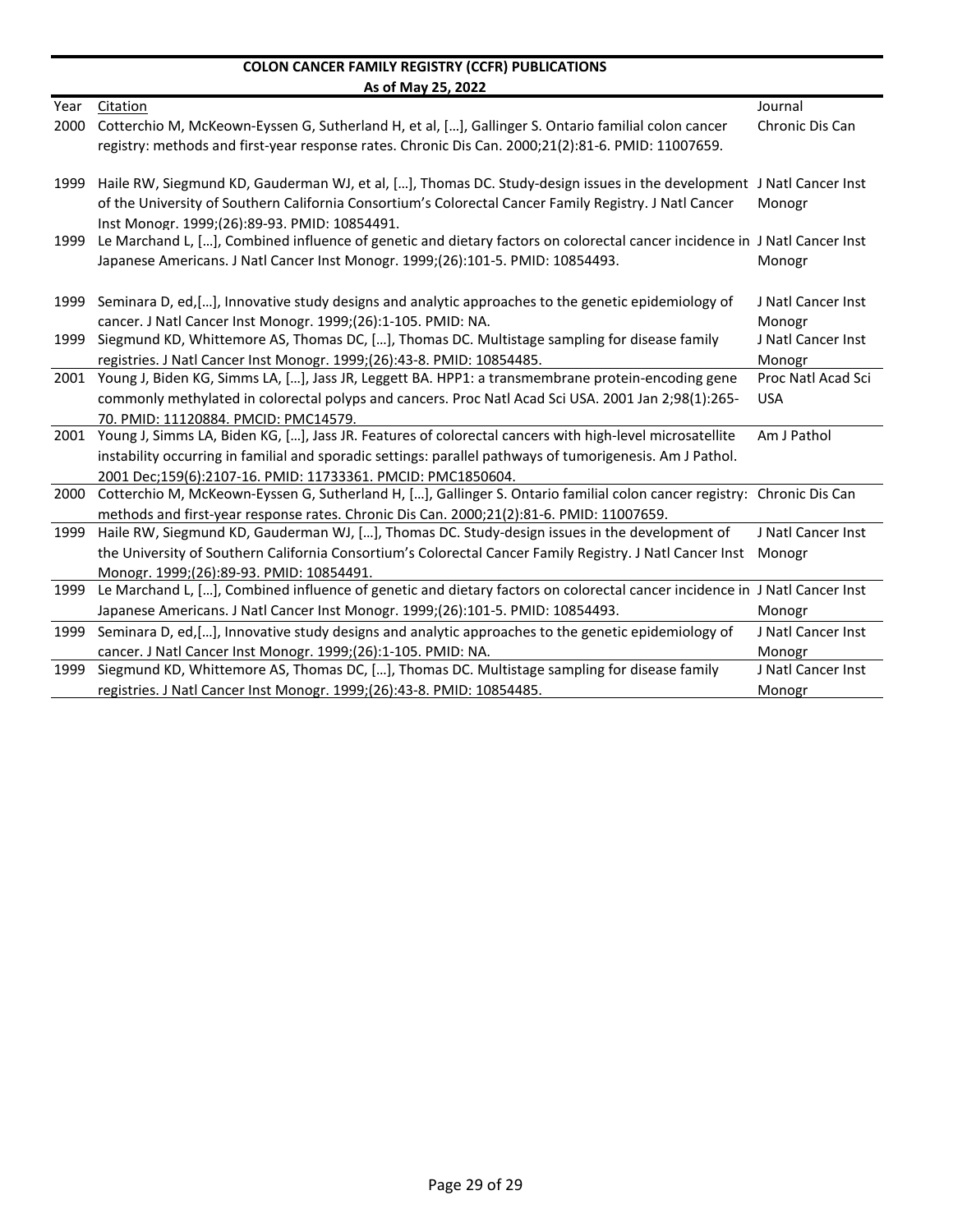**COLON CANCER FAMILY REGISTRY (CCFR) PUBLICATIONS**

**As of May 25, 2022**

| Year | Citation | Journal |
|---|---|---|
| 2000 | Cotterchio M, McKeown-Eyssen G, Sutherland H, et al, […], Gallinger S. Ontario familial colon cancer registry: methods and first-year response rates. Chronic Dis Can. 2000;21(2):81-6. PMID: 11007659. | Chronic Dis Can |
| 1999 | Haile RW, Siegmund KD, Gauderman WJ, et al, […], Thomas DC. Study-design issues in the development of the University of Southern California Consortium's Colorectal Cancer Family Registry. J Natl Cancer Inst Monogr. 1999;(26):89-93. PMID: 10854491. | J Natl Cancer Inst Monogr |
| 1999 | Le Marchand L, […], Combined influence of genetic and dietary factors on colorectal cancer incidence in Japanese Americans. J Natl Cancer Inst Monogr. 1999;(26):101-5. PMID: 10854493. | J Natl Cancer Inst Monogr |
| 1999 | Seminara D, ed,[…], Innovative study designs and analytic approaches to the genetic epidemiology of cancer. J Natl Cancer Inst Monogr. 1999;(26):1-105. PMID: NA. | J Natl Cancer Inst Monogr |
| 1999 | Siegmund KD, Whittemore AS, Thomas DC, […], Thomas DC. Multistage sampling for disease family registries. J Natl Cancer Inst Monogr. 1999;(26):43-8. PMID: 10854485. | J Natl Cancer Inst Monogr |
| 2001 | Young J, Biden KG, Simms LA, […], Jass JR, Leggett BA. HPP1: a transmembrane protein-encoding gene commonly methylated in colorectal polyps and cancers. Proc Natl Acad Sci USA. 2001 Jan 2;98(1):265-70. PMID: 11120884. PMCID: PMC14579. | Proc Natl Acad Sci USA |
| 2001 | Young J, Simms LA, Biden KG, […], Jass JR. Features of colorectal cancers with high-level microsatellite instability occurring in familial and sporadic settings: parallel pathways of tumorigenesis. Am J Pathol. 2001 Dec;159(6):2107-16. PMID: 11733361. PMCID: PMC1850604. | Am J Pathol |
| 2000 | Cotterchio M, McKeown-Eyssen G, Sutherland H, […], Gallinger S. Ontario familial colon cancer registry: methods and first-year response rates. Chronic Dis Can. 2000;21(2):81-6. PMID: 11007659. | Chronic Dis Can |
| 1999 | Haile RW, Siegmund KD, Gauderman WJ, […], Thomas DC. Study-design issues in the development of the University of Southern California Consortium's Colorectal Cancer Family Registry. J Natl Cancer Inst Monogr. 1999;(26):89-93. PMID: 10854491. | J Natl Cancer Inst Monogr |
| 1999 | Le Marchand L, […], Combined influence of genetic and dietary factors on colorectal cancer incidence in Japanese Americans. J Natl Cancer Inst Monogr. 1999;(26):101-5. PMID: 10854493. | J Natl Cancer Inst Monogr |
| 1999 | Seminara D, ed,[…], Innovative study designs and analytic approaches to the genetic epidemiology of cancer. J Natl Cancer Inst Monogr. 1999;(26):1-105. PMID: NA. | J Natl Cancer Inst Monogr |
| 1999 | Siegmund KD, Whittemore AS, Thomas DC, […], Thomas DC. Multistage sampling for disease family registries. J Natl Cancer Inst Monogr. 1999;(26):43-8. PMID: 10854485. | J Natl Cancer Inst Monogr |